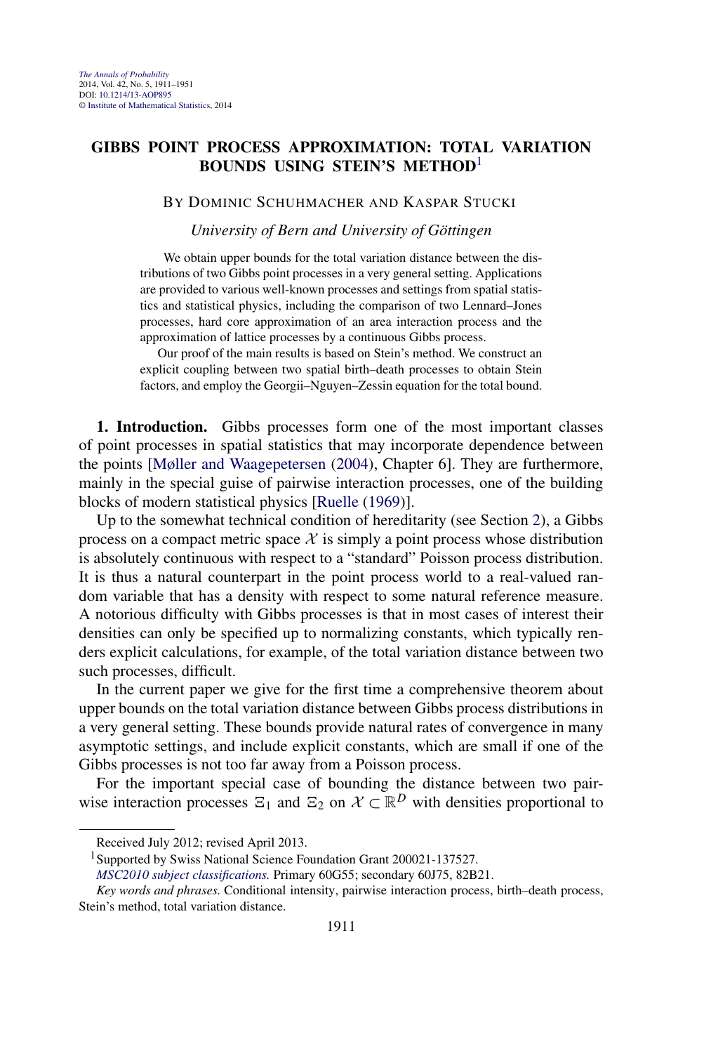# GIBBS POINT PROCESS APPROXIMATION: TOTAL VARIATION BOUNDS USING STEIN'S METHOD[1]

BY DOMINIC SCHUHMACHER AND KASPAR STUCKI

*University of Bern and University of Göttingen*

We obtain upper bounds for the total variation distance between the distributions of two Gibbs point processes in a very general setting. Applications are provided to various well-known processes and settings from spatial statistics and statistical physics, including the comparison of two Lennard–Jones processes, hard core approximation of an area interaction process and the approximation of lattice processes by a continuous Gibbs process.

Our proof of the main results is based on Stein's method. We construct an explicit coupling between two spatial birth–death processes to obtain Stein factors, and employ the Georgii–Nguyen–Zessin equation for the total bound.

**1. Introduction.** Gibbs processes form one of the most important classes of point processes in spatial statistics that may incorporate dependence between the points [Møller and Waagepetersen (2004), Chapter 6]. They are furthermore, mainly in the special guise of pairwise interaction processes, one of the building blocks of modern statistical physics [Ruelle (1969)].

Up to the somewhat technical condition of hereditarity (see Section 2), a Gibbs process on a compact metric space $\mathcal{X}$ is simply a point process whose distribution is absolutely continuous with respect to a "standard" Poisson process distribution. It is thus a natural counterpart in the point process world to a real-valued random variable that has a density with respect to some natural reference measure. A notorious difficulty with Gibbs processes is that in most cases of interest their densities can only be specified up to normalizing constants, which typically renders explicit calculations, for example, of the total variation distance between two such processes, difficult.

In the current paper we give for the first time a comprehensive theorem about upper bounds on the total variation distance between Gibbs process distributions in a very general setting. These bounds provide natural rates of convergence in many asymptotic settings, and include explicit constants, which are small if one of the Gibbs processes is not too far away from a Poisson process.

For the important special case of bounding the distance between two pairwise interaction processes $\Xi_1$ and $\Xi_2$ on $\mathcal{X} \subset \mathbb{R}^D$ with densities proportional to

---

Received July 2012; revised April 2013.

[1] Supported by Swiss National Science Foundation Grant 200021-137527.

*MSC2010 subject classifications.* Primary 60G55; secondary 60J75, 82B21.

*Key words and phrases.* Conditional intensity, pairwise interaction process, birth–death process, Stein's method, total variation distance.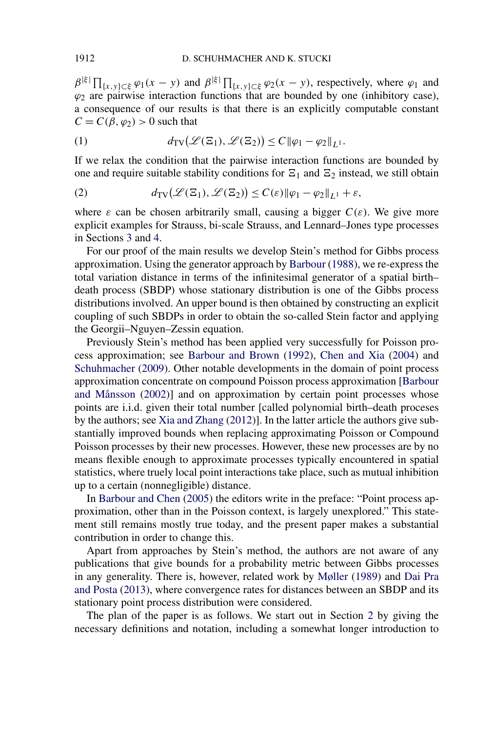$\beta^{|\xi|} \prod_{\{x,y\} \subset \xi} \varphi_1(x-y)$ and $\beta^{|\xi|} \prod_{\{x,y\} \subset \xi} \varphi_2(x-y)$, respectively, where $\varphi_1$ and $\varphi_2$ are pairwise interaction functions that are bounded by one (inhibitory case), a consequence of our results is that there is an explicitly computable constant $C = C(\beta, \varphi_2) > 0$ such that

$$d_{\mathrm{TV}}\big(\mathscr{L}(\Xi_1), \mathscr{L}(\Xi_2)\big) \leq C \|\varphi_1 - \varphi_2\|_{L^1}. \tag{1}$$

If we relax the condition that the pairwise interaction functions are bounded by one and require suitable stability conditions for $\Xi_1$ and $\Xi_2$ instead, we still obtain

$$d_{\mathrm{TV}}\big(\mathscr{L}(\Xi_1), \mathscr{L}(\Xi_2)\big) \leq C(\varepsilon) \|\varphi_1 - \varphi_2\|_{L^1} + \varepsilon, \tag{2}$$

where $\varepsilon$ can be chosen arbitrarily small, causing a bigger $C(\varepsilon)$. We give more explicit examples for Strauss, bi-scale Strauss, and Lennard–Jones type processes in Sections 3 and 4.

For our proof of the main results we develop Stein's method for Gibbs process approximation. Using the generator approach by Barbour (1988), we re-express the total variation distance in terms of the infinitesimal generator of a spatial birth–death process (SBDP) whose stationary distribution is one of the Gibbs process distributions involved. An upper bound is then obtained by constructing an explicit coupling of such SBDPs in order to obtain the so-called Stein factor and applying the Georgii–Nguyen–Zessin equation.

Previously Stein's method has been applied very successfully for Poisson process approximation; see Barbour and Brown (1992), Chen and Xia (2004) and Schuhmacher (2009). Other notable developments in the domain of point process approximation concentrate on compound Poisson process approximation [Barbour and Månsson (2002)] and on approximation by certain point processes whose points are i.i.d. given their total number [called polynomial birth–death proceses by the authors; see Xia and Zhang (2012)]. In the latter article the authors give substantially improved bounds when replacing approximating Poisson or Compound Poisson processes by their new processes. However, these new processes are by no means flexible enough to approximate processes typically encountered in spatial statistics, where truely local point interactions take place, such as mutual inhibition up to a certain (nonnegligible) distance.

In Barbour and Chen (2005) the editors write in the preface: "Point process approximation, other than in the Poisson context, is largely unexplored." This statement still remains mostly true today, and the present paper makes a substantial contribution in order to change this.

Apart from approaches by Stein's method, the authors are not aware of any publications that give bounds for a probability metric between Gibbs processes in any generality. There is, however, related work by Møller (1989) and Dai Pra and Posta (2013), where convergence rates for distances between an SBDP and its stationary point process distribution were considered.

The plan of the paper is as follows. We start out in Section 2 by giving the necessary definitions and notation, including a somewhat longer introduction to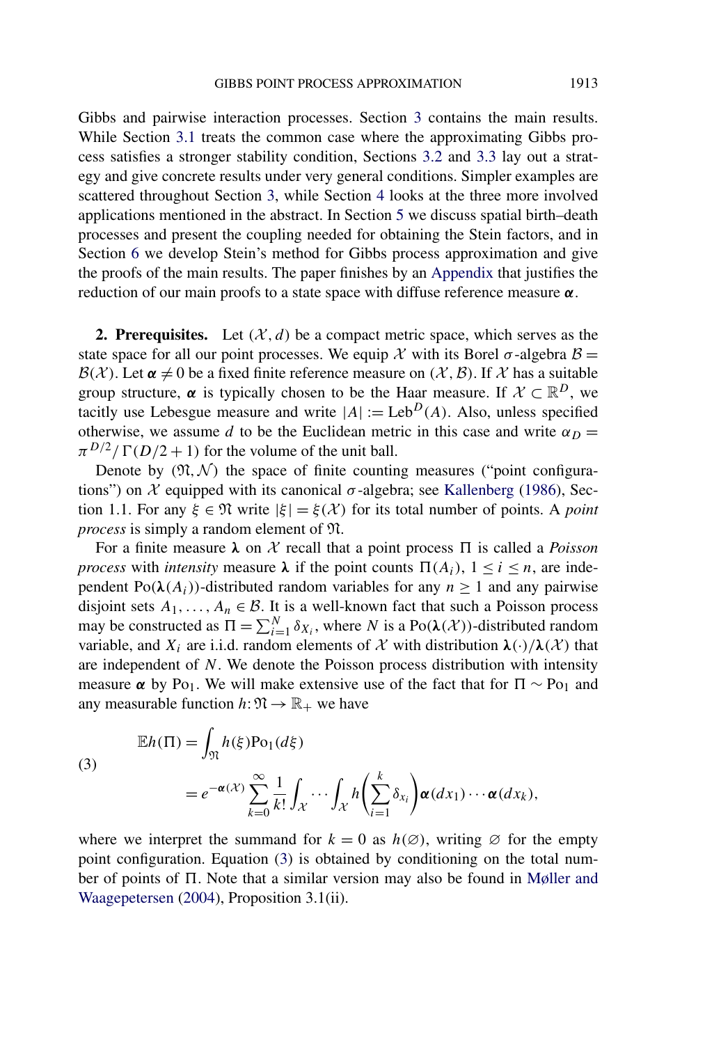Gibbs and pairwise interaction processes. Section 3 contains the main results. While Section 3.1 treats the common case where the approximating Gibbs process satisfies a stronger stability condition, Sections 3.2 and 3.3 lay out a strategy and give concrete results under very general conditions. Simpler examples are scattered throughout Section 3, while Section 4 looks at the three more involved applications mentioned in the abstract. In Section 5 we discuss spatial birth–death processes and present the coupling needed for obtaining the Stein factors, and in Section 6 we develop Stein's method for Gibbs process approximation and give the proofs of the main results. The paper finishes by an Appendix that justifies the reduction of our main proofs to a state space with diffuse reference measure $\boldsymbol{\alpha}$.

**2. Prerequisites.** Let $(\mathcal{X}, d)$ be a compact metric space, which serves as the state space for all our point processes. We equip $\mathcal{X}$ with its Borel $\sigma$-algebra $\mathcal{B} = \mathcal{B}(\mathcal{X})$. Let $\boldsymbol{\alpha} \neq 0$ be a fixed finite reference measure on $(\mathcal{X}, \mathcal{B})$. If $\mathcal{X}$ has a suitable group structure, $\boldsymbol{\alpha}$ is typically chosen to be the Haar measure. If $\mathcal{X} \subset \mathbb{R}^D$, we tacitly use Lebesgue measure and write $|A| := \mathrm{Leb}^D(A)$. Also, unless specified otherwise, we assume $d$ to be the Euclidean metric in this case and write $\alpha_D = \pi^{D/2}/\Gamma(D/2+1)$ for the volume of the unit ball.

Denote by $(\mathfrak{N}, \mathcal{N})$ the space of finite counting measures ("point configurations") on $\mathcal{X}$ equipped with its canonical $\sigma$-algebra; see Kallenberg (1986), Section 1.1. For any $\xi \in \mathfrak{N}$ write $|\xi| = \xi(\mathcal{X})$ for its total number of points. A *point process* is simply a random element of $\mathfrak{N}$.

For a finite measure $\boldsymbol{\lambda}$ on $\mathcal{X}$ recall that a point process $\Pi$ is called a *Poisson process* with *intensity* measure $\boldsymbol{\lambda}$ if the point counts $\Pi(A_i)$, $1 \leq i \leq n$, are independent $\mathrm{Po}(\boldsymbol{\lambda}(A_i))$-distributed random variables for any $n \geq 1$ and any pairwise disjoint sets $A_1, \ldots, A_n \in \mathcal{B}$. It is a well-known fact that such a Poisson process may be constructed as $\Pi = \sum_{i=1}^{N} \delta_{X_i}$, where $N$ is a $\mathrm{Po}(\boldsymbol{\lambda}(\mathcal{X}))$-distributed random variable, and $X_i$ are i.i.d. random elements of $\mathcal{X}$ with distribution $\boldsymbol{\lambda}(\cdot)/\boldsymbol{\lambda}(\mathcal{X})$ that are independent of $N$. We denote the Poisson process distribution with intensity measure $\boldsymbol{\alpha}$ by $\mathrm{Po}_1$. We will make extensive use of the fact that for $\Pi \sim \mathrm{Po}_1$ and any measurable function $h: \mathfrak{N} \to \mathbb{R}_+$ we have

$$
\begin{aligned}
\mathbb{E}h(\Pi) &= \int_{\mathfrak{N}} h(\xi)\mathrm{Po}_1(d\xi) \\
&= e^{-\boldsymbol{\alpha}(\mathcal{X})} \sum_{k=0}^{\infty} \frac{1}{k!} \int_{\mathcal{X}} \cdots \int_{\mathcal{X}} h\Biggl(\sum_{i=1}^{k} \delta_{x_i}\Biggr) \boldsymbol{\alpha}(dx_1) \cdots \boldsymbol{\alpha}(dx_k),
\end{aligned} \tag{3}
$$

where we interpret the summand for $k = 0$ as $h(\varnothing)$, writing $\varnothing$ for the empty point configuration. Equation (3) is obtained by conditioning on the total number of points of $\Pi$. Note that a similar version may also be found in Møller and Waagepetersen (2004), Proposition 3.1(ii).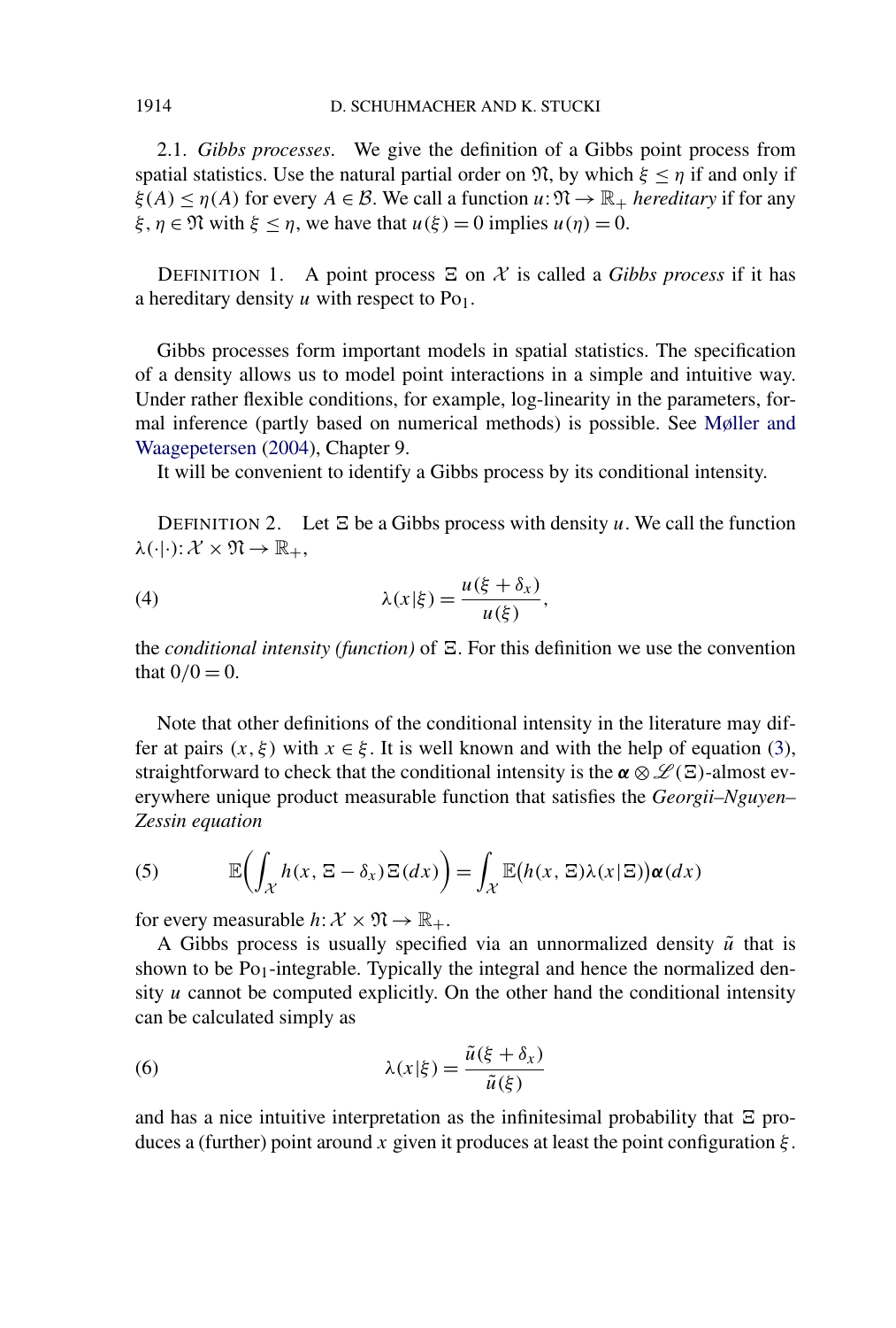### 2.1. *Gibbs processes*.

We give the definition of a Gibbs point process from spatial statistics. Use the natural partial order on $\mathfrak{N}$, by which $\xi \leq \eta$ if and only if $\xi(A) \leq \eta(A)$ for every $A \in \mathcal{B}$. We call a function $u: \mathfrak{N} \to \mathbb{R}_+$ *hereditary* if for any $\xi, \eta \in \mathfrak{N}$ with $\xi \leq \eta$, we have that $u(\xi) = 0$ implies $u(\eta) = 0$.

DEFINITION 1. A point process $\Xi$ on $\mathcal{X}$ is called a *Gibbs process* if it has a hereditary density $u$ with respect to $\mathrm{Po}_1$.

Gibbs processes form important models in spatial statistics. The specification of a density allows us to model point interactions in a simple and intuitive way. Under rather flexible conditions, for example, log-linearity in the parameters, formal inference (partly based on numerical methods) is possible. See Møller and Waagepetersen (2004), Chapter 9.

It will be convenient to identify a Gibbs process by its conditional intensity.

DEFINITION 2. Let $\Xi$ be a Gibbs process with density $u$. We call the function $\lambda(\cdot|\cdot): \mathcal{X} \times \mathfrak{N} \to \mathbb{R}_+$,

$$\lambda(x|\xi) = \frac{u(\xi + \delta_x)}{u(\xi)}, \tag{4}$$

the *conditional intensity (function)* of $\Xi$. For this definition we use the convention that $0/0 = 0$.

Note that other definitions of the conditional intensity in the literature may differ at pairs $(x, \xi)$ with $x \in \xi$. It is well known and with the help of equation (3), straightforward to check that the conditional intensity is the $\boldsymbol{\alpha} \otimes \mathscr{L}(\Xi)$-almost everywhere unique product measurable function that satisfies the *Georgii–Nguyen–Zessin equation*

$$\mathbb{E}\left(\int_{\mathcal{X}} h(x, \Xi - \delta_x)\,\Xi(dx)\right) = \int_{\mathcal{X}} \mathbb{E}\big(h(x, \Xi)\lambda(x|\Xi)\big)\boldsymbol{\alpha}(dx) \tag{5}$$

for every measurable $h: \mathcal{X} \times \mathfrak{N} \to \mathbb{R}_+$.

A Gibbs process is usually specified via an unnormalized density $\tilde{u}$ that is shown to be $\mathrm{Po}_1$-integrable. Typically the integral and hence the normalized density $u$ cannot be computed explicitly. On the other hand the conditional intensity can be calculated simply as

$$\lambda(x|\xi) = \frac{\tilde{u}(\xi + \delta_x)}{\tilde{u}(\xi)} \tag{6}$$

and has a nice intuitive interpretation as the infinitesimal probability that $\Xi$ produces a (further) point around $x$ given it produces at least the point configuration $\xi$.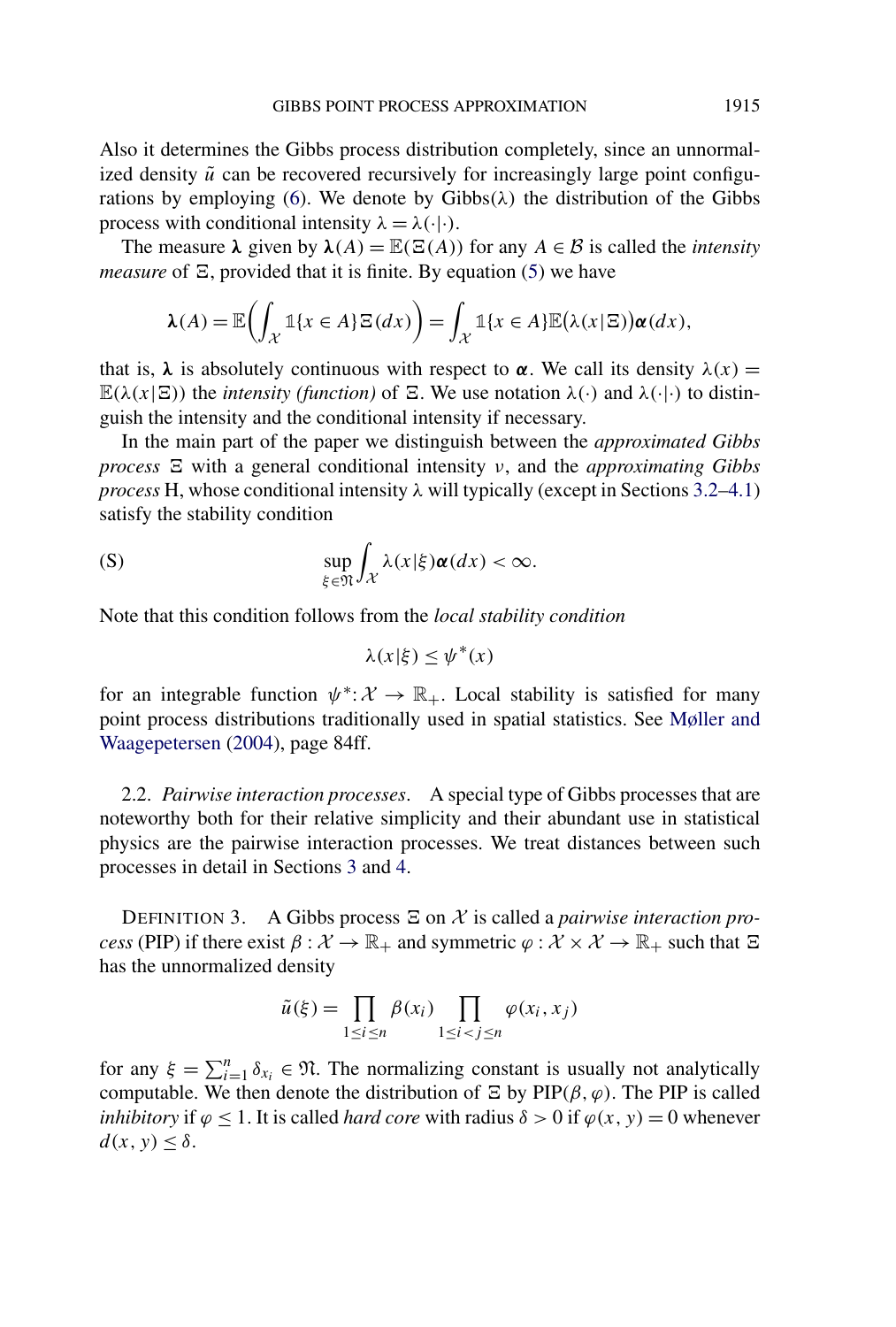Also it determines the Gibbs process distribution completely, since an unnormalized density $\tilde{u}$ can be recovered recursively for increasingly large point configurations by employing (6). We denote by $\mathrm{Gibbs}(\lambda)$ the distribution of the Gibbs process with conditional intensity $\lambda = \lambda(\cdot|\cdot)$.

The measure $\boldsymbol{\lambda}$ given by $\boldsymbol{\lambda}(A) = \mathbb{E}(\Xi(A))$ for any $A \in \mathcal{B}$ is called the *intensity measure* of $\Xi$, provided that it is finite. By equation (5) we have

$$\boldsymbol{\lambda}(A) = \mathbb{E}\left(\int_{\mathcal{X}} \mathbb{1}\{x \in A\} \Xi(dx)\right) = \int_{\mathcal{X}} \mathbb{1}\{x \in A\} \mathbb{E}\big(\lambda(x|\Xi)\big) \boldsymbol{\alpha}(dx),$$

that is, $\boldsymbol{\lambda}$ is absolutely continuous with respect to $\boldsymbol{\alpha}$. We call its density $\lambda(x) = \mathbb{E}(\lambda(x|\Xi))$ the *intensity (function)* of $\Xi$. We use notation $\lambda(\cdot)$ and $\lambda(\cdot|\cdot)$ to distinguish the intensity and the conditional intensity if necessary.

In the main part of the paper we distinguish between the *approximated Gibbs process* $\Xi$ with a general conditional intensity $\nu$, and the *approximating Gibbs process* H, whose conditional intensity $\lambda$ will typically (except in Sections 3.2–4.1) satisfy the stability condition

$$\text{(S)} \qquad \sup_{\xi \in \mathfrak{N}} \int_{\mathcal{X}} \lambda(x|\xi) \boldsymbol{\alpha}(dx) < \infty.$$

Note that this condition follows from the *local stability condition*

$$\lambda(x|\xi) \leq \psi^*(x)$$

for an integrable function $\psi^* : \mathcal{X} \to \mathbb{R}_+$. Local stability is satisfied for many point process distributions traditionally used in spatial statistics. See Møller and Waagepetersen (2004), page 84ff.

2.2. *Pairwise interaction processes*. A special type of Gibbs processes that are noteworthy both for their relative simplicity and their abundant use in statistical physics are the pairwise interaction processes. We treat distances between such processes in detail in Sections 3 and 4.

DEFINITION 3. A Gibbs process $\Xi$ on $\mathcal{X}$ is called a *pairwise interaction process* (PIP) if there exist $\beta : \mathcal{X} \to \mathbb{R}_+$ and symmetric $\varphi : \mathcal{X} \times \mathcal{X} \to \mathbb{R}_+$ such that $\Xi$ has the unnormalized density

$$\tilde{u}(\xi) = \prod_{1 \leq i \leq n} \beta(x_i) \prod_{1 \leq i < j \leq n} \varphi(x_i, x_j)$$

for any $\xi = \sum_{i=1}^{n} \delta_{x_i} \in \mathfrak{N}$. The normalizing constant is usually not analytically computable. We then denote the distribution of $\Xi$ by $\mathrm{PIP}(\beta, \varphi)$. The PIP is called *inhibitory* if $\varphi \leq 1$. It is called *hard core* with radius $\delta > 0$ if $\varphi(x, y) = 0$ whenever $d(x, y) \leq \delta$.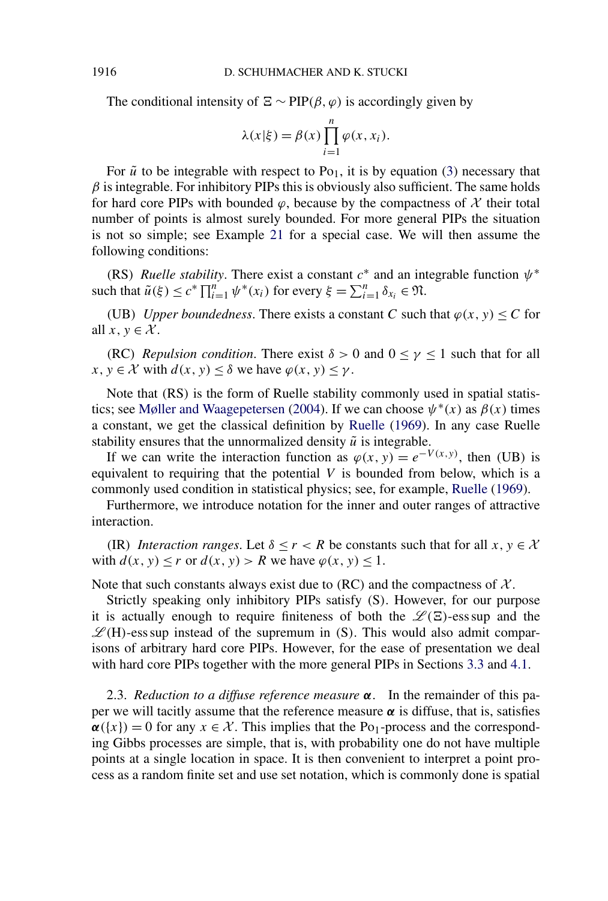The conditional intensity of $\Xi \sim \text{PIP}(\beta, \varphi)$ is accordingly given by

$$\lambda(x|\xi) = \beta(x) \prod_{i=1}^{n} \varphi(x, x_i).$$

For $\tilde{u}$ to be integrable with respect to $\text{Po}_1$, it is by equation (3) necessary that $\beta$ is integrable. For inhibitory PIPs this is obviously also sufficient. The same holds for hard core PIPs with bounded $\varphi$, because by the compactness of $\mathcal{X}$ their total number of points is almost surely bounded. For more general PIPs the situation is not so simple; see Example 21 for a special case. We will then assume the following conditions:

(RS) *Ruelle stability*. There exist a constant $c^*$ and an integrable function $\psi^*$ such that $\tilde{u}(\xi) \leq c^* \prod_{i=1}^{n} \psi^*(x_i)$ for every $\xi = \sum_{i=1}^{n} \delta_{x_i} \in \mathfrak{N}$.

(UB) *Upper boundedness*. There exists a constant $C$ such that $\varphi(x, y) \leq C$ for all $x, y \in \mathcal{X}$.

(RC) *Repulsion condition*. There exist $\delta > 0$ and $0 \leq \gamma \leq 1$ such that for all $x, y \in \mathcal{X}$ with $d(x, y) \leq \delta$ we have $\varphi(x, y) \leq \gamma$.

Note that (RS) is the form of Ruelle stability commonly used in spatial statistics; see Møller and Waagepetersen (2004). If we can choose $\psi^*(x)$ as $\beta(x)$ times a constant, we get the classical definition by Ruelle (1969). In any case Ruelle stability ensures that the unnormalized density $\tilde{u}$ is integrable.

If we can write the interaction function as $\varphi(x, y) = e^{-V(x,y)}$, then (UB) is equivalent to requiring that the potential $V$ is bounded from below, which is a commonly used condition in statistical physics; see, for example, Ruelle (1969).

Furthermore, we introduce notation for the inner and outer ranges of attractive interaction.

(IR) *Interaction ranges*. Let $\delta \leq r < R$ be constants such that for all $x, y \in \mathcal{X}$ with $d(x, y) \leq r$ or $d(x, y) > R$ we have $\varphi(x, y) \leq 1$.

Note that such constants always exist due to (RC) and the compactness of $\mathcal{X}$.

Strictly speaking only inhibitory PIPs satisfy (S). However, for our purpose it is actually enough to require finiteness of both the $\mathscr{L}(\Xi)$-ess sup and the $\mathscr{L}(\mathrm{H})$-ess sup instead of the supremum in (S). This would also admit comparisons of arbitrary hard core PIPs. However, for the ease of presentation we deal with hard core PIPs together with the more general PIPs in Sections 3.3 and 4.1.

## 2.3. *Reduction to a diffuse reference measure* $\boldsymbol{\alpha}$.

In the remainder of this paper we will tacitly assume that the reference measure $\boldsymbol{\alpha}$ is diffuse, that is, satisfies $\boldsymbol{\alpha}(\{x\}) = 0$ for any $x \in \mathcal{X}$. This implies that the $\text{Po}_1$-process and the corresponding Gibbs processes are simple, that is, with probability one do not have multiple points at a single location in space. It is then convenient to interpret a point process as a random finite set and use set notation, which is commonly done is spatial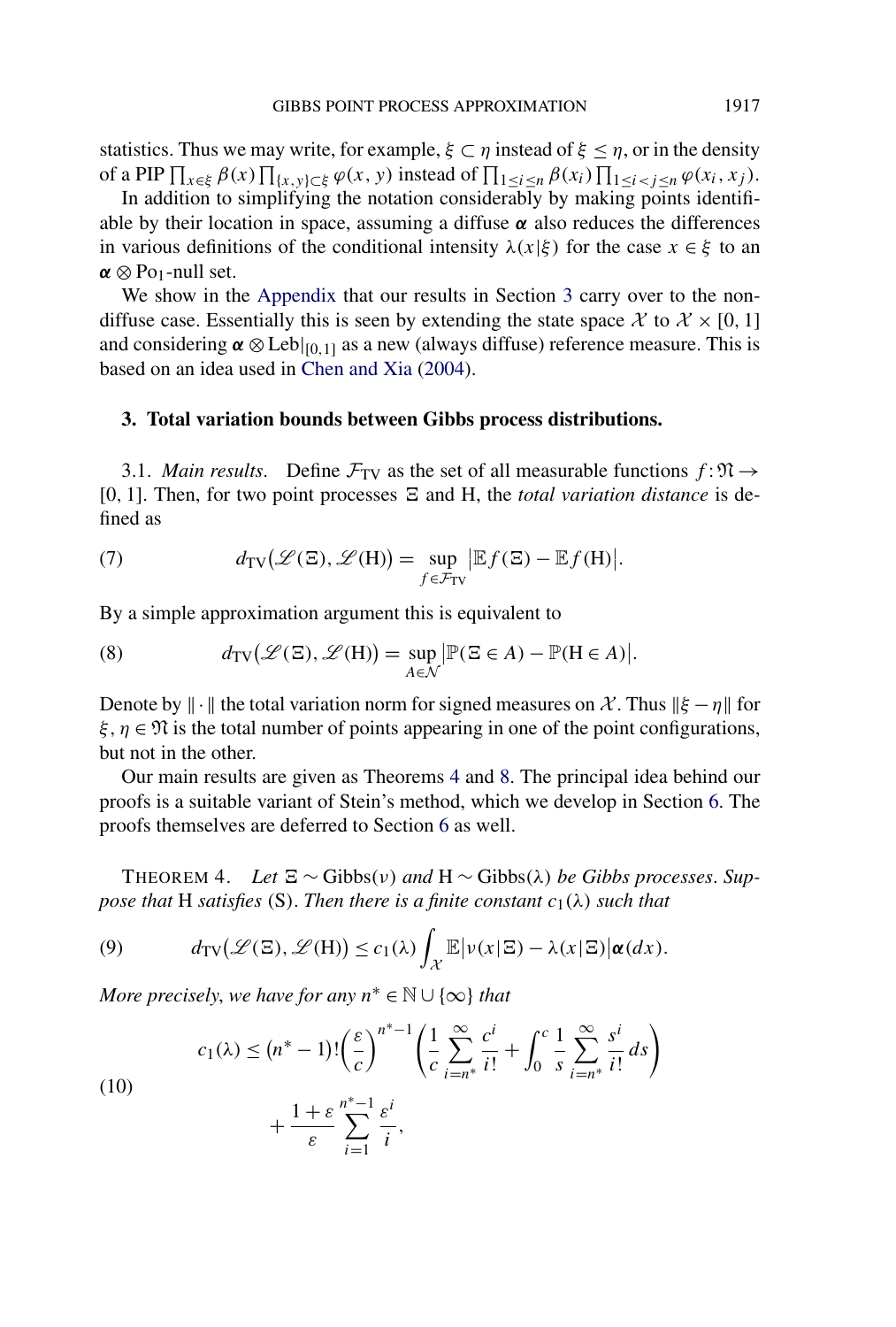statistics. Thus we may write, for example, $\xi \subset \eta$ instead of $\xi \leq \eta$, or in the density of a PIP $\prod_{x\in\xi} \beta(x) \prod_{\{x,y\}\subset\xi} \varphi(x, y)$ instead of $\prod_{1\leq i\leq n} \beta(x_i) \prod_{1\leq i<j\leq n} \varphi(x_i, x_j)$.

In addition to simplifying the notation considerably by making points identifiable by their location in space, assuming a diffuse $\boldsymbol{\alpha}$ also reduces the differences in various definitions of the conditional intensity $\lambda(x|\xi)$ for the case $x \in \xi$ to an $\boldsymbol{\alpha} \otimes \mathrm{Po}_1$-null set.

We show in the Appendix that our results in Section 3 carry over to the non-diffuse case. Essentially this is seen by extending the state space $\mathcal{X}$ to $\mathcal{X} \times [0, 1]$ and considering $\boldsymbol{\alpha} \otimes \mathrm{Leb}|_{[0,1]}$ as a new (always diffuse) reference measure. This is based on an idea used in Chen and Xia (2004).

## 3. Total variation bounds between Gibbs process distributions.

3.1. *Main results.* Define $\mathcal{F}_{\mathrm{TV}}$ as the set of all measurable functions $f : \mathfrak{N} \to [0, 1]$. Then, for two point processes $\Xi$ and $\mathrm{H}$, the *total variation distance* is defined as

$$d_{\mathrm{TV}}\big(\mathscr{L}(\Xi), \mathscr{L}(\mathrm{H})\big) = \sup_{f\in\mathcal{F}_{\mathrm{TV}}} \big|\mathbb{E}f(\Xi) - \mathbb{E}f(\mathrm{H})\big|. \tag{7}$$

By a simple approximation argument this is equivalent to

$$d_{\mathrm{TV}}\big(\mathscr{L}(\Xi), \mathscr{L}(\mathrm{H})\big) = \sup_{A\in\mathcal{N}} \big|\mathbb{P}(\Xi \in A) - \mathbb{P}(\mathrm{H} \in A)\big|. \tag{8}$$

Denote by $\|\cdot\|$ the total variation norm for signed measures on $\mathcal{X}$. Thus $\|\xi - \eta\|$ for $\xi, \eta \in \mathfrak{N}$ is the total number of points appearing in one of the point configurations, but not in the other.

Our main results are given as Theorems 4 and 8. The principal idea behind our proofs is a suitable variant of Stein's method, which we develop in Section 6. The proofs themselves are deferred to Section 6 as well.

THEOREM 4. *Let $\Xi \sim \mathrm{Gibbs}(\nu)$ and $\mathrm{H} \sim \mathrm{Gibbs}(\lambda)$ be Gibbs processes. Suppose that $\mathrm{H}$ satisfies (S). Then there is a finite constant $c_1(\lambda)$ such that*

$$d_{\mathrm{TV}}\big(\mathscr{L}(\Xi), \mathscr{L}(\mathrm{H})\big) \leq c_1(\lambda) \int_{\mathcal{X}} \mathbb{E}\big|\nu(x|\Xi) - \lambda(x|\Xi)\big| \boldsymbol{\alpha}(dx). \tag{9}$$

*More precisely, we have for any $n^* \in \mathbb{N} \cup \{\infty\}$ that*

$$\begin{aligned} c_1(\lambda) \leq{}& \big(n^* - 1\big)!\left(\frac{\varepsilon}{c}\right)^{n^*-1} \left(\frac{1}{c} \sum_{i=n^*}^{\infty} \frac{c^i}{i!} + \int_0^c \frac{1}{s} \sum_{i=n^*}^{\infty} \frac{s^i}{i!}\, ds\right) \\ &+ \frac{1+\varepsilon}{\varepsilon} \sum_{i=1}^{n^*-1} \frac{\varepsilon^i}{i}, \end{aligned} \tag{10}$$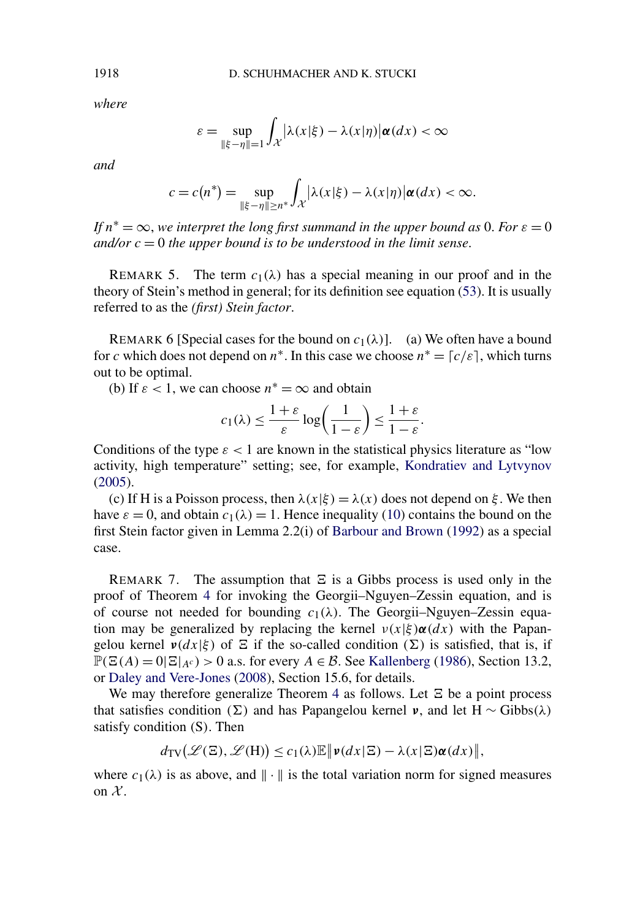*where*

$$\varepsilon = \sup_{\|\xi-\eta\|=1} \int_{\mathcal{X}} \big|\lambda(x|\xi) - \lambda(x|\eta)\big| \boldsymbol{\alpha}(dx) < \infty$$

*and*

$$c = c(n^*) = \sup_{\|\xi-\eta\|\geq n^*} \int_{\mathcal{X}} \big|\lambda(x|\xi) - \lambda(x|\eta)\big| \boldsymbol{\alpha}(dx) < \infty.$$

*If* $n^* = \infty$, *we interpret the long first summand in the upper bound as* 0. *For* $\varepsilon = 0$ *and/or* $c = 0$ *the upper bound is to be understood in the limit sense.*

REMARK 5. The term $c_1(\lambda)$ has a special meaning in our proof and in the theory of Stein's method in general; for its definition see equation (53). It is usually referred to as the *(first) Stein factor*.

REMARK 6 [Special cases for the bound on $c_1(\lambda)$]. (a) We often have a bound for $c$ which does not depend on $n^*$. In this case we choose $n^* = \lceil c/\varepsilon \rceil$, which turns out to be optimal.

(b) If $\varepsilon < 1$, we can choose $n^* = \infty$ and obtain

$$c_1(\lambda) \leq \frac{1+\varepsilon}{\varepsilon} \log\left(\frac{1}{1-\varepsilon}\right) \leq \frac{1+\varepsilon}{1-\varepsilon}.$$

Conditions of the type $\varepsilon < 1$ are known in the statistical physics literature as "low activity, high temperature" setting; see, for example, Kondratiev and Lytvynov (2005).

(c) If H is a Poisson process, then $\lambda(x|\xi) = \lambda(x)$ does not depend on $\xi$. We then have $\varepsilon = 0$, and obtain $c_1(\lambda) = 1$. Hence inequality (10) contains the bound on the first Stein factor given in Lemma 2.2(i) of Barbour and Brown (1992) as a special case.

REMARK 7. The assumption that $\Xi$ is a Gibbs process is used only in the proof of Theorem 4 for invoking the Georgii–Nguyen–Zessin equation, and is of course not needed for bounding $c_1(\lambda)$. The Georgii–Nguyen–Zessin equation may be generalized by replacing the kernel $\nu(x|\xi)\boldsymbol{\alpha}(dx)$ with the Papangelou kernel $\boldsymbol{\nu}(dx|\xi)$ of $\Xi$ if the so-called condition $(\Sigma)$ is satisfied, that is, if $\mathbb{P}(\Xi(A) = 0|\Xi|_{A^c}) > 0$ a.s. for every $A \in \mathcal{B}$. See Kallenberg (1986), Section 13.2, or Daley and Vere-Jones (2008), Section 15.6, for details.

We may therefore generalize Theorem 4 as follows. Let $\Xi$ be a point process that satisfies condition $(\Sigma)$ and has Papangelou kernel $\boldsymbol{\nu}$, and let $\mathrm{H} \sim \mathrm{Gibbs}(\lambda)$ satisfy condition (S). Then

$$d_{\mathrm{TV}}\big(\mathscr{L}(\Xi), \mathscr{L}(\mathrm{H})\big) \leq c_1(\lambda) \mathbb{E}\big\|\boldsymbol{\nu}(dx|\Xi) - \lambda(x|\Xi)\boldsymbol{\alpha}(dx)\big\|,$$

where $c_1(\lambda)$ is as above, and $\|\cdot\|$ is the total variation norm for signed measures on $\mathcal{X}$.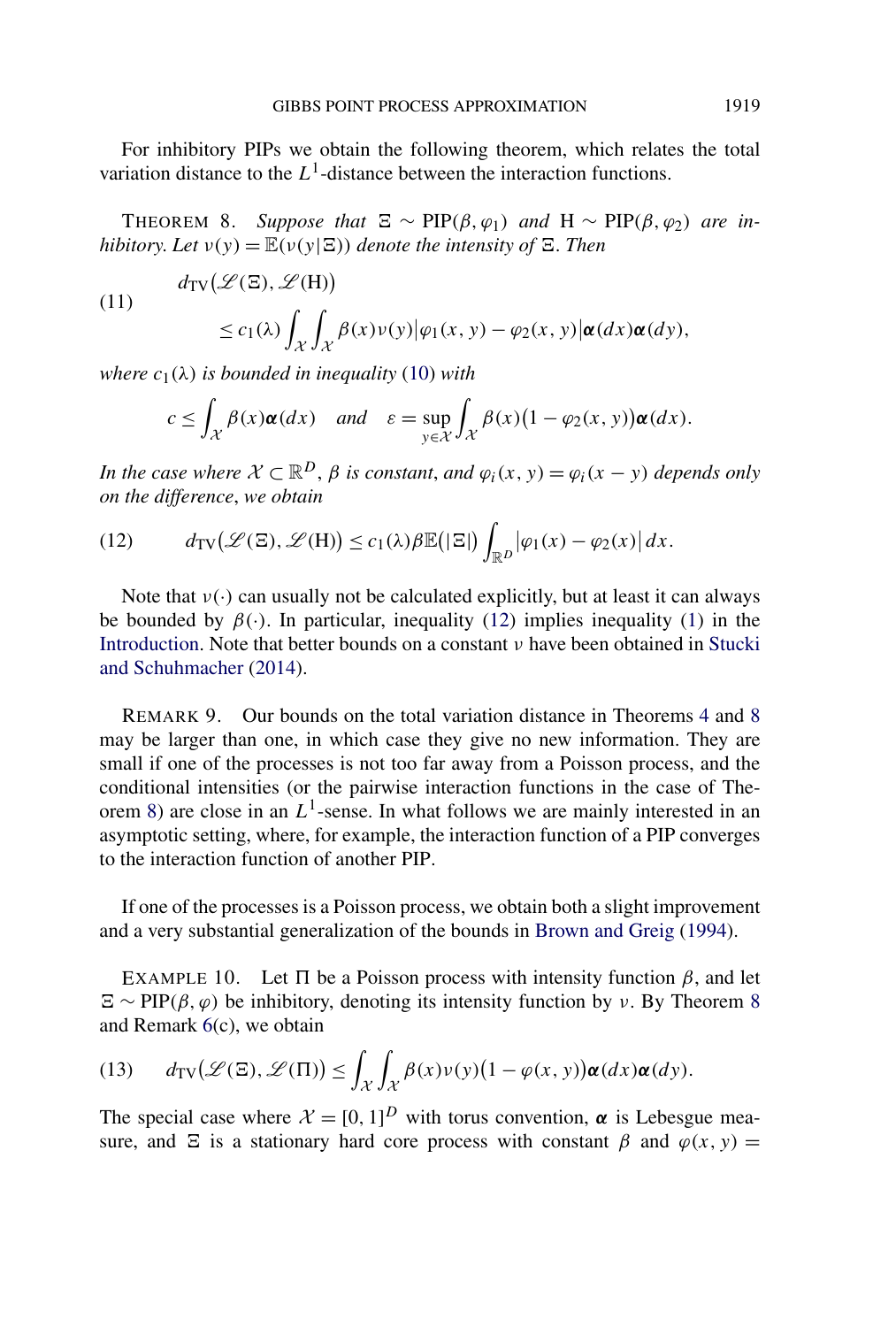For inhibitory PIPs we obtain the following theorem, which relates the total variation distance to the $L^1$-distance between the interaction functions.

THEOREM 8. *Suppose that $\Xi \sim \mathrm{PIP}(\beta, \varphi_1)$ and $\mathrm{H} \sim \mathrm{PIP}(\beta, \varphi_2)$ are inhibitory. Let $\nu(y) = \mathbb{E}(\nu(y|\Xi))$ denote the intensity of $\Xi$. Then*

$$
\begin{aligned}
&d_{\mathrm{TV}}\bigl(\mathscr{L}(\Xi), \mathscr{L}(\mathrm{H})\bigr) \\
&\quad \le c_1(\lambda) \int_{\mathcal{X}} \int_{\mathcal{X}} \beta(x)\nu(y)\bigl|\varphi_1(x, y) - \varphi_2(x, y)\bigr| \boldsymbol{\alpha}(dx)\boldsymbol{\alpha}(dy),
\end{aligned}
\tag{11}
$$

*where $c_1(\lambda)$ is bounded in inequality (10) with*

$$
c \le \int_{\mathcal{X}} \beta(x)\boldsymbol{\alpha}(dx) \quad \text{and} \quad \varepsilon = \sup_{y \in \mathcal{X}} \int_{\mathcal{X}} \beta(x)\bigl(1 - \varphi_2(x, y)\bigr)\boldsymbol{\alpha}(dx).
$$

*In the case where $\mathcal{X} \subset \mathbb{R}^D$, $\beta$ is constant, and $\varphi_i(x, y) = \varphi_i(x - y)$ depends only on the difference, we obtain*

$$
d_{\mathrm{TV}}\bigl(\mathscr{L}(\Xi), \mathscr{L}(\mathrm{H})\bigr) \le c_1(\lambda)\beta\mathbb{E}\bigl(|\Xi|\bigr) \int_{\mathbb{R}^D} \bigl|\varphi_1(x) - \varphi_2(x)\bigr| \, dx.
\tag{12}
$$

Note that $\nu(\cdot)$ can usually not be calculated explicitly, but at least it can always be bounded by $\beta(\cdot)$. In particular, inequality (12) implies inequality (1) in the Introduction. Note that better bounds on a constant $\nu$ have been obtained in Stucki and Schuhmacher (2014).

REMARK 9. Our bounds on the total variation distance in Theorems 4 and 8 may be larger than one, in which case they give no new information. They are small if one of the processes is not too far away from a Poisson process, and the conditional intensities (or the pairwise interaction functions in the case of Theorem 8) are close in an $L^1$-sense. In what follows we are mainly interested in an asymptotic setting, where, for example, the interaction function of a PIP converges to the interaction function of another PIP.

If one of the processes is a Poisson process, we obtain both a slight improvement and a very substantial generalization of the bounds in Brown and Greig (1994).

EXAMPLE 10. Let $\Pi$ be a Poisson process with intensity function $\beta$, and let $\Xi \sim \mathrm{PIP}(\beta, \varphi)$ be inhibitory, denoting its intensity function by $\nu$. By Theorem 8 and Remark 6(c), we obtain

$$
d_{\mathrm{TV}}\bigl(\mathscr{L}(\Xi), \mathscr{L}(\Pi)\bigr) \le \int_{\mathcal{X}} \int_{\mathcal{X}} \beta(x)\nu(y)\bigl(1 - \varphi(x, y)\bigr)\boldsymbol{\alpha}(dx)\boldsymbol{\alpha}(dy).
\tag{13}
$$

The special case where $\mathcal{X} = [0, 1]^D$ with torus convention, $\boldsymbol{\alpha}$ is Lebesgue measure, and $\Xi$ is a stationary hard core process with constant $\beta$ and $\varphi(x, y) =$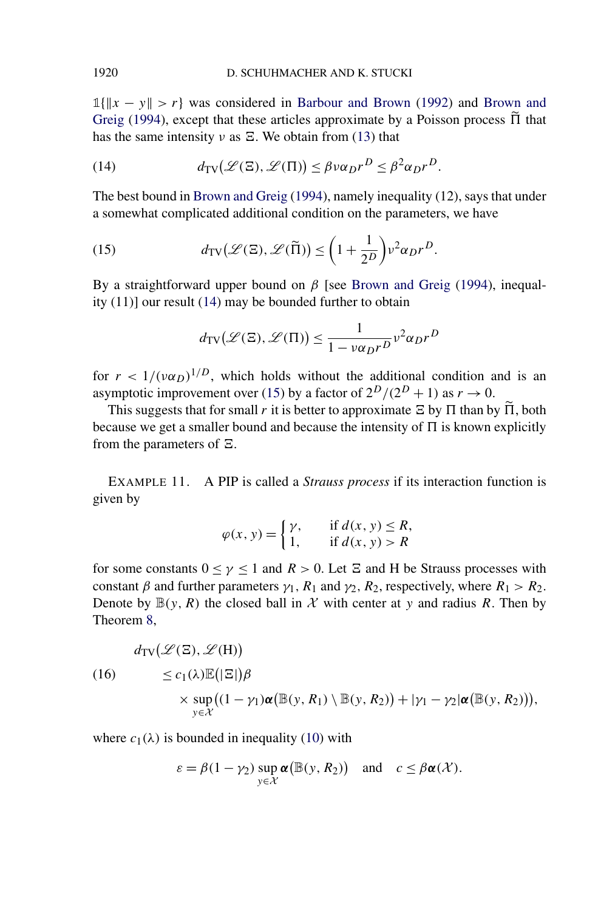$\mathbb{1}\{\|x - y\| > r\}$ was considered in Barbour and Brown (1992) and Brown and Greig (1994), except that these articles approximate by a Poisson process $\widetilde{\Pi}$ that has the same intensity $\nu$ as $\Xi$. We obtain from (13) that

$$d_{\mathrm{TV}}\big(\mathscr{L}(\Xi), \mathscr{L}(\Pi)\big) \le \beta \nu \alpha_D r^D \le \beta^2 \alpha_D r^D. \tag{14}$$

The best bound in Brown and Greig (1994), namely inequality (12), says that under a somewhat complicated additional condition on the parameters, we have

$$d_{\mathrm{TV}}\big(\mathscr{L}(\Xi), \mathscr{L}(\widetilde{\Pi})\big) \le \left(1 + \frac{1}{2^D}\right) \nu^2 \alpha_D r^D. \tag{15}$$

By a straightforward upper bound on $\beta$ [see Brown and Greig (1994), inequality (11)] our result (14) may be bounded further to obtain

$$d_{\mathrm{TV}}\big(\mathscr{L}(\Xi), \mathscr{L}(\Pi)\big) \le \frac{1}{1 - \nu \alpha_D r^D} \nu^2 \alpha_D r^D$$

for $r < 1/(\nu \alpha_D)^{1/D}$, which holds without the additional condition and is an asymptotic improvement over (15) by a factor of $2^D/(2^D + 1)$ as $r \to 0$.

This suggests that for small $r$ it is better to approximate $\Xi$ by $\Pi$ than by $\widetilde{\Pi}$, both because we get a smaller bound and because the intensity of $\Pi$ is known explicitly from the parameters of $\Xi$.

EXAMPLE 11. A PIP is called a *Strauss process* if its interaction function is given by

$$\varphi(x, y) = \begin{cases} \gamma, & \text{if } d(x, y) \le R, \\ 1, & \text{if } d(x, y) > R \end{cases}$$

for some constants $0 \le \gamma \le 1$ and $R > 0$. Let $\Xi$ and H be Strauss processes with constant $\beta$ and further parameters $\gamma_1, R_1$ and $\gamma_2, R_2$, respectively, where $R_1 > R_2$. Denote by $\mathbb{B}(y, R)$ the closed ball in $\mathcal{X}$ with center at $y$ and radius $R$. Then by Theorem 8,

$$\begin{aligned} & d_{\mathrm{TV}}\big(\mathscr{L}(\Xi), \mathscr{L}(\mathrm{H})\big) \\ & \quad \le c_1(\lambda) \mathbb{E}\big(|\Xi|\big) \beta \\ & \qquad \times \sup_{y \in \mathcal{X}} \big((1 - \gamma_1) \boldsymbol{\alpha}\big(\mathbb{B}(y, R_1) \setminus \mathbb{B}(y, R_2)\big) + |\gamma_1 - \gamma_2| \boldsymbol{\alpha}\big(\mathbb{B}(y, R_2)\big)\big), \end{aligned} \tag{16}$$

where $c_1(\lambda)$ is bounded in inequality (10) with

$$\varepsilon = \beta(1 - \gamma_2) \sup_{y \in \mathcal{X}} \boldsymbol{\alpha}\big(\mathbb{B}(y, R_2)\big) \quad \text{and} \quad c \le \beta \boldsymbol{\alpha}(\mathcal{X}).$$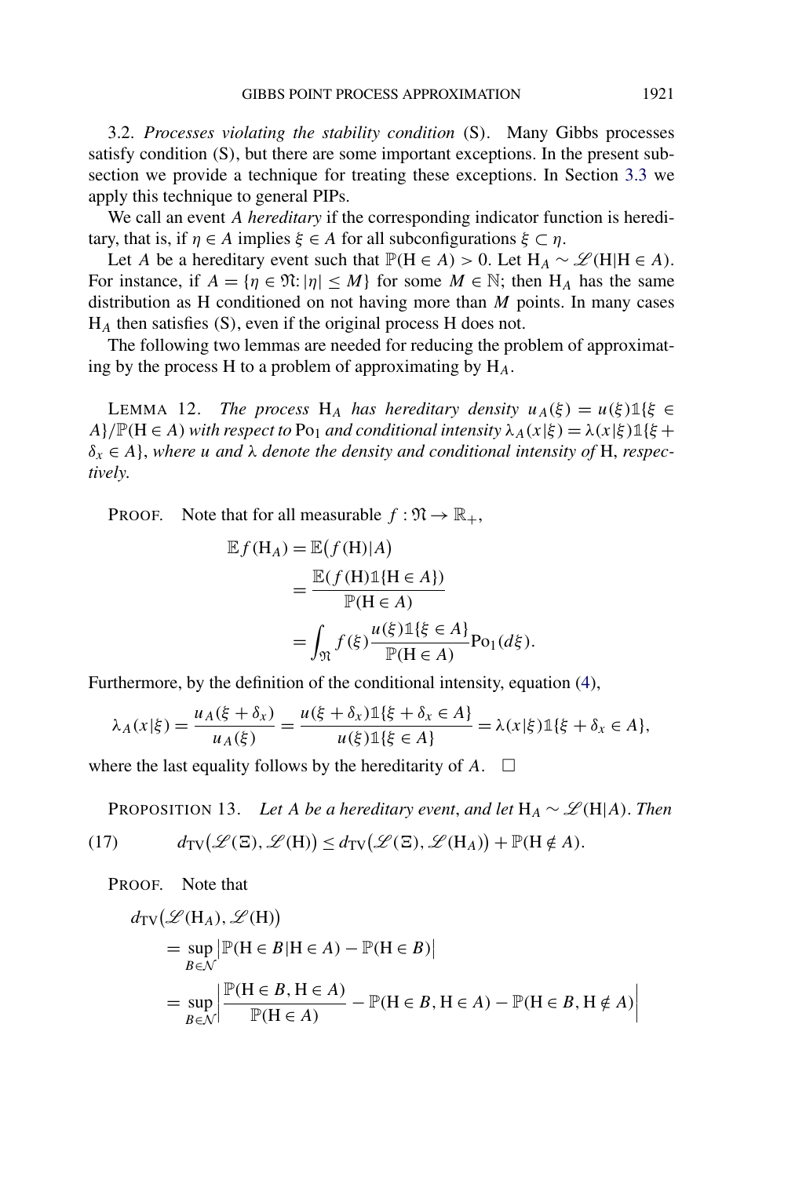3.2. *Processes violating the stability condition* (S). Many Gibbs processes satisfy condition (S), but there are some important exceptions. In the present subsection we provide a technique for treating these exceptions. In Section 3.3 we apply this technique to general PIPs.

We call an event $A$ *hereditary* if the corresponding indicator function is hereditary, that is, if $\eta \in A$ implies $\xi \in A$ for all subconfigurations $\xi \subset \eta$.

Let $A$ be a hereditary event such that $\mathbb{P}(\mathrm{H} \in A) > 0$. Let $\mathrm{H}_A \sim \mathscr{L}(\mathrm{H}|\mathrm{H} \in A)$. For instance, if $A = \{\eta \in \mathfrak{N} : |\eta| \leq M\}$ for some $M \in \mathbb{N}$; then $\mathrm{H}_A$ has the same distribution as H conditioned on not having more than $M$ points. In many cases $\mathrm{H}_A$ then satisfies (S), even if the original process H does not.

The following two lemmas are needed for reducing the problem of approximating by the process H to a problem of approximating by $\mathrm{H}_A$.

LEMMA 12. *The process* $\mathrm{H}_A$ *has hereditary density* $u_A(\xi) = u(\xi)\mathbb{1}\{\xi \in A\}/\mathbb{P}(\mathrm{H} \in A)$ *with respect to* $\mathrm{Po}_1$ *and conditional intensity* $\lambda_A(x|\xi) = \lambda(x|\xi)\mathbb{1}\{\xi + \delta_x \in A\}$, *where* $u$ *and* $\lambda$ *denote the density and conditional intensity of* H, *respectively.*

PROOF. Note that for all measurable $f : \mathfrak{N} \to \mathbb{R}_+$,

$$\begin{aligned}
\mathbb{E}f(\mathrm{H}_A) &= \mathbb{E}\big(f(\mathrm{H})|A\big) \\
&= \frac{\mathbb{E}(f(\mathrm{H})\mathbb{1}\{\mathrm{H} \in A\})}{\mathbb{P}(\mathrm{H} \in A)} \\
&= \int_{\mathfrak{N}} f(\xi) \frac{u(\xi)\mathbb{1}\{\xi \in A\}}{\mathbb{P}(\mathrm{H} \in A)} \mathrm{Po}_1(d\xi).
\end{aligned}$$

Furthermore, by the definition of the conditional intensity, equation (4),

$$\lambda_A(x|\xi) = \frac{u_A(\xi + \delta_x)}{u_A(\xi)} = \frac{u(\xi + \delta_x)\mathbb{1}\{\xi + \delta_x \in A\}}{u(\xi)\mathbb{1}\{\xi \in A\}} = \lambda(x|\xi)\mathbb{1}\{\xi + \delta_x \in A\},$$

where the last equality follows by the hereditarity of $A$. $\square$

PROPOSITION 13. *Let* $A$ *be a hereditary event, and let* $\mathrm{H}_A \sim \mathscr{L}(\mathrm{H}|A)$. *Then*

$$d_{\mathrm{TV}}\big(\mathscr{L}(\Xi), \mathscr{L}(\mathrm{H})\big) \leq d_{\mathrm{TV}}\big(\mathscr{L}(\Xi), \mathscr{L}(\mathrm{H}_A)\big) + \mathbb{P}(\mathrm{H} \notin A). \tag{17}$$

PROOF. Note that

$$\begin{aligned}
&d_{\mathrm{TV}}\big(\mathscr{L}(\mathrm{H}_A), \mathscr{L}(\mathrm{H})\big) \\
&\quad = \sup_{B \in \mathcal{N}} \big|\mathbb{P}(\mathrm{H} \in B|\mathrm{H} \in A) - \mathbb{P}(\mathrm{H} \in B)\big| \\
&\quad = \sup_{B \in \mathcal{N}} \left| \frac{\mathbb{P}(\mathrm{H} \in B, \mathrm{H} \in A)}{\mathbb{P}(\mathrm{H} \in A)} - \mathbb{P}(\mathrm{H} \in B, \mathrm{H} \in A) - \mathbb{P}(\mathrm{H} \in B, \mathrm{H} \notin A) \right|
\end{aligned}$$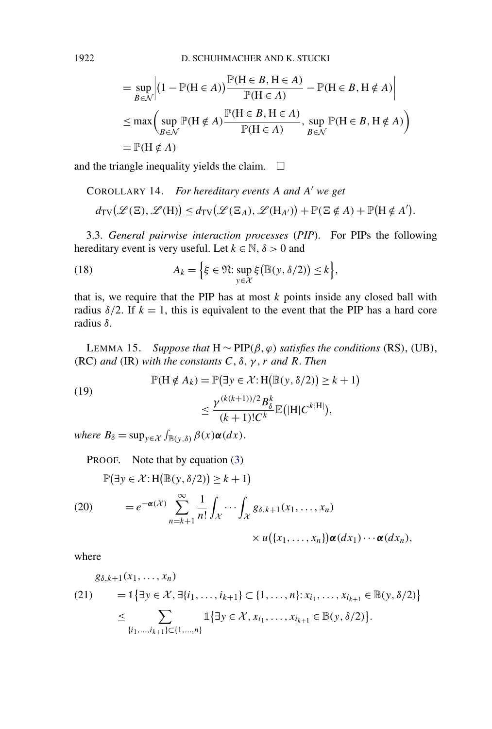$$
\begin{aligned}
&= \sup_{B \in \mathcal{N}} \left| \big(1 - \mathbb{P}(\mathrm{H} \in A)\big) \frac{\mathbb{P}(\mathrm{H} \in B, \mathrm{H} \in A)}{\mathbb{P}(\mathrm{H} \in A)} - \mathbb{P}(\mathrm{H} \in B, \mathrm{H} \notin A) \right| \\
&\le \max\left( \sup_{B \in \mathcal{N}} \mathbb{P}(\mathrm{H} \notin A) \frac{\mathbb{P}(\mathrm{H} \in B, \mathrm{H} \in A)}{\mathbb{P}(\mathrm{H} \in A)}, \sup_{B \in \mathcal{N}} \mathbb{P}(\mathrm{H} \in B, \mathrm{H} \notin A) \right) \\
&= \mathbb{P}(\mathrm{H} \notin A)
\end{aligned}
$$

and the triangle inequality yields the claim. $\square$

COROLLARY 14. *For hereditary events $A$ and $A'$ we get*

$$
d_{\mathrm{TV}}\big(\mathscr{L}(\Xi), \mathscr{L}(\mathrm{H})\big) \le d_{\mathrm{TV}}\big(\mathscr{L}(\Xi_A), \mathscr{L}(\mathrm{H}_{A'})\big) + \mathbb{P}(\Xi \notin A) + \mathbb{P}\big(\mathrm{H} \notin A'\big).
$$

3.3. *General pairwise interaction processes* (*PIP*). For PIPs the following hereditary event is very useful. Let $k \in \mathbb{N}$, $\delta > 0$ and

$$
A_k = \Big\{ \xi \in \mathfrak{N} \colon \sup_{y \in \mathcal{X}} \xi\big(\mathbb{B}(y, \delta/2)\big) \le k \Big\}, \tag{18}
$$

that is, we require that the PIP has at most $k$ points inside any closed ball with radius $\delta/2$. If $k = 1$, this is equivalent to the event that the PIP has a hard core radius $\delta$.

LEMMA 15. *Suppose that $\mathrm{H} \sim \mathrm{PIP}(\beta, \varphi)$ satisfies the conditions* (RS), (UB), (RC) *and* (IR) *with the constants $C$, $\delta$, $\gamma$, $r$ and $R$. Then*

$$
\begin{aligned}
\mathbb{P}(\mathrm{H} \notin A_k) &= \mathbb{P}\big(\exists y \in \mathcal{X} \colon \mathrm{H}\big(\mathbb{B}(y, \delta/2)\big) \ge k+1\big) \\
&\le \frac{\gamma^{(k(k+1))/2} B_\delta^k}{(k+1)! C^k} \mathbb{E}\big(|\mathrm{H}| C^{k|\mathrm{H}|}\big),
\end{aligned} \tag{19}
$$

*where $B_\delta = \sup_{y \in \mathcal{X}} \int_{\mathbb{B}(y,\delta)} \beta(x) \boldsymbol{\alpha}(dx)$.*

PROOF. Note that by equation (3)

$$
\begin{aligned}
&\mathbb{P}\big(\exists y \in \mathcal{X} \colon \mathrm{H}\big(\mathbb{B}(y, \delta/2)\big) \ge k+1\big) \\
&\quad = e^{-\boldsymbol{\alpha}(\mathcal{X})} \sum_{n=k+1}^{\infty} \frac{1}{n!} \int_{\mathcal{X}} \cdots \int_{\mathcal{X}} g_{\delta,k+1}(x_1, \ldots, x_n) \\
&\qquad \times u\big(\{x_1, \ldots, x_n\}\big) \boldsymbol{\alpha}(dx_1) \cdots \boldsymbol{\alpha}(dx_n),
\end{aligned} \tag{20}
$$

where

$$
\begin{aligned}
&g_{\delta,k+1}(x_1, \ldots, x_n) \\
&\quad = \mathbb{1}\big\{\exists y \in \mathcal{X}, \exists \{i_1, \ldots, i_{k+1}\} \subset \{1, \ldots, n\} \colon x_{i_1}, \ldots, x_{i_{k+1}} \in \mathbb{B}(y, \delta/2)\big\} \\
&\quad \le \sum_{\{i_1, \ldots, i_{k+1}\} \subset \{1, \ldots, n\}} \mathbb{1}\big\{\exists y \in \mathcal{X}, x_{i_1}, \ldots, x_{i_{k+1}} \in \mathbb{B}(y, \delta/2)\big\}.
\end{aligned} \tag{21}
$$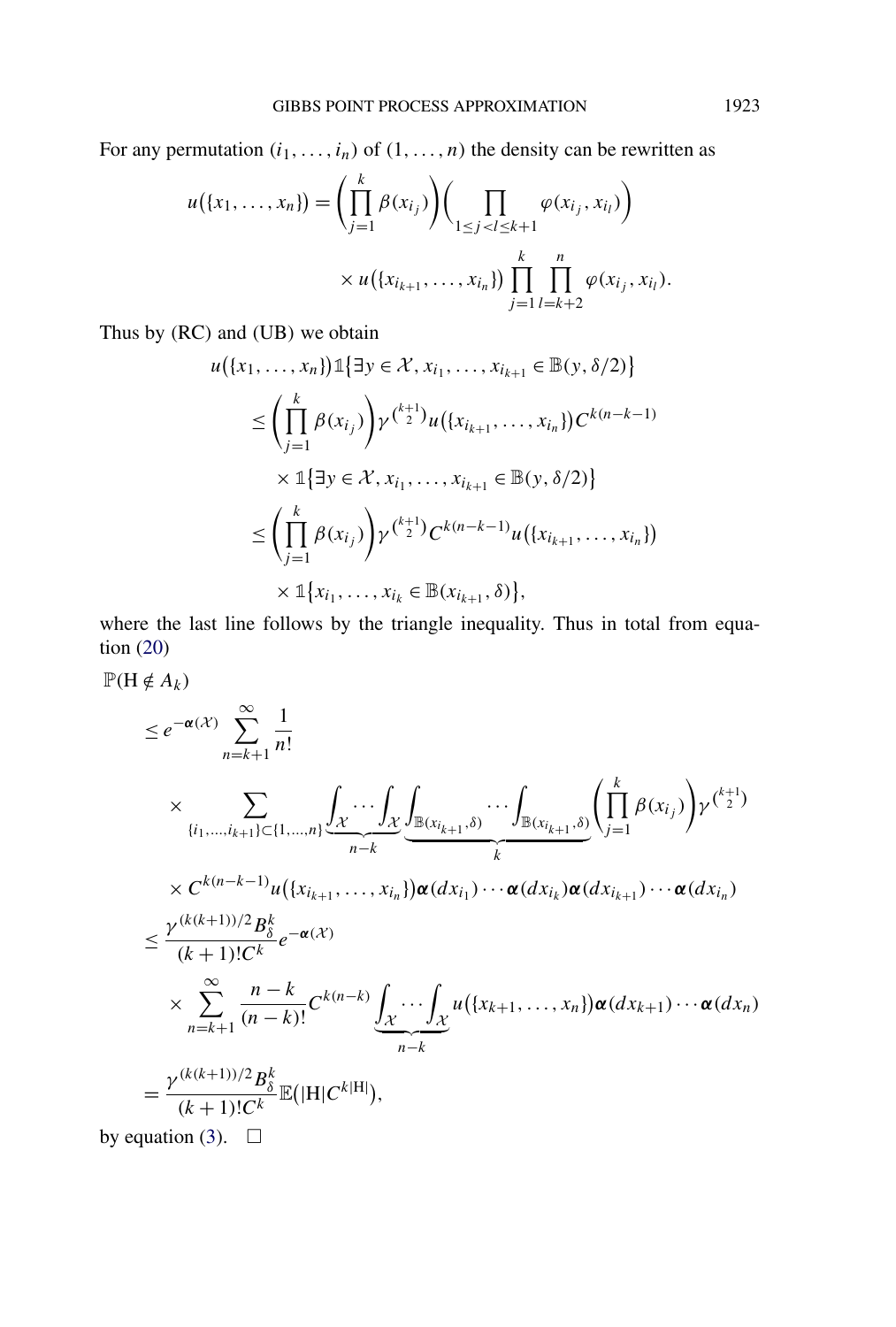For any permutation $(i_1, \dots, i_n)$ of $(1, \dots, n)$ the density can be rewritten as

$$u(\{x_1, \dots, x_n\}) = \left(\prod_{j=1}^{k} \beta(x_{i_j})\right)\left(\prod_{1 \le j < l \le k+1} \varphi(x_{i_j}, x_{i_l})\right) \times u(\{x_{i_{k+1}}, \dots, x_{i_n}\}) \prod_{j=1}^{k} \prod_{l=k+2}^{n} \varphi(x_{i_j}, x_{i_l}).$$

Thus by (RC) and (UB) we obtain

$$\begin{aligned}
&u(\{x_1, \dots, x_n\}) \mathbb{1}\{\exists y \in \mathcal{X}, x_{i_1}, \dots, x_{i_{k+1}} \in \mathbb{B}(y, \delta/2)\} \\
&\quad \le \left(\prod_{j=1}^{k} \beta(x_{i_j})\right) \gamma^{\binom{k+1}{2}} u(\{x_{i_{k+1}}, \dots, x_{i_n}\}) C^{k(n-k-1)} \\
&\qquad \times \mathbb{1}\{\exists y \in \mathcal{X}, x_{i_1}, \dots, x_{i_{k+1}} \in \mathbb{B}(y, \delta/2)\} \\
&\quad \le \left(\prod_{j=1}^{k} \beta(x_{i_j})\right) \gamma^{\binom{k+1}{2}} C^{k(n-k-1)} u(\{x_{i_{k+1}}, \dots, x_{i_n}\}) \\
&\qquad \times \mathbb{1}\{x_{i_1}, \dots, x_{i_k} \in \mathbb{B}(x_{i_{k+1}}, \delta)\},
\end{aligned}$$

where the last line follows by the triangle inequality. Thus in total from equation (20)

$$\begin{aligned}
&\mathbb{P}(\mathrm{H} \notin A_k) \\
&\quad \le e^{-\boldsymbol{\alpha}(\mathcal{X})} \sum_{n=k+1}^{\infty} \frac{1}{n!} \\
&\qquad \times \sum_{\{i_1, \dots, i_{k+1}\} \subset \{1, \dots, n\}} \underbrace{\int_{\mathcal{X}} \cdots \int_{\mathcal{X}}}_{n-k} \underbrace{\int_{\mathbb{B}(x_{i_{k+1}}, \delta)} \cdots \int_{\mathbb{B}(x_{i_{k+1}}, \delta)}}_{k} \left(\prod_{j=1}^{k} \beta(x_{i_j})\right) \gamma^{\binom{k+1}{2}} \\
&\qquad \times C^{k(n-k-1)} u(\{x_{i_{k+1}}, \dots, x_{i_n}\}) \boldsymbol{\alpha}(dx_{i_1}) \cdots \boldsymbol{\alpha}(dx_{i_k}) \boldsymbol{\alpha}(dx_{i_{k+1}}) \cdots \boldsymbol{\alpha}(dx_{i_n}) \\
&\quad \le \frac{\gamma^{(k(k+1))/2} B_\delta^k}{(k+1)! C^k} e^{-\boldsymbol{\alpha}(\mathcal{X})} \\
&\qquad \times \sum_{n=k+1}^{\infty} \frac{n-k}{(n-k)!} C^{k(n-k)} \underbrace{\int_{\mathcal{X}} \cdots \int_{\mathcal{X}}}_{n-k} u(\{x_{k+1}, \dots, x_n\}) \boldsymbol{\alpha}(dx_{k+1}) \cdots \boldsymbol{\alpha}(dx_n) \\
&\quad = \frac{\gamma^{(k(k+1))/2} B_\delta^k}{(k+1)! C^k} \mathbb{E}(|\mathrm{H}| C^{k|\mathrm{H}|}),
\end{aligned}$$

by equation (3). $\square$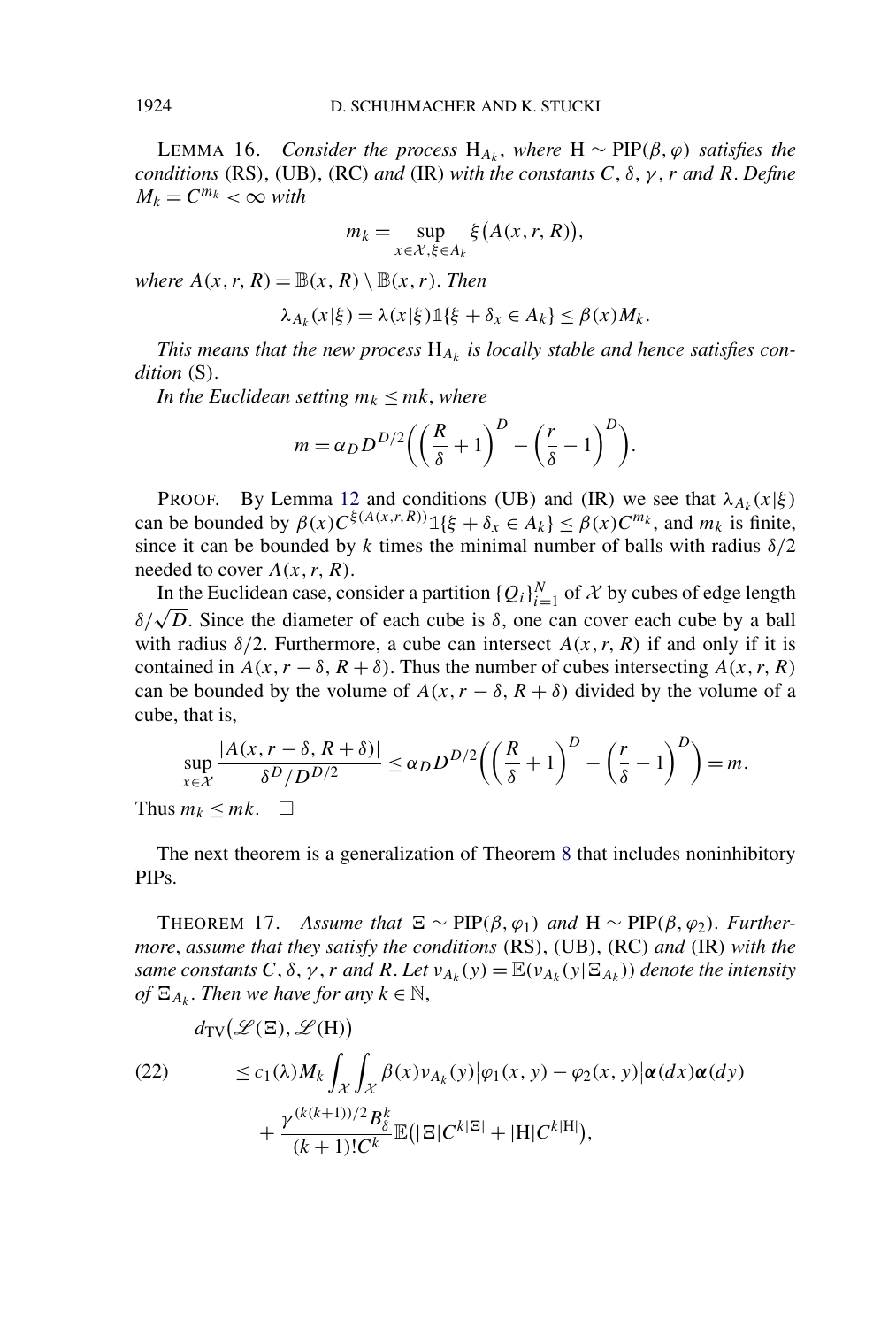LEMMA 16. *Consider the process* $\mathrm{H}_{A_k}$, *where* $\mathrm{H} \sim \mathrm{PIP}(\beta, \varphi)$ *satisfies the conditions* (RS), (UB), (RC) *and* (IR) *with the constants* $C$, $\delta$, $\gamma$, $r$ *and* $R$. *Define* $M_k = C^{m_k} < \infty$ *with*

$$m_k = \sup_{x \in \mathcal{X}, \xi \in A_k} \xi\big(A(x, r, R)\big),$$

*where* $A(x, r, R) = \mathbb{B}(x, R) \setminus \mathbb{B}(x, r)$. *Then*

$$\lambda_{A_k}(x|\xi) = \lambda(x|\xi)\mathbb{1}\{\xi + \delta_x \in A_k\} \le \beta(x) M_k.$$

*This means that the new process* $\mathrm{H}_{A_k}$ *is locally stable and hence satisfies condition* (S).

*In the Euclidean setting* $m_k \le mk$, *where*

$$m = \alpha_D D^{D/2}\bigg(\Big(\frac{R}{\delta} + 1\Big)^D - \Big(\frac{r}{\delta} - 1\Big)^D\bigg).$$

PROOF. By Lemma 12 and conditions (UB) and (IR) we see that $\lambda_{A_k}(x|\xi)$ can be bounded by $\beta(x)C^{\xi(A(x,r,R))}\mathbb{1}\{\xi + \delta_x \in A_k\} \le \beta(x)C^{m_k}$, and $m_k$ is finite, since it can be bounded by $k$ times the minimal number of balls with radius $\delta/2$ needed to cover $A(x, r, R)$.

In the Euclidean case, consider a partition $\{Q_i\}_{i=1}^N$ of $\mathcal{X}$ by cubes of edge length $\delta/\sqrt{D}$. Since the diameter of each cube is $\delta$, one can cover each cube by a ball with radius $\delta/2$. Furthermore, a cube can intersect $A(x, r, R)$ if and only if it is contained in $A(x, r - \delta, R + \delta)$. Thus the number of cubes intersecting $A(x, r, R)$ can be bounded by the volume of $A(x, r - \delta, R + \delta)$ divided by the volume of a cube, that is,

$$\sup_{x \in \mathcal{X}} \frac{|A(x, r - \delta, R + \delta)|}{\delta^D / D^{D/2}} \le \alpha_D D^{D/2}\bigg(\Big(\frac{R}{\delta} + 1\Big)^D - \Big(\frac{r}{\delta} - 1\Big)^D\bigg) = m.$$

Thus $m_k \le mk$. $\square$

The next theorem is a generalization of Theorem 8 that includes noninhibitory PIPs.

THEOREM 17. *Assume that* $\Xi \sim \mathrm{PIP}(\beta, \varphi_1)$ *and* $\mathrm{H} \sim \mathrm{PIP}(\beta, \varphi_2)$. *Furthermore, assume that they satisfy the conditions* (RS), (UB), (RC) *and* (IR) *with the same constants* $C$, $\delta$, $\gamma$, $r$ *and* $R$. *Let* $\nu_{A_k}(y) = \mathbb{E}(\nu_{A_k}(y|\Xi_{A_k}))$ *denote the intensity of* $\Xi_{A_k}$. *Then we have for any* $k \in \mathbb{N}$,

$$
\begin{aligned}
& d_{\mathrm{TV}}\big(\mathscr{L}(\Xi), \mathscr{L}(\mathrm{H})\big) \\
& \quad \le c_1(\lambda) M_k \int_{\mathcal{X}} \int_{\mathcal{X}} \beta(x) \nu_{A_k}(y) \big|\varphi_1(x, y) - \varphi_2(x, y)\big| \boldsymbol{\alpha}(dx)\boldsymbol{\alpha}(dy) \qquad (22) \\
& \qquad + \frac{\gamma^{(k(k+1))/2} B_\delta^k}{(k+1)! C^k} \mathbb{E}\big(|\Xi| C^{k|\Xi|} + |\mathrm{H}| C^{k|\mathrm{H}|}\big),
\end{aligned}
$$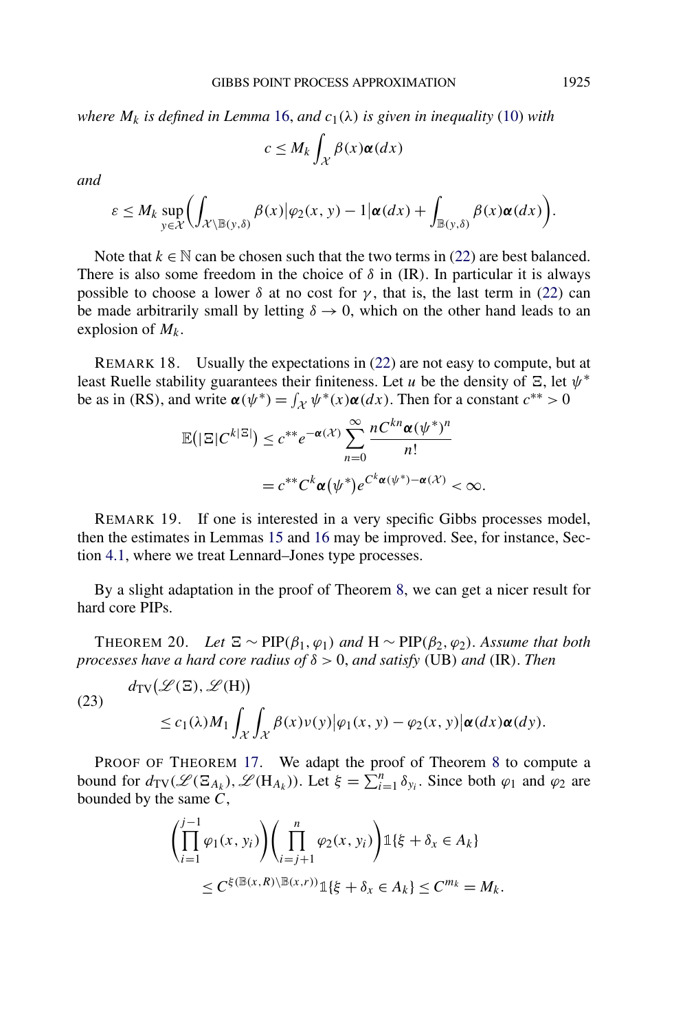*where $M_k$ is defined in Lemma 16, and $c_1(\lambda)$ is given in inequality (10) with*

$$c \leq M_k \int_{\mathcal{X}} \beta(x)\boldsymbol{\alpha}(dx)$$

*and*

$$\varepsilon \leq M_k \sup_{y \in \mathcal{X}} \biggl( \int_{\mathcal{X} \setminus \mathbb{B}(y,\delta)} \beta(x) \bigl| \varphi_2(x,y) - 1 \bigr| \boldsymbol{\alpha}(dx) + \int_{\mathbb{B}(y,\delta)} \beta(x)\boldsymbol{\alpha}(dx) \biggr).$$

Note that $k \in \mathbb{N}$ can be chosen such that the two terms in (22) are best balanced. There is also some freedom in the choice of $\delta$ in (IR). In particular it is always possible to choose a lower $\delta$ at no cost for $\gamma$, that is, the last term in (22) can be made arbitrarily small by letting $\delta \to 0$, which on the other hand leads to an explosion of $M_k$.

REMARK 18. Usually the expectations in (22) are not easy to compute, but at least Ruelle stability guarantees their finiteness. Let $u$ be the density of $\Xi$, let $\psi^*$ be as in (RS), and write $\boldsymbol{\alpha}(\psi^*) = \int_{\mathcal{X}} \psi^*(x)\boldsymbol{\alpha}(dx)$. Then for a constant $c^{**} > 0$

$$\begin{aligned}
\mathbb{E}\bigl(|\Xi| C^{k|\Xi|}\bigr) &\leq c^{**} e^{-\boldsymbol{\alpha}(\mathcal{X})} \sum_{n=0}^{\infty} \frac{n C^{kn} \boldsymbol{\alpha}(\psi^*)^n}{n!} \\
&= c^{**} C^k \boldsymbol{\alpha}\bigl(\psi^*\bigr) e^{C^k \boldsymbol{\alpha}(\psi^*) - \boldsymbol{\alpha}(\mathcal{X})} < \infty.
\end{aligned}$$

REMARK 19. If one is interested in a very specific Gibbs processes model, then the estimates in Lemmas 15 and 16 may be improved. See, for instance, Section 4.1, where we treat Lennard–Jones type processes.

By a slight adaptation in the proof of Theorem 8, we can get a nicer result for hard core PIPs.

THEOREM 20. *Let $\Xi \sim \mathrm{PIP}(\beta_1, \varphi_1)$ and $\mathrm{H} \sim \mathrm{PIP}(\beta_2, \varphi_2)$. Assume that both processes have a hard core radius of $\delta > 0$, and satisfy* (UB) *and* (IR). *Then*

$$\begin{aligned}
&d_{\mathrm{TV}}\bigl(\mathscr{L}(\Xi), \mathscr{L}(\mathrm{H})\bigr) \\
&\quad \leq c_1(\lambda) M_1 \int_{\mathcal{X}} \int_{\mathcal{X}} \beta(x) \nu(y) \bigl| \varphi_1(x,y) - \varphi_2(x,y) \bigr| \boldsymbol{\alpha}(dx)\boldsymbol{\alpha}(dy).
\end{aligned} \tag{23}$$

PROOF OF THEOREM 17. We adapt the proof of Theorem 8 to compute a bound for $d_{\mathrm{TV}}(\mathscr{L}(\Xi_{A_k}), \mathscr{L}(\mathrm{H}_{A_k}))$. Let $\xi = \sum_{i=1}^n \delta_{y_i}$. Since both $\varphi_1$ and $\varphi_2$ are bounded by the same $C$,

$$\begin{aligned}
&\Biggl( \prod_{i=1}^{j-1} \varphi_1(x, y_i) \Biggr) \Biggl( \prod_{i=j+1}^{n} \varphi_2(x, y_i) \Biggr) \mathbb{1}\{\xi + \delta_x \in A_k\} \\
&\quad \leq C^{\xi(\mathbb{B}(x,R) \setminus \mathbb{B}(x,r))} \mathbb{1}\{\xi + \delta_x \in A_k\} \leq C^{m_k} = M_k.
\end{aligned}$$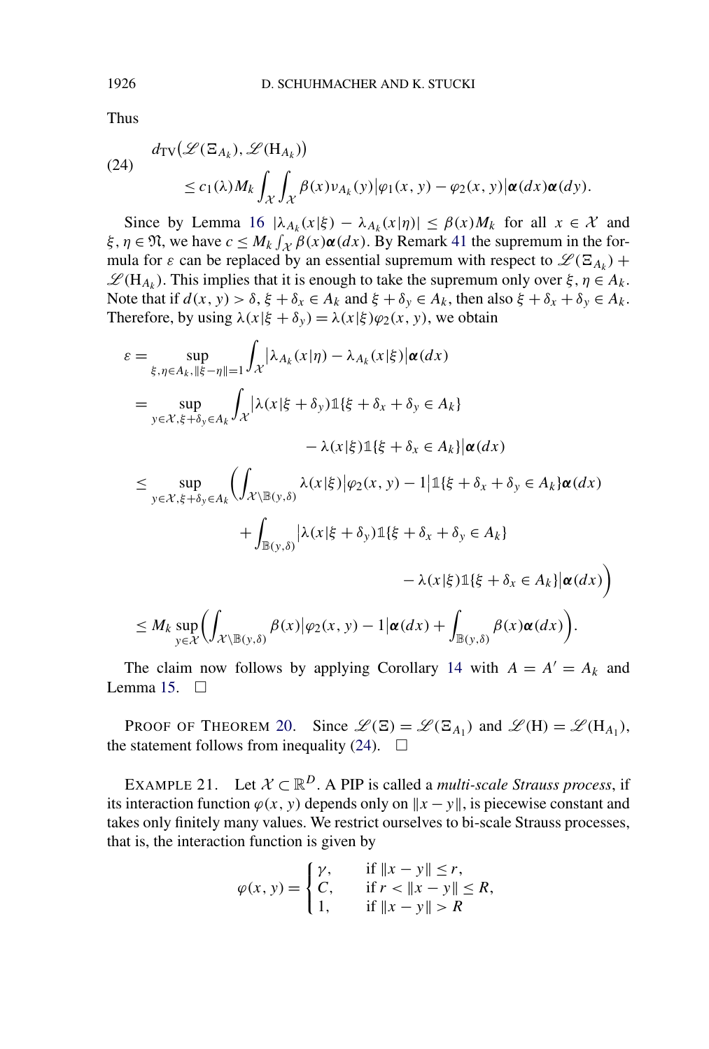Thus

$$
\begin{aligned}
(24)\qquad & d_{\mathrm{TV}}\big(\mathscr{L}(\Xi_{A_k}), \mathscr{L}(\mathrm{H}_{A_k})\big) \\
&\quad \le c_1(\lambda) M_k \int_{\mathcal{X}} \int_{\mathcal{X}} \beta(x) \nu_{A_k}(y) \big|\varphi_1(x,y) - \varphi_2(x,y)\big| \boldsymbol{\alpha}(dx) \boldsymbol{\alpha}(dy).
\end{aligned}
$$

Since by Lemma 16 $|\lambda_{A_k}(x|\xi) - \lambda_{A_k}(x|\eta)| \le \beta(x) M_k$ for all $x \in \mathcal{X}$ and $\xi, \eta \in \mathfrak{N}$, we have $c \le M_k \int_{\mathcal{X}} \beta(x) \boldsymbol{\alpha}(dx)$. By Remark 41 the supremum in the formula for $\varepsilon$ can be replaced by an essential supremum with respect to $\mathscr{L}(\Xi_{A_k}) + \mathscr{L}(\mathrm{H}_{A_k})$. This implies that it is enough to take the supremum only over $\xi, \eta \in A_k$. Note that if $d(x,y) > \delta$, $\xi + \delta_x \in A_k$ and $\xi + \delta_y \in A_k$, then also $\xi + \delta_x + \delta_y \in A_k$. Therefore, by using $\lambda(x|\xi + \delta_y) = \lambda(x|\xi)\varphi_2(x,y)$, we obtain

$$
\begin{aligned}
\varepsilon &= \sup_{\xi, \eta \in A_k, \|\xi - \eta\| = 1} \int_{\mathcal{X}} \big|\lambda_{A_k}(x|\eta) - \lambda_{A_k}(x|\xi)\big| \boldsymbol{\alpha}(dx) \\
&= \sup_{y \in \mathcal{X}, \xi + \delta_y \in A_k} \int_{\mathcal{X}} \big|\lambda(x|\xi + \delta_y) \mathbb{1}\{\xi + \delta_x + \delta_y \in A_k\} \\
&\qquad\qquad - \lambda(x|\xi) \mathbb{1}\{\xi + \delta_x \in A_k\}\big| \boldsymbol{\alpha}(dx) \\
&\le \sup_{y \in \mathcal{X}, \xi + \delta_y \in A_k} \bigg( \int_{\mathcal{X} \setminus \mathbb{B}(y,\delta)} \lambda(x|\xi) \big|\varphi_2(x,y) - 1\big| \mathbb{1}\{\xi + \delta_x + \delta_y \in A_k\} \boldsymbol{\alpha}(dx) \\
&\qquad + \int_{\mathbb{B}(y,\delta)} \big|\lambda(x|\xi + \delta_y) \mathbb{1}\{\xi + \delta_x + \delta_y \in A_k\} \\
&\qquad\qquad - \lambda(x|\xi) \mathbb{1}\{\xi + \delta_x \in A_k\}\big| \boldsymbol{\alpha}(dx) \bigg) \\
&\le M_k \sup_{y \in \mathcal{X}} \bigg( \int_{\mathcal{X} \setminus \mathbb{B}(y,\delta)} \beta(x) \big|\varphi_2(x,y) - 1\big| \boldsymbol{\alpha}(dx) + \int_{\mathbb{B}(y,\delta)} \beta(x) \boldsymbol{\alpha}(dx) \bigg).
\end{aligned}
$$

The claim now follows by applying Corollary 14 with $A = A' = A_k$ and Lemma 15. $\square$

PROOF OF THEOREM 20. Since $\mathscr{L}(\Xi) = \mathscr{L}(\Xi_{A_1})$ and $\mathscr{L}(\mathrm{H}) = \mathscr{L}(\mathrm{H}_{A_1})$, the statement follows from inequality (24). $\square$

EXAMPLE 21. Let $\mathcal{X} \subset \mathbb{R}^D$. A PIP is called a *multi-scale Strauss process*, if its interaction function $\varphi(x,y)$ depends only on $\|x - y\|$, is piecewise constant and takes only finitely many values. We restrict ourselves to bi-scale Strauss processes, that is, the interaction function is given by

$$
\varphi(x,y) = \begin{cases} \gamma, & \text{if } \|x - y\| \le r, \\ C, & \text{if } r < \|x - y\| \le R, \\ 1, & \text{if } \|x - y\| > R \end{cases}
$$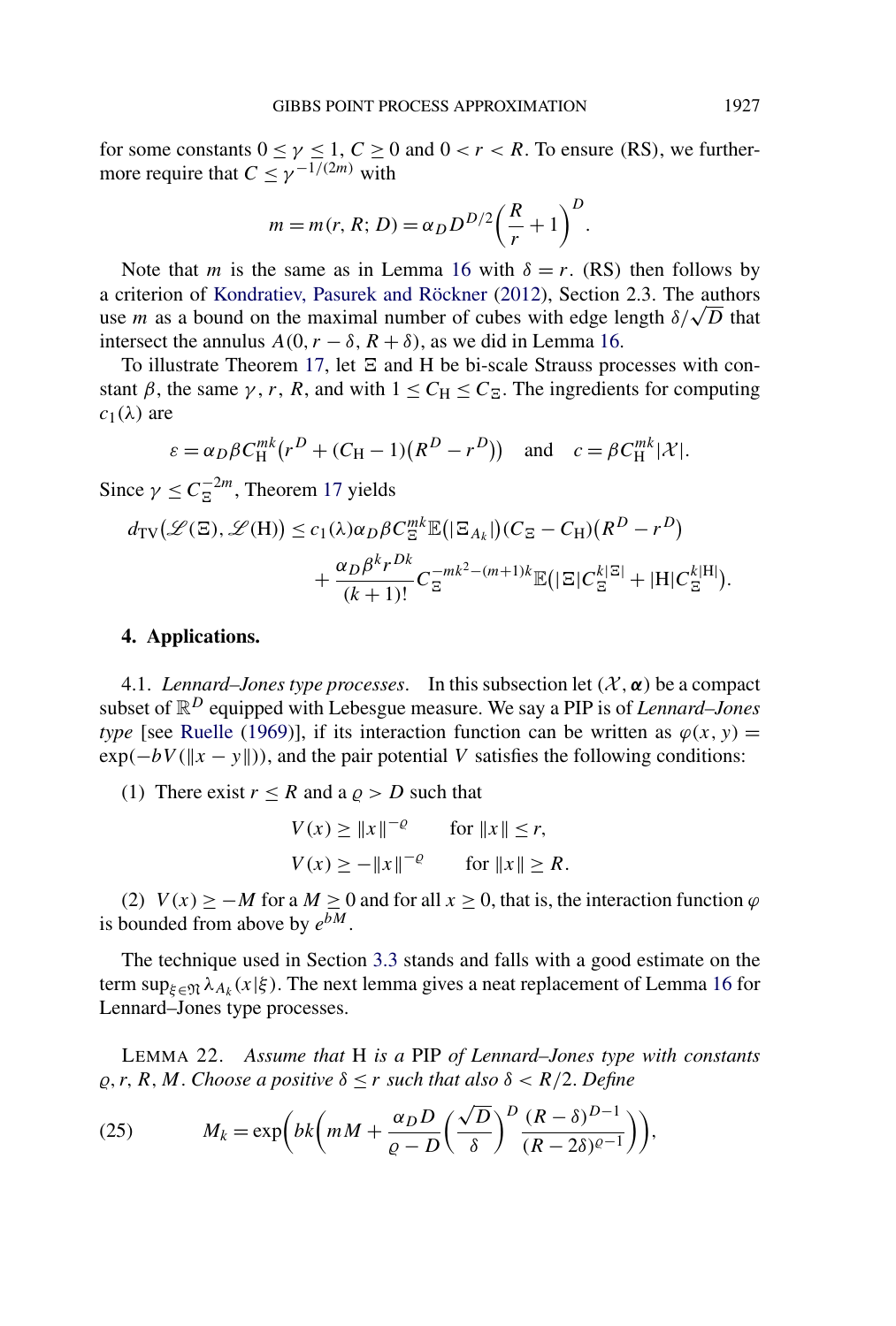for some constants $0 \le \gamma \le 1$, $C \ge 0$ and $0 < r < R$. To ensure (RS), we furthermore require that $C \le \gamma^{-1/(2m)}$ with

$$m = m(r, R; D) = \alpha_D D^{D/2}\left(\frac{R}{r} + 1\right)^D.$$

Note that $m$ is the same as in Lemma 16 with $\delta = r$. (RS) then follows by a criterion of Kondratiev, Pasurek and Röckner (2012), Section 2.3. The authors use $m$ as a bound on the maximal number of cubes with edge length $\delta/\sqrt{D}$ that intersect the annulus $A(0, r - \delta, R + \delta)$, as we did in Lemma 16.

To illustrate Theorem 17, let $\Xi$ and $\mathrm{H}$ be bi-scale Strauss processes with constant $\beta$, the same $\gamma$, $r$, $R$, and with $1 \le C_{\mathrm{H}} \le C_{\Xi}$. The ingredients for computing $c_1(\lambda)$ are

$$\varepsilon = \alpha_D \beta C_{\mathrm{H}}^{mk}\big(r^D + (C_{\mathrm{H}} - 1)(R^D - r^D)\big) \quad \text{and} \quad c = \beta C_{\mathrm{H}}^{mk}|\mathcal{X}|.$$

Since $\gamma \le C_{\Xi}^{-2m}$, Theorem 17 yields

$$\begin{aligned} d_{\mathrm{TV}}\big(\mathscr{L}(\Xi), \mathscr{L}(\mathrm{H})\big) &\le c_1(\lambda)\alpha_D \beta C_{\Xi}^{mk}\mathbb{E}\big(|\Xi_{A_k}|\big)(C_{\Xi} - C_{\mathrm{H}})\big(R^D - r^D\big) \\ &\quad + \frac{\alpha_D \beta^k r^{Dk}}{(k+1)!} C_{\Xi}^{-mk^2 - (m+1)k}\mathbb{E}\big(|\Xi| C_{\Xi}^{k|\Xi|} + |\mathrm{H}| C_{\Xi}^{k|\mathrm{H}|}\big). \end{aligned}$$

## 4. Applications.

4.1. *Lennard–Jones type processes*. In this subsection let $(\mathcal{X}, \boldsymbol{\alpha})$ be a compact subset of $\mathbb{R}^D$ equipped with Lebesgue measure. We say a PIP is of *Lennard–Jones type* [see Ruelle (1969)], if its interaction function can be written as $\varphi(x, y) = \exp(-bV(\|x - y\|))$, and the pair potential $V$ satisfies the following conditions:

(1) There exist $r \le R$ and a $\varrho > D$ such that

$$V(x) \ge \|x\|^{-\varrho} \qquad \text{for } \|x\| \le r,$$
$$V(x) \ge -\|x\|^{-\varrho} \qquad \text{for } \|x\| \ge R.$$

(2) $V(x) \ge -M$ for a $M \ge 0$ and for all $x \ge 0$, that is, the interaction function $\varphi$ is bounded from above by $e^{bM}$.

The technique used in Section 3.3 stands and falls with a good estimate on the term $\sup_{\xi \in \mathfrak{N}} \lambda_{A_k}(x|\xi)$. The next lemma gives a neat replacement of Lemma 16 for Lennard–Jones type processes.

LEMMA 22. *Assume that* $\mathrm{H}$ *is a* PIP *of Lennard–Jones type with constants* $\varrho, r, R, M$. *Choose a positive* $\delta \le r$ *such that also* $\delta < R/2$. *Define*

$$M_k = \exp\left(bk\left(mM + \frac{\alpha_D D}{\varrho - D}\left(\frac{\sqrt{D}}{\delta}\right)^D \frac{(R - \delta)^{D-1}}{(R - 2\delta)^{\varrho - 1}}\right)\right), \tag{25}$$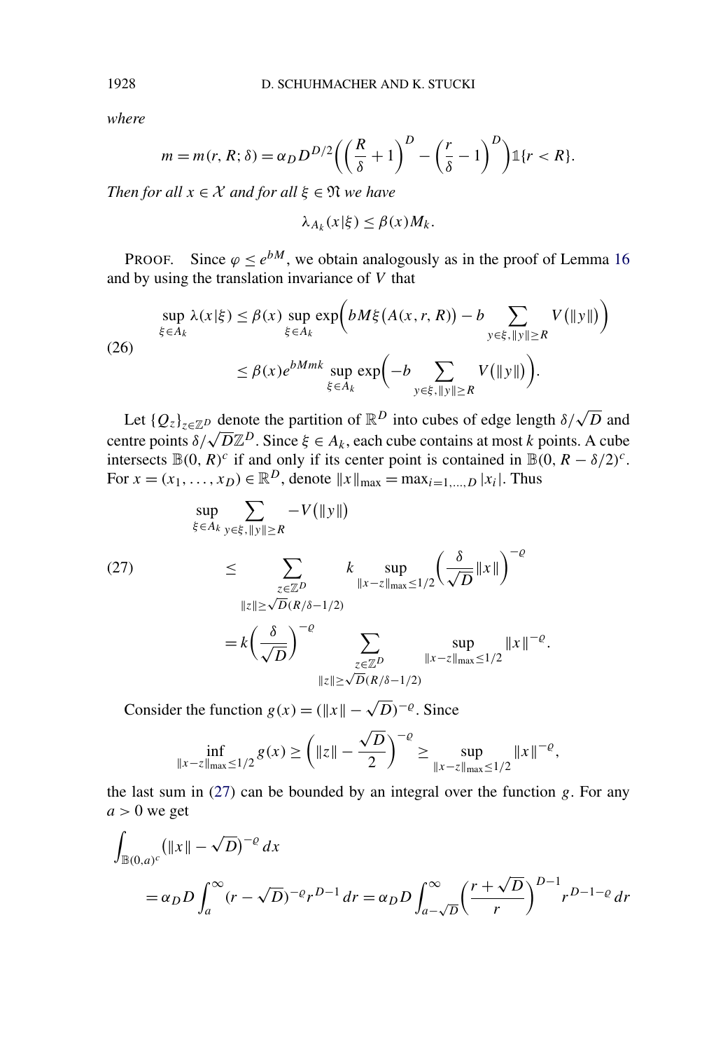*where*

$$m = m(r, R; \delta) = \alpha_D D^{D/2}\left(\left(\frac{R}{\delta}+1\right)^D - \left(\frac{r}{\delta}-1\right)^D\right)\mathbb{1}\{r < R\}.$$

*Then for all $x \in \mathcal{X}$ and for all $\xi \in \mathfrak{N}$ we have*

$$\lambda_{A_k}(x|\xi) \le \beta(x) M_k.$$

PROOF. Since $\varphi \le e^{bM}$, we obtain analogously as in the proof of Lemma 16 and by using the translation invariance of $V$ that

$$\begin{aligned}
\sup_{\xi \in A_k} \lambda(x|\xi) &\le \beta(x) \sup_{\xi \in A_k} \exp\Big(bM\xi\big(A(x,r,R)\big) - b\sum_{y \in \xi, \|y\| \ge R} V\big(\|y\|\big)\Big) \\
&\le \beta(x) e^{bMmk} \sup_{\xi \in A_k} \exp\Big(-b \sum_{y\in\xi, \|y\|\ge R} V\big(\|y\|\big)\Big).
\end{aligned} \tag{26}$$

Let $\{Q_z\}_{z\in\mathbb{Z}^D}$ denote the partition of $\mathbb{R}^D$ into cubes of edge length $\delta/\sqrt{D}$ and centre points $\delta/\sqrt{D}\mathbb{Z}^D$. Since $\xi \in A_k$, each cube contains at most $k$ points. A cube intersects $\mathbb{B}(0,R)^c$ if and only if its center point is contained in $\mathbb{B}(0, R-\delta/2)^c$. For $x = (x_1, \ldots, x_D) \in \mathbb{R}^D$, denote $\|x\|_{\max} = \max_{i=1,\ldots,D} |x_i|$. Thus

$$\begin{aligned}
\sup_{\xi\in A_k} \sum_{y\in\xi, \|y\|\ge R} -V\big(\|y\|\big)
&\le \sum_{\substack{z\in\mathbb{Z}^D \\ \|z\|\ge\sqrt{D}(R/\delta - 1/2)}} k \sup_{\|x-z\|_{\max}\le 1/2} \left(\frac{\delta}{\sqrt{D}}\|x\|\right)^{-\varrho} \\
&= k\left(\frac{\delta}{\sqrt{D}}\right)^{-\varrho} \sum_{\substack{z\in\mathbb{Z}^D \\ \|z\|\ge\sqrt{D}(R/\delta - 1/2)}} \sup_{\|x-z\|_{\max}\le 1/2} \|x\|^{-\varrho}.
\end{aligned} \tag{27}$$

Consider the function $g(x) = (\|x\| - \sqrt{D})^{-\varrho}$. Since

$$\inf_{\|x-z\|_{\max}\le 1/2} g(x) \ge \left(\|z\| - \frac{\sqrt{D}}{2}\right)^{-\varrho} \ge \sup_{\|x-z\|_{\max}\le 1/2} \|x\|^{-\varrho},$$

the last sum in (27) can be bounded by an integral over the function $g$. For any $a > 0$ we get

$$\begin{aligned}
&\int_{\mathbb{B}(0,a)^c} \big(\|x\| - \sqrt{D}\big)^{-\varrho}\, dx \\
&\quad = \alpha_D D \int_a^\infty (r - \sqrt{D})^{-\varrho} r^{D-1}\, dr = \alpha_D D \int_{a-\sqrt{D}}^\infty \left(\frac{r+\sqrt{D}}{r}\right)^{D-1} r^{D-1-\varrho}\, dr
\end{aligned}$$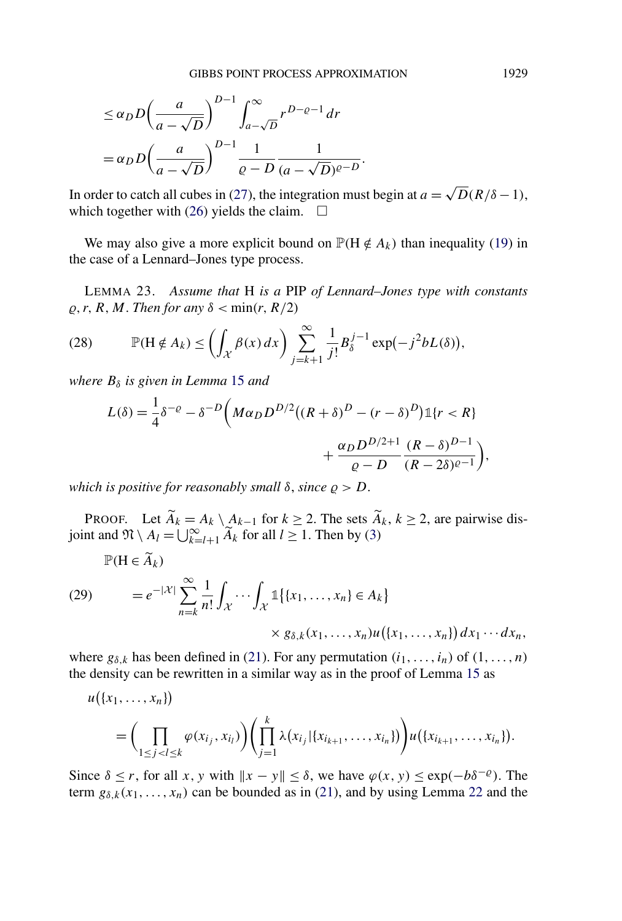$$
\begin{aligned}
&\le \alpha_D D\left(\frac{a}{a-\sqrt{D}}\right)^{D-1} \int_{a-\sqrt{D}}^{\infty} r^{D-\varrho-1}\,dr \\
&= \alpha_D D\left(\frac{a}{a-\sqrt{D}}\right)^{D-1} \frac{1}{\varrho - D}\frac{1}{(a-\sqrt{D})^{\varrho-D}}.
\end{aligned}
$$

In order to catch all cubes in (27), the integration must begin at $a = \sqrt{D}(R/\delta - 1)$, which together with (26) yields the claim. $\square$

We may also give a more explicit bound on $\mathbb{P}(\mathrm{H} \notin A_k)$ than inequality (19) in the case of a Lennard–Jones type process.

LEMMA 23. *Assume that* H *is a* PIP *of Lennard–Jones type with constants* $\varrho, r, R, M$. *Then for any* $\delta < \min(r, R/2)$

$$
\mathbb{P}(\mathrm{H} \notin A_k) \le \left(\int_{\mathcal{X}} \beta(x)\,dx\right) \sum_{j=k+1}^{\infty} \frac{1}{j!} B_\delta^{j-1} \exp(-j^2 b L(\delta)), \tag{28}
$$

*where* $B_\delta$ *is given in Lemma* 15 *and*

$$
\begin{aligned}
L(\delta) = \frac{1}{4}\delta^{-\varrho} - \delta^{-D}\Big(& M\alpha_D D^{D/2}\big((R+\delta)^D - (r-\delta)^D\big)\mathbb{1}\{r < R\} \\
&+ \frac{\alpha_D D^{D/2+1}}{\varrho - D}\frac{(R-\delta)^{D-1}}{(R-2\delta)^{\varrho-1}}\Big),
\end{aligned}
$$

*which is positive for reasonably small* $\delta$, *since* $\varrho > D$.

PROOF. Let $\widetilde{A}_k = A_k \setminus A_{k-1}$ for $k \ge 2$. The sets $\widetilde{A}_k$, $k \ge 2$, are pairwise disjoint and $\mathfrak{N} \setminus A_l = \bigcup_{k=l+1}^{\infty} \widetilde{A}_k$ for all $l \ge 1$. Then by (3)

$$
\begin{aligned}
&\mathbb{P}(\mathrm{H} \in \widetilde{A}_k) \\
&\quad = e^{-|\mathcal{X}|} \sum_{n=k}^{\infty} \frac{1}{n!} \int_{\mathcal{X}} \cdots \int_{\mathcal{X}} \mathbb{1}\{\{x_1, \dots, x_n\} \in A_k\} \\
&\qquad\qquad \times g_{\delta,k}(x_1, \dots, x_n) u(\{x_1, \dots, x_n\})\,dx_1 \cdots dx_n,
\end{aligned} \tag{29}
$$

where $g_{\delta,k}$ has been defined in (21). For any permutation $(i_1, \dots, i_n)$ of $(1, \dots, n)$ the density can be rewritten in a similar way as in the proof of Lemma 15 as

$$
\begin{aligned}
&u(\{x_1, \dots, x_n\}) \\
&\quad = \left(\prod_{1 \le j < l \le k} \varphi(x_{i_j}, x_{i_l})\right)\left(\prod_{j=1}^{k} \lambda(x_{i_j} | \{x_{i_{k+1}}, \dots, x_{i_n}\})\right) u(\{x_{i_{k+1}}, \dots, x_{i_n}\}).
\end{aligned}
$$

Since $\delta \le r$, for all $x, y$ with $\|x - y\| \le \delta$, we have $\varphi(x, y) \le \exp(-b\delta^{-\varrho})$. The term $g_{\delta,k}(x_1, \dots, x_n)$ can be bounded as in (21), and by using Lemma 22 and the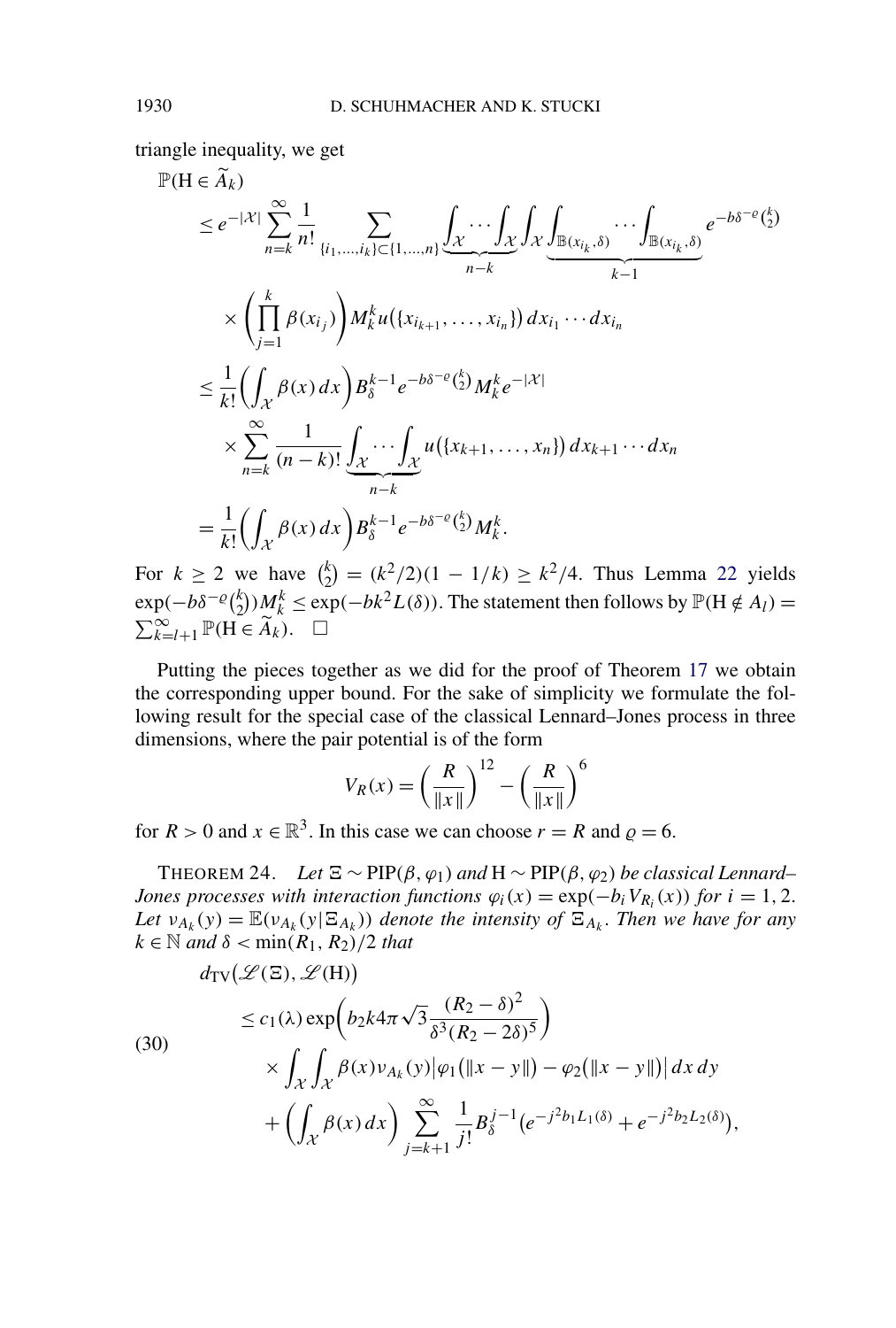triangle inequality, we get

$$
\begin{aligned}
&\mathbb{P}(\mathrm{H} \in \widetilde{A}_k) \\
&\quad \le e^{-|\mathcal{X}|} \sum_{n=k}^{\infty} \frac{1}{n!} \sum_{\{i_1,\ldots,i_k\} \subset \{1,\ldots,n\}} \underbrace{\int_{\mathcal{X}} \cdots \int_{\mathcal{X}}}_{n-k} \int_{\mathcal{X}} \underbrace{\int_{\mathbb{B}(x_{i_k},\delta)} \cdots \int_{\mathbb{B}(x_{i_k},\delta)}}_{k-1} e^{-b\delta^{-\varrho}\binom{k}{2}} \\
&\qquad \times \Biggl(\prod_{j=1}^{k} \beta(x_{i_j})\Biggr) M_k^k u(\{x_{i_{k+1}}, \ldots, x_{i_n}\})\, dx_{i_1} \cdots dx_{i_n} \\
&\quad \le \frac{1}{k!} \biggl(\int_{\mathcal{X}} \beta(x)\, dx\biggr) B_\delta^{k-1} e^{-b\delta^{-\varrho}\binom{k}{2}} M_k^k e^{-|\mathcal{X}|} \\
&\qquad \times \sum_{n=k}^{\infty} \frac{1}{(n-k)!} \underbrace{\int_{\mathcal{X}} \cdots \int_{\mathcal{X}}}_{n-k} u(\{x_{k+1}, \ldots, x_n\})\, dx_{k+1} \cdots dx_n \\
&\quad = \frac{1}{k!} \biggl(\int_{\mathcal{X}} \beta(x)\, dx\biggr) B_\delta^{k-1} e^{-b\delta^{-\varrho}\binom{k}{2}} M_k^k.
\end{aligned}
$$

For $k \ge 2$ we have $\binom{k}{2} = (k^2/2)(1 - 1/k) \ge k^2/4$. Thus Lemma 22 yields $\exp(-b\delta^{-\varrho}\binom{k}{2}) M_k^k \le \exp(-bk^2 L(\delta))$. The statement then follows by $\mathbb{P}(\mathrm{H} \notin A_l) = \sum_{k=l+1}^{\infty} \mathbb{P}(\mathrm{H} \in \widetilde{A}_k)$. $\square$

Putting the pieces together as we did for the proof of Theorem 17 we obtain the corresponding upper bound. For the sake of simplicity we formulate the following result for the special case of the classical Lennard–Jones process in three dimensions, where the pair potential is of the form

$$
V_R(x) = \biggl(\frac{R}{\|x\|}\biggr)^{12} - \biggl(\frac{R}{\|x\|}\biggr)^{6}
$$

for $R > 0$ and $x \in \mathbb{R}^3$. In this case we can choose $r = R$ and $\varrho = 6$.

THEOREM 24. *Let $\Xi \sim \mathrm{PIP}(\beta, \varphi_1)$ and $\mathrm{H} \sim \mathrm{PIP}(\beta, \varphi_2)$ be classical Lennard–Jones processes with interaction functions $\varphi_i(x) = \exp(-b_i V_{R_i}(x))$ for $i = 1, 2$. Let $\nu_{A_k}(y) = \mathbb{E}(\nu_{A_k}(y|\Xi_{A_k}))$ denote the intensity of $\Xi_{A_k}$. Then we have for any $k \in \mathbb{N}$ and $\delta < \min(R_1, R_2)/2$ that*

$$
\begin{aligned}
&d_{\mathrm{TV}}(\mathscr{L}(\Xi), \mathscr{L}(\mathrm{H})) \\
&\quad \le c_1(\lambda) \exp\biggl(b_2 k 4\pi\sqrt{3} \frac{(R_2 - \delta)^2}{\delta^3 (R_2 - 2\delta)^5}\biggr) \\
&\qquad \times \int_{\mathcal{X}} \int_{\mathcal{X}} \beta(x) \nu_{A_k}(y) \bigl|\varphi_1(\|x - y\|) - \varphi_2(\|x - y\|)\bigr|\, dx\, dy \\
&\qquad + \biggl(\int_{\mathcal{X}} \beta(x)\, dx\biggr) \sum_{j=k+1}^{\infty} \frac{1}{j!} B_\delta^{j-1} \bigl(e^{-j^2 b_1 L_1(\delta)} + e^{-j^2 b_2 L_2(\delta)}\bigr),
\end{aligned}
\tag{30}
$$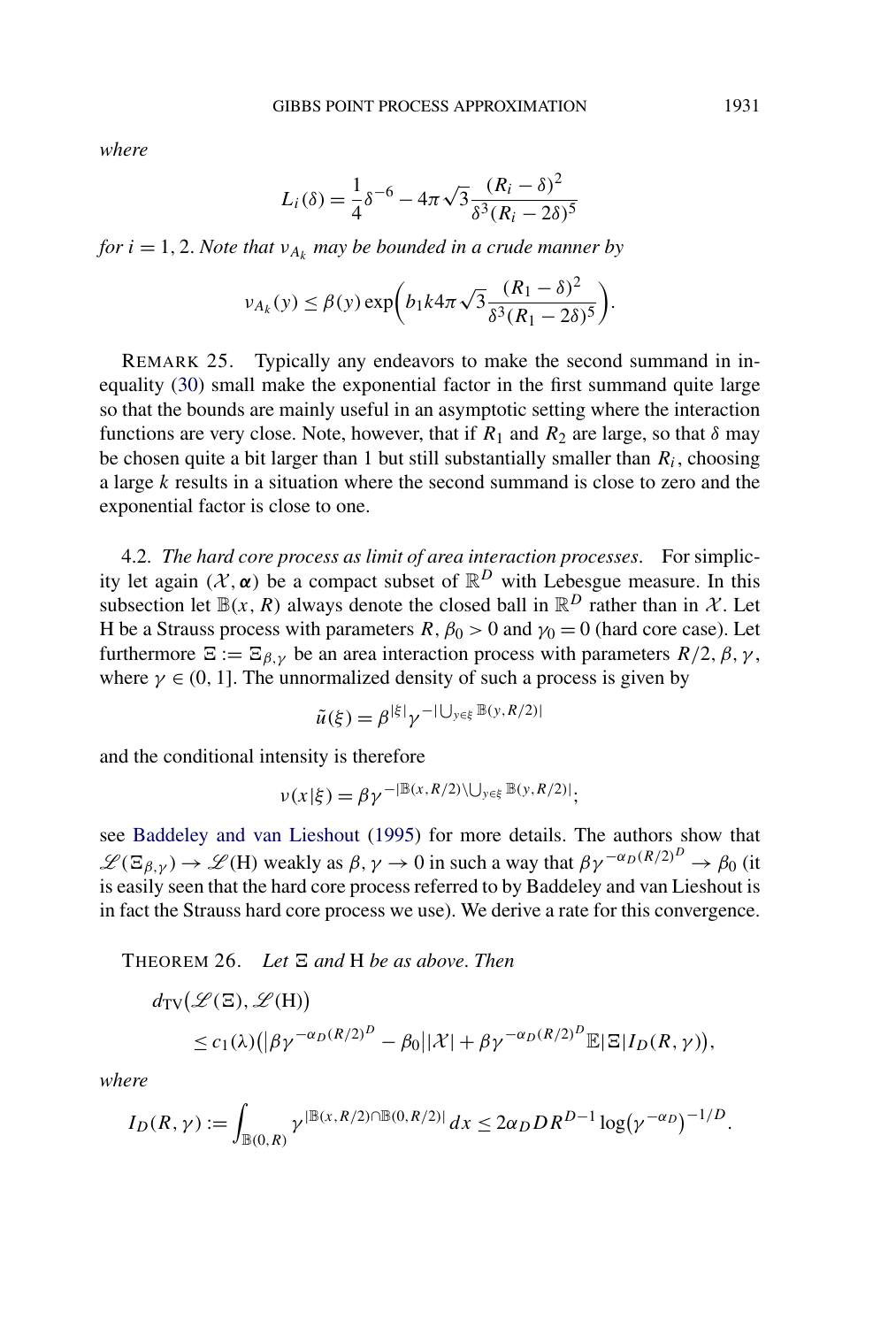*where*

$$L_i(\delta) = \frac{1}{4}\delta^{-6} - 4\pi\sqrt{3}\frac{(R_i - \delta)^2}{\delta^3 (R_i - 2\delta)^5}$$

*for* $i = 1, 2$. *Note that* $\nu_{A_k}$ *may be bounded in a crude manner by*

$$\nu_{A_k}(y) \le \beta(y) \exp\biggl(b_1 k 4\pi\sqrt{3}\frac{(R_1 - \delta)^2}{\delta^3 (R_1 - 2\delta)^5}\biggr).$$

REMARK 25. Typically any endeavors to make the second summand in inequality (30) small make the exponential factor in the first summand quite large so that the bounds are mainly useful in an asymptotic setting where the interaction functions are very close. Note, however, that if $R_1$ and $R_2$ are large, so that $\delta$ may be chosen quite a bit larger than 1 but still substantially smaller than $R_i$, choosing a large $k$ results in a situation where the second summand is close to zero and the exponential factor is close to one.

### 4.2. *The hard core process as limit of area interaction processes.*

For simplicity let again $(\mathcal{X}, \boldsymbol{\alpha})$ be a compact subset of $\mathbb{R}^D$ with Lebesgue measure. In this subsection let $\mathbb{B}(x, R)$ always denote the closed ball in $\mathbb{R}^D$ rather than in $\mathcal{X}$. Let $\mathrm{H}$ be a Strauss process with parameters $R$, $\beta_0 > 0$ and $\gamma_0 = 0$ (hard core case). Let furthermore $\Xi := \Xi_{\beta,\gamma}$ be an area interaction process with parameters $R/2, \beta, \gamma$, where $\gamma \in (0, 1]$. The unnormalized density of such a process is given by

$$\tilde{u}(\xi) = \beta^{|\xi|} \gamma^{-|\bigcup_{y \in \xi} \mathbb{B}(y, R/2)|}$$

and the conditional intensity is therefore

$$\nu(x|\xi) = \beta\gamma^{-|\mathbb{B}(x,R/2) \setminus \bigcup_{y\in\xi} \mathbb{B}(y,R/2)|};$$

see Baddeley and van Lieshout (1995) for more details. The authors show that $\mathscr{L}(\Xi_{\beta,\gamma}) \to \mathscr{L}(\mathrm{H})$ weakly as $\beta, \gamma \to 0$ in such a way that $\beta\gamma^{-\alpha_D (R/2)^D} \to \beta_0$ (it is easily seen that the hard core process referred to by Baddeley and van Lieshout is in fact the Strauss hard core process we use). We derive a rate for this convergence.

THEOREM 26. *Let* $\Xi$ *and* $\mathrm{H}$ *be as above. Then*

$$\begin{aligned} &d_{\mathrm{TV}}\bigl(\mathscr{L}(\Xi), \mathscr{L}(\mathrm{H})\bigr) \\ &\quad \le c_1(\lambda)\bigl(\bigl|\beta\gamma^{-\alpha_D(R/2)^D} - \beta_0\bigr||\mathcal{X}| + \beta\gamma^{-\alpha_D(R/2)^D}\mathbb{E}|\Xi| I_D(R,\gamma)\bigr), \end{aligned}$$

*where*

$$I_D(R,\gamma) := \int_{\mathbb{B}(0,R)} \gamma^{|\mathbb{B}(x,R/2)\cap\mathbb{B}(0,R/2)|}\, dx \le 2\alpha_D D R^{D-1} \log\bigl(\gamma^{-\alpha_D}\bigr)^{-1/D}.$$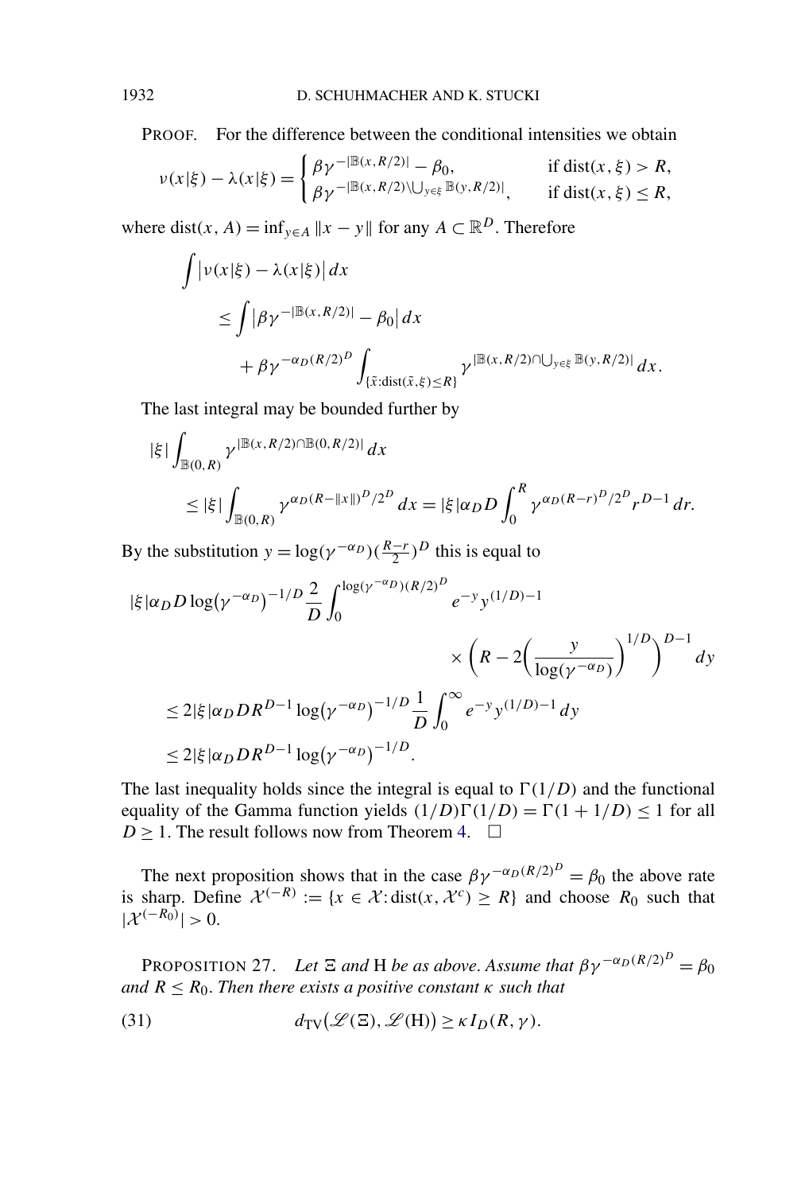PROOF. For the difference between the conditional intensities we obtain

$$\nu(x|\xi) - \lambda(x|\xi) = \begin{cases} \beta\gamma^{-|\mathbb{B}(x,R/2)|} - \beta_0, & \text{if } \operatorname{dist}(x,\xi) > R, \\ \beta\gamma^{-|\mathbb{B}(x,R/2)\setminus\bigcup_{y\in\xi}\mathbb{B}(y,R/2)|}, & \text{if } \operatorname{dist}(x,\xi) \le R, \end{cases}$$

where $\operatorname{dist}(x, A) = \inf_{y\in A}\|x-y\|$ for any $A \subset \mathbb{R}^D$. Therefore

$$\begin{aligned} \int & \big|\nu(x|\xi) - \lambda(x|\xi)\big|\,dx \\ &\le \int \big|\beta\gamma^{-|\mathbb{B}(x,R/2)|} - \beta_0\big|\,dx \\ &\quad + \beta\gamma^{-\alpha_D(R/2)^D}\int_{\{\tilde{x}:\operatorname{dist}(\tilde{x},\xi)\le R\}} \gamma^{|\mathbb{B}(x,R/2)\cap\bigcup_{y\in\xi}\mathbb{B}(y,R/2)|}\,dx. \end{aligned}$$

The last integral may be bounded further by

$$\begin{aligned} &|\xi|\int_{\mathbb{B}(0,R)} \gamma^{|\mathbb{B}(x,R/2)\cap\mathbb{B}(0,R/2)|}\,dx \\ &\quad\le |\xi|\int_{\mathbb{B}(0,R)} \gamma^{\alpha_D(R-\|x\|)^D/2^D}\,dx = |\xi|\alpha_D D\int_0^R \gamma^{\alpha_D(R-r)^D/2^D} r^{D-1}\,dr. \end{aligned}$$

By the substitution $y = \log(\gamma^{-\alpha_D})(\frac{R-r}{2})^D$ this is equal to

$$\begin{aligned} &|\xi|\alpha_D D\log\big(\gamma^{-\alpha_D}\big)^{-1/D}\frac{2}{D}\int_0^{\log(\gamma^{-\alpha_D})(R/2)^D} e^{-y}y^{(1/D)-1} \\ &\qquad\qquad\qquad\qquad \times\left(R - 2\left(\frac{y}{\log(\gamma^{-\alpha_D})}\right)^{1/D}\right)^{D-1} dy \\ &\quad\le 2|\xi|\alpha_D D R^{D-1}\log\big(\gamma^{-\alpha_D}\big)^{-1/D}\frac{1}{D}\int_0^\infty e^{-y}y^{(1/D)-1}\,dy \\ &\quad\le 2|\xi|\alpha_D D R^{D-1}\log\big(\gamma^{-\alpha_D}\big)^{-1/D}. \end{aligned}$$

The last inequality holds since the integral is equal to $\Gamma(1/D)$ and the functional equality of the Gamma function yields $(1/D)\Gamma(1/D) = \Gamma(1+1/D) \le 1$ for all $D \ge 1$. The result follows now from Theorem 4. $\square$

The next proposition shows that in the case $\beta\gamma^{-\alpha_D(R/2)^D} = \beta_0$ the above rate is sharp. Define $\mathcal{X}^{(-R)} := \{x \in \mathcal{X} : \operatorname{dist}(x, \mathcal{X}^c) \ge R\}$ and choose $R_0$ such that $|\mathcal{X}^{(-R_0)}| > 0$.

PROPOSITION 27. *Let $\Xi$ and $\mathrm{H}$ be as above. Assume that $\beta\gamma^{-\alpha_D(R/2)^D} = \beta_0$ and $R \le R_0$. Then there exists a positive constant $\kappa$ such that*

$$d_{\mathrm{TV}}\big(\mathscr{L}(\Xi), \mathscr{L}(\mathrm{H})\big) \ge \kappa I_D(R,\gamma). \tag{31}$$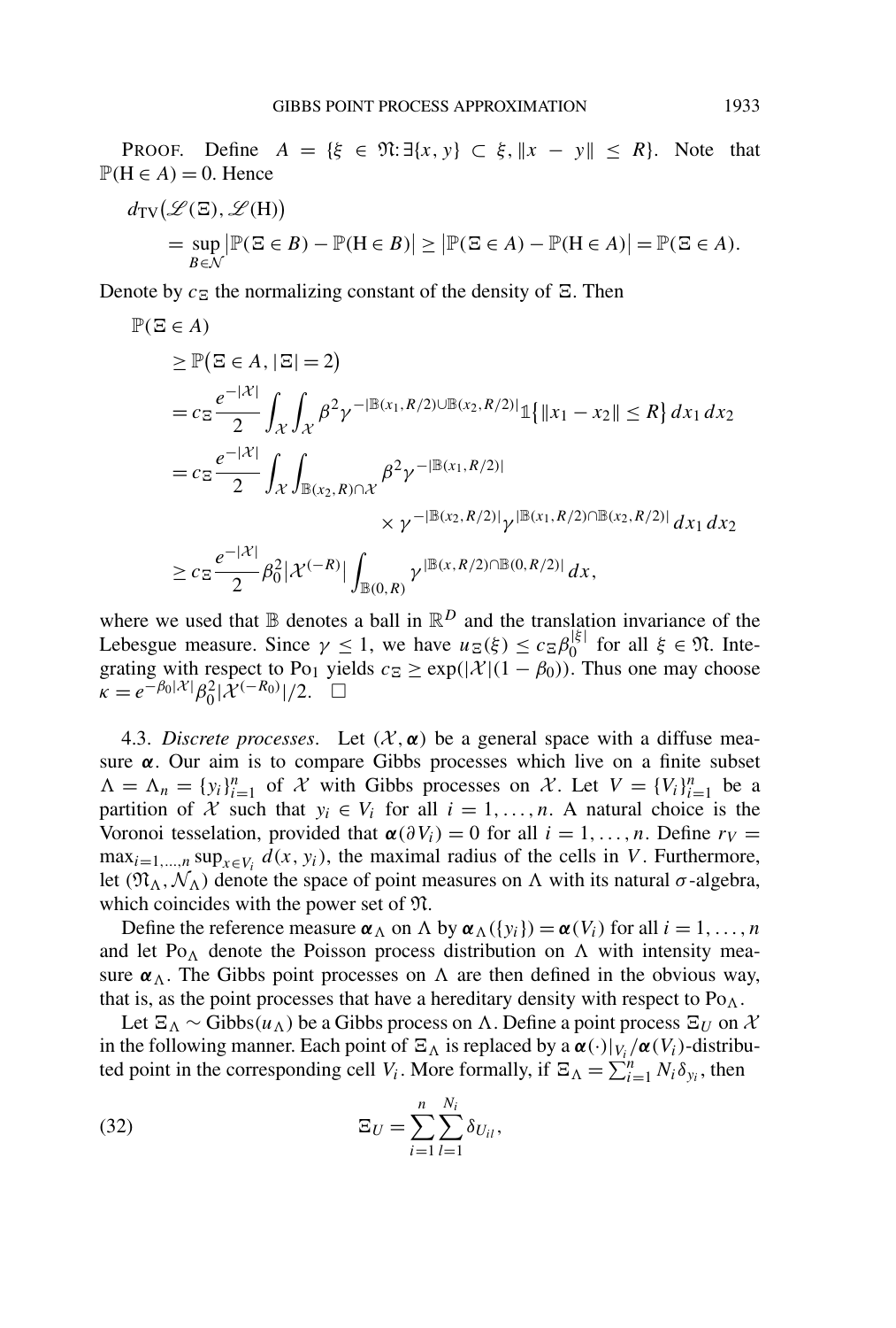PROOF. Define $A = \{\xi \in \mathfrak{N} : \exists \{x, y\} \subset \xi, \|x - y\| \leq R\}$. Note that $\mathbb{P}(\mathrm{H} \in A) = 0$. Hence

$$
\begin{aligned}
&d_{\mathrm{TV}}(\mathscr{L}(\Xi), \mathscr{L}(\mathrm{H})) \\
&\quad = \sup_{B \in \mathcal{N}} |\mathbb{P}(\Xi \in B) - \mathbb{P}(\mathrm{H} \in B)| \geq |\mathbb{P}(\Xi \in A) - \mathbb{P}(\mathrm{H} \in A)| = \mathbb{P}(\Xi \in A).
\end{aligned}
$$

Denote by $c_\Xi$ the normalizing constant of the density of $\Xi$. Then

$$
\begin{aligned}
&\mathbb{P}(\Xi \in A) \\
&\quad \geq \mathbb{P}(\Xi \in A, |\Xi| = 2) \\
&\quad = c_\Xi \frac{e^{-|\mathcal{X}|}}{2} \int_{\mathcal{X}} \int_{\mathcal{X}} \beta^2 \gamma^{-|\mathbb{B}(x_1, R/2) \cup \mathbb{B}(x_2, R/2)|} \mathbb{1}\{\|x_1 - x_2\| \leq R\} \, dx_1 \, dx_2 \\
&\quad = c_\Xi \frac{e^{-|\mathcal{X}|}}{2} \int_{\mathcal{X}} \int_{\mathbb{B}(x_2, R) \cap \mathcal{X}} \beta^2 \gamma^{-|\mathbb{B}(x_1, R/2)|} \\
&\qquad\qquad \times \gamma^{-|\mathbb{B}(x_2, R/2)|} \gamma^{|\mathbb{B}(x_1, R/2) \cap \mathbb{B}(x_2, R/2)|} \, dx_1 \, dx_2 \\
&\quad \geq c_\Xi \frac{e^{-|\mathcal{X}|}}{2} \beta_0^2 |\mathcal{X}^{(-R)}| \int_{\mathbb{B}(0, R)} \gamma^{|\mathbb{B}(x, R/2) \cap \mathbb{B}(0, R/2)|} \, dx,
\end{aligned}
$$

where we used that $\mathbb{B}$ denotes a ball in $\mathbb{R}^D$ and the translation invariance of the Lebesgue measure. Since $\gamma \leq 1$, we have $u_\Xi(\xi) \leq c_\Xi \beta_0^{|\xi|}$ for all $\xi \in \mathfrak{N}$. Integrating with respect to $\mathrm{Po}_1$ yields $c_\Xi \geq \exp(|\mathcal{X}|(1 - \beta_0))$. Thus one may choose $\kappa = e^{-\beta_0 |\mathcal{X}|} \beta_0^2 |\mathcal{X}^{(-R_0)}|/2$. $\square$

4.3. *Discrete processes*. Let $(\mathcal{X}, \boldsymbol{\alpha})$ be a general space with a diffuse measure $\boldsymbol{\alpha}$. Our aim is to compare Gibbs processes which live on a finite subset $\Lambda = \Lambda_n = \{y_i\}_{i=1}^n$ of $\mathcal{X}$ with Gibbs processes on $\mathcal{X}$. Let $V = \{V_i\}_{i=1}^n$ be a partition of $\mathcal{X}$ such that $y_i \in V_i$ for all $i = 1, \ldots, n$. A natural choice is the Voronoi tesselation, provided that $\boldsymbol{\alpha}(\partial V_i) = 0$ for all $i = 1, \ldots, n$. Define $r_V = \max_{i=1,\ldots,n} \sup_{x \in V_i} d(x, y_i)$, the maximal radius of the cells in $V$. Furthermore, let $(\mathfrak{N}_\Lambda, \mathcal{N}_\Lambda)$ denote the space of point measures on $\Lambda$ with its natural $\sigma$-algebra, which coincides with the power set of $\mathfrak{N}$.

Define the reference measure $\boldsymbol{\alpha}_\Lambda$ on $\Lambda$ by $\boldsymbol{\alpha}_\Lambda(\{y_i\}) = \boldsymbol{\alpha}(V_i)$ for all $i = 1, \ldots, n$ and let $\mathrm{Po}_\Lambda$ denote the Poisson process distribution on $\Lambda$ with intensity measure $\boldsymbol{\alpha}_\Lambda$. The Gibbs point processes on $\Lambda$ are then defined in the obvious way, that is, as the point processes that have a hereditary density with respect to $\mathrm{Po}_\Lambda$.

Let $\Xi_\Lambda \sim \mathrm{Gibbs}(u_\Lambda)$ be a Gibbs process on $\Lambda$. Define a point process $\Xi_U$ on $\mathcal{X}$ in the following manner. Each point of $\Xi_\Lambda$ is replaced by a $\boldsymbol{\alpha}(\cdot)|_{V_i}/\boldsymbol{\alpha}(V_i)$-distributed point in the corresponding cell $V_i$. More formally, if $\Xi_\Lambda = \sum_{i=1}^n N_i \delta_{y_i}$, then

$$
\Xi_U = \sum_{i=1}^n \sum_{l=1}^{N_i} \delta_{U_{il}}, \tag{32}
$$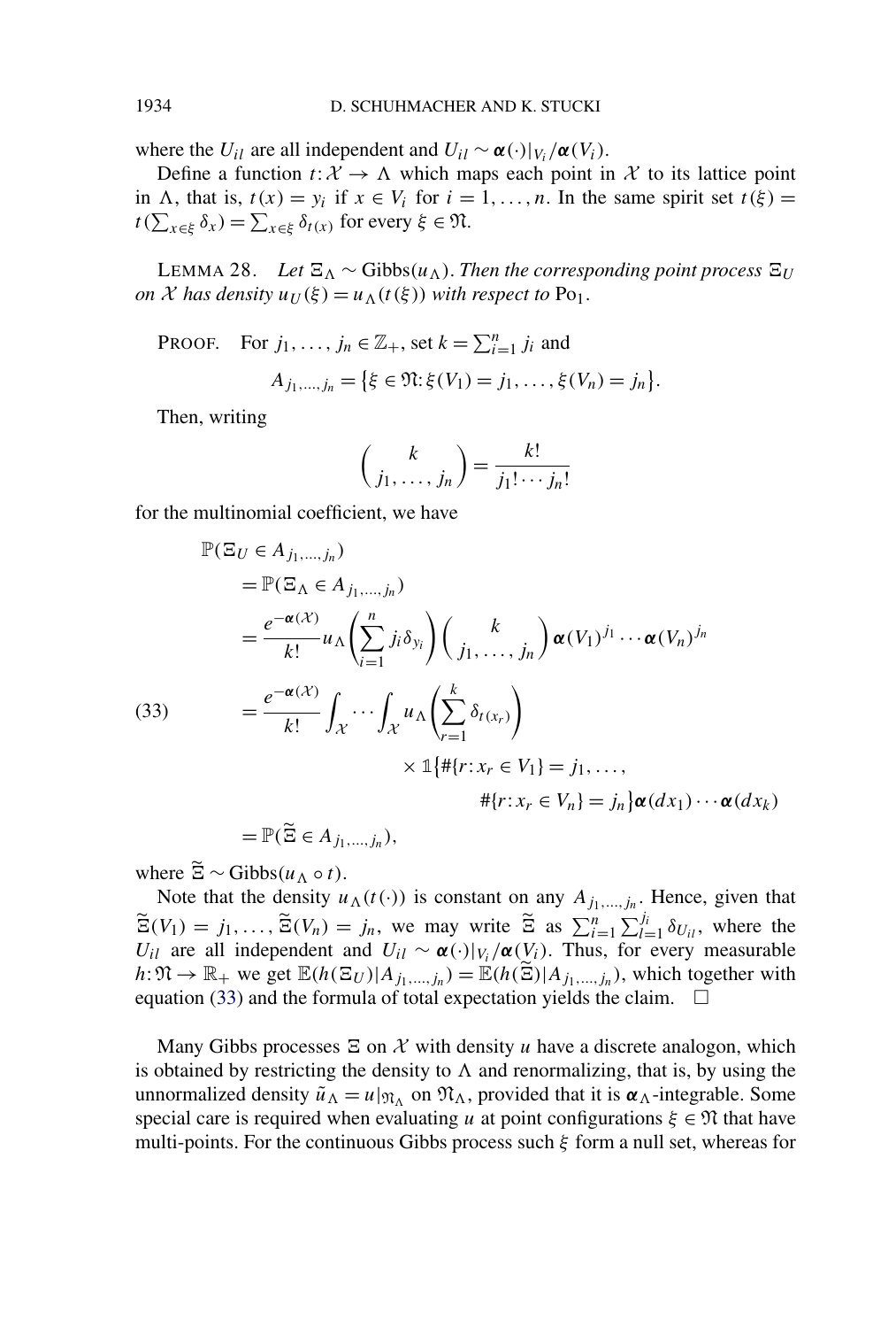where the $U_{il}$ are all independent and $U_{il} \sim \boldsymbol{\alpha}(\cdot)|_{V_i}/\boldsymbol{\alpha}(V_i)$.

Define a function $t: \mathcal{X} \to \Lambda$ which maps each point in $\mathcal{X}$ to its lattice point in $\Lambda$, that is, $t(x) = y_i$ if $x \in V_i$ for $i = 1, \ldots, n$. In the same spirit set $t(\xi) = t(\sum_{x \in \xi} \delta_x) = \sum_{x \in \xi} \delta_{t(x)}$ for every $\xi \in \mathfrak{N}$.

LEMMA 28. *Let $\Xi_\Lambda \sim \mathrm{Gibbs}(u_\Lambda)$. Then the corresponding point process $\Xi_U$ on $\mathcal{X}$ has density $u_U(\xi) = u_\Lambda(t(\xi))$ with respect to* $\mathrm{Po}_1$.

PROOF. For $j_1, \ldots, j_n \in \mathbb{Z}_+$, set $k = \sum_{i=1}^n j_i$ and

$$A_{j_1,\ldots,j_n} = \{\xi \in \mathfrak{N}: \xi(V_1) = j_1, \ldots, \xi(V_n) = j_n\}.$$

Then, writing

$$\binom{k}{j_1, \ldots, j_n} = \frac{k!}{j_1! \cdots j_n!}$$

for the multinomial coefficient, we have

$$\begin{aligned}
&\mathbb{P}(\Xi_U \in A_{j_1,\ldots,j_n}) \\
&= \mathbb{P}(\Xi_\Lambda \in A_{j_1,\ldots,j_n}) \\
&= \frac{e^{-\boldsymbol{\alpha}(\mathcal{X})}}{k!} u_\Lambda\left(\sum_{i=1}^n j_i \delta_{y_i}\right) \binom{k}{j_1, \ldots, j_n} \boldsymbol{\alpha}(V_1)^{j_1} \cdots \boldsymbol{\alpha}(V_n)^{j_n} \\
&= \frac{e^{-\boldsymbol{\alpha}(\mathcal{X})}}{k!} \int_{\mathcal{X}} \cdots \int_{\mathcal{X}} u_\Lambda\left(\sum_{r=1}^k \delta_{t(x_r)}\right) \\
&\qquad \times \mathbb{1}\{\#\{r: x_r \in V_1\} = j_1, \ldots, \\
&\qquad\qquad \#\{r: x_r \in V_n\} = j_n\} \boldsymbol{\alpha}(dx_1) \cdots \boldsymbol{\alpha}(dx_k) \\
&= \mathbb{P}(\widetilde{\Xi} \in A_{j_1,\ldots,j_n}),
\end{aligned} \tag{33}$$

where $\widetilde{\Xi} \sim \mathrm{Gibbs}(u_\Lambda \circ t)$.

Note that the density $u_\Lambda(t(\cdot))$ is constant on any $A_{j_1,\ldots,j_n}$. Hence, given that $\widetilde{\Xi}(V_1) = j_1, \ldots, \widetilde{\Xi}(V_n) = j_n$, we may write $\widetilde{\Xi}$ as $\sum_{i=1}^n \sum_{l=1}^{j_i} \delta_{U_{il}}$, where the $U_{il}$ are all independent and $U_{il} \sim \boldsymbol{\alpha}(\cdot)|_{V_i}/\boldsymbol{\alpha}(V_i)$. Thus, for every measurable $h: \mathfrak{N} \to \mathbb{R}_+$ we get $\mathbb{E}(h(\Xi_U)|A_{j_1,\ldots,j_n}) = \mathbb{E}(h(\widetilde{\Xi})|A_{j_1,\ldots,j_n})$, which together with equation (33) and the formula of total expectation yields the claim. $\square$

Many Gibbs processes $\Xi$ on $\mathcal{X}$ with density $u$ have a discrete analogon, which is obtained by restricting the density to $\Lambda$ and renormalizing, that is, by using the unnormalized density $\tilde{u}_\Lambda = u|_{\mathfrak{N}_\Lambda}$ on $\mathfrak{N}_\Lambda$, provided that it is $\boldsymbol{\alpha}_\Lambda$-integrable. Some special care is required when evaluating $u$ at point configurations $\xi \in \mathfrak{N}$ that have multi-points. For the continuous Gibbs process such $\xi$ form a null set, whereas for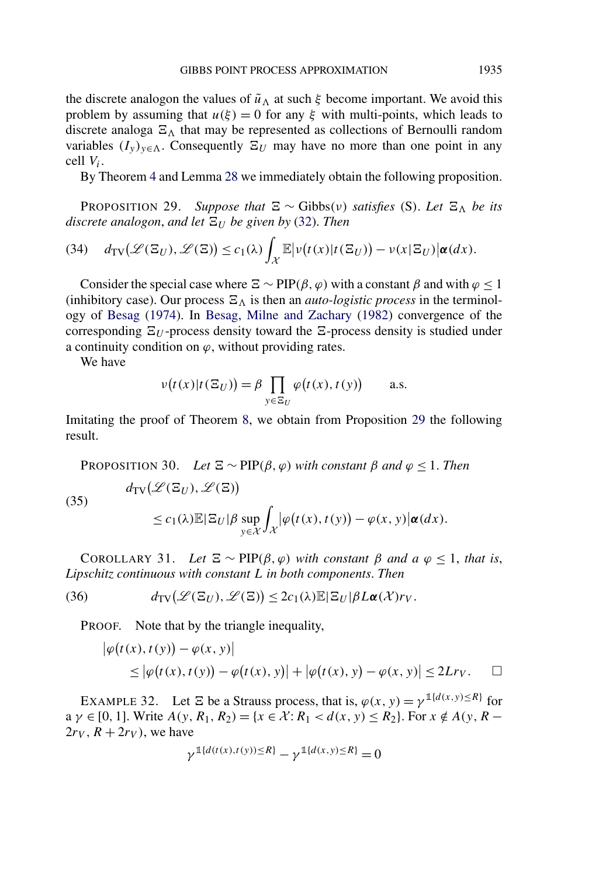the discrete analogon the values of $\tilde{u}_\Lambda$ at such $\xi$ become important. We avoid this problem by assuming that $u(\xi) = 0$ for any $\xi$ with multi-points, which leads to discrete analoga $\Xi_\Lambda$ that may be represented as collections of Bernoulli random variables $(I_y)_{y\in\Lambda}$. Consequently $\Xi_U$ may have no more than one point in any cell $V_i$.

By Theorem 4 and Lemma 28 we immediately obtain the following proposition.

PROPOSITION 29. *Suppose that $\Xi \sim \mathrm{Gibbs}(\nu)$ satisfies (S). Let $\Xi_\Lambda$ be its discrete analogon, and let $\Xi_U$ be given by (32). Then*

$$d_{\mathrm{TV}}\big(\mathscr{L}(\Xi_U), \mathscr{L}(\Xi)\big) \le c_1(\lambda) \int_{\mathcal{X}} \mathbb{E}\big|\nu\big(t(x)|t(\Xi_U)\big) - \nu(x|\Xi_U)\big|\boldsymbol{\alpha}(dx). \tag{34}$$

Consider the special case where $\Xi \sim \mathrm{PIP}(\beta, \varphi)$ with a constant $\beta$ and with $\varphi \le 1$ (inhibitory case). Our process $\Xi_\Lambda$ is then an *auto-logistic process* in the terminology of Besag (1974). In Besag, Milne and Zachary (1982) convergence of the corresponding $\Xi_U$-process density toward the $\Xi$-process density is studied under a continuity condition on $\varphi$, without providing rates.

We have

$$\nu\big(t(x)|t(\Xi_U)\big) = \beta \prod_{y\in\Xi_U} \varphi\big(t(x), t(y)\big) \qquad \text{a.s.}$$

Imitating the proof of Theorem 8, we obtain from Proposition 29 the following result.

PROPOSITION 30. *Let $\Xi \sim \mathrm{PIP}(\beta, \varphi)$ with constant $\beta$ and $\varphi \le 1$. Then*

$$\begin{aligned} &d_{\mathrm{TV}}\big(\mathscr{L}(\Xi_U), \mathscr{L}(\Xi)\big) \\ &\quad \le c_1(\lambda)\mathbb{E}|\Xi_U|\beta \sup_{y\in\mathcal{X}} \int_{\mathcal{X}} \big|\varphi\big(t(x), t(y)\big) - \varphi(x, y)\big|\boldsymbol{\alpha}(dx). \end{aligned} \tag{35}$$

COROLLARY 31. *Let $\Xi \sim \mathrm{PIP}(\beta, \varphi)$ with constant $\beta$ and a $\varphi \le 1$, that is, Lipschitz continuous with constant $L$ in both components. Then*

$$d_{\mathrm{TV}}\big(\mathscr{L}(\Xi_U), \mathscr{L}(\Xi)\big) \le 2c_1(\lambda)\mathbb{E}|\Xi_U|\beta L\boldsymbol{\alpha}(\mathcal{X})r_V. \tag{36}$$

PROOF. Note that by the triangle inequality,

$$\begin{aligned} &\big|\varphi\big(t(x), t(y)\big) - \varphi(x, y)\big| \\ &\quad \le \big|\varphi\big(t(x), t(y)\big) - \varphi\big(t(x), y\big)\big| + \big|\varphi\big(t(x), y\big) - \varphi(x, y)\big| \le 2Lr_V. \qquad \square \end{aligned}$$

EXAMPLE 32. Let $\Xi$ be a Strauss process, that is, $\varphi(x, y) = \gamma^{\mathbb{1}\{d(x,y)\le R\}}$ for a $\gamma \in [0, 1]$. Write $A(y, R_1, R_2) = \{x \in \mathcal{X}: R_1 < d(x, y) \le R_2\}$. For $x \notin A(y, R - 2r_V, R + 2r_V)$, we have

$$\gamma^{\mathbb{1}\{d(t(x),t(y))\le R\}} - \gamma^{\mathbb{1}\{d(x,y)\le R\}} = 0$$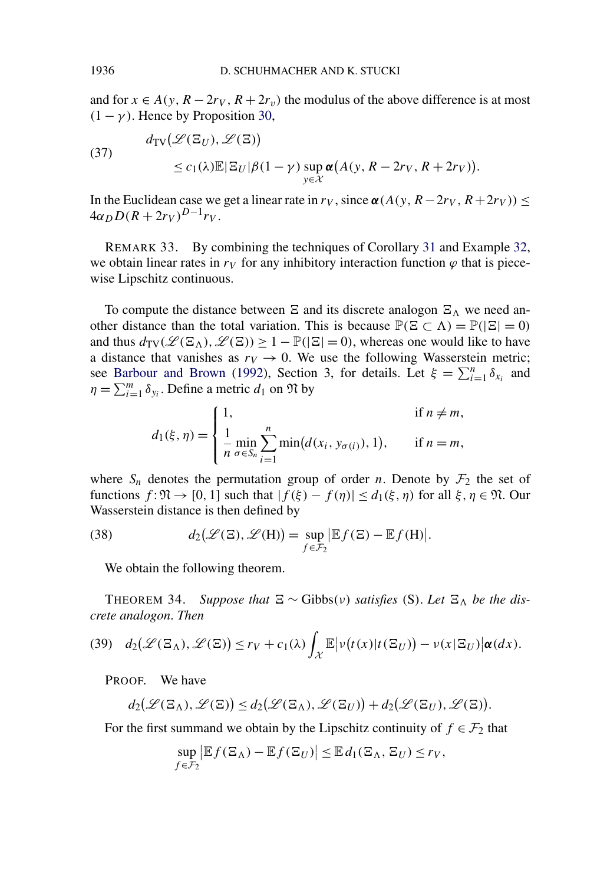and for $x \in A(y, R - 2r_V, R + 2r_v)$ the modulus of the above difference is at most $(1 - \gamma)$. Hence by Proposition 30,

$$
d_{\mathrm{TV}}\big(\mathscr{L}(\Xi_U), \mathscr{L}(\Xi)\big) \le c_1(\lambda)\mathbb{E}|\Xi_U|\beta(1-\gamma)\sup_{y\in\mathcal{X}}\boldsymbol{\alpha}\big(A(y, R-2r_V, R+2r_V)\big). \tag{37}
$$

In the Euclidean case we get a linear rate in $r_V$, since $\boldsymbol{\alpha}(A(y, R-2r_V, R+2r_V)) \le 4\alpha_D D(R+2r_V)^{D-1}r_V$.

REMARK 33. By combining the techniques of Corollary 31 and Example 32, we obtain linear rates in $r_V$ for any inhibitory interaction function $\varphi$ that is piecewise Lipschitz continuous.

To compute the distance between $\Xi$ and its discrete analogon $\Xi_\Lambda$ we need another distance than the total variation. This is because $\mathbb{P}(\Xi \subset \Lambda) = \mathbb{P}(|\Xi| = 0)$ and thus $d_{\mathrm{TV}}(\mathscr{L}(\Xi_\Lambda), \mathscr{L}(\Xi)) \ge 1 - \mathbb{P}(|\Xi| = 0)$, whereas one would like to have a distance that vanishes as $r_V \to 0$. We use the following Wasserstein metric; see Barbour and Brown (1992), Section 3, for details. Let $\xi = \sum_{i=1}^n \delta_{x_i}$ and $\eta = \sum_{i=1}^m \delta_{y_i}$. Define a metric $d_1$ on $\mathfrak{N}$ by

$$
d_1(\xi, \eta) = \begin{cases} 1, & \text{if } n \ne m, \\ \dfrac{1}{n}\min_{\sigma\in S_n}\displaystyle\sum_{i=1}^n \min\big(d(x_i, y_{\sigma(i)}), 1\big), & \text{if } n = m, \end{cases}
$$

where $S_n$ denotes the permutation group of order $n$. Denote by $\mathcal{F}_2$ the set of functions $f : \mathfrak{N} \to [0, 1]$ such that $|f(\xi) - f(\eta)| \le d_1(\xi, \eta)$ for all $\xi, \eta \in \mathfrak{N}$. Our Wasserstein distance is then defined by

$$
d_2\big(\mathscr{L}(\Xi), \mathscr{L}(\mathrm{H})\big) = \sup_{f\in\mathcal{F}_2}\big|\mathbb{E}f(\Xi) - \mathbb{E}f(\mathrm{H})\big|. \tag{38}
$$

We obtain the following theorem.

THEOREM 34. *Suppose that* $\Xi \sim \mathrm{Gibbs}(\nu)$ *satisfies* (S). *Let* $\Xi_\Lambda$ *be the discrete analogon. Then*

$$
d_2\big(\mathscr{L}(\Xi_\Lambda), \mathscr{L}(\Xi)\big) \le r_V + c_1(\lambda)\int_{\mathcal{X}} \mathbb{E}\big|\nu\big(t(x)|t(\Xi_U)\big) - \nu(x|\Xi_U)\big|\boldsymbol{\alpha}(dx). \tag{39}
$$

PROOF. We have

$$
d_2\big(\mathscr{L}(\Xi_\Lambda), \mathscr{L}(\Xi)\big) \le d_2\big(\mathscr{L}(\Xi_\Lambda), \mathscr{L}(\Xi_U)\big) + d_2\big(\mathscr{L}(\Xi_U), \mathscr{L}(\Xi)\big).
$$

For the first summand we obtain by the Lipschitz continuity of $f \in \mathcal{F}_2$ that

$$
\sup_{f\in\mathcal{F}_2}\big|\mathbb{E}f(\Xi_\Lambda) - \mathbb{E}f(\Xi_U)\big| \le \mathbb{E}d_1(\Xi_\Lambda, \Xi_U) \le r_V,
$$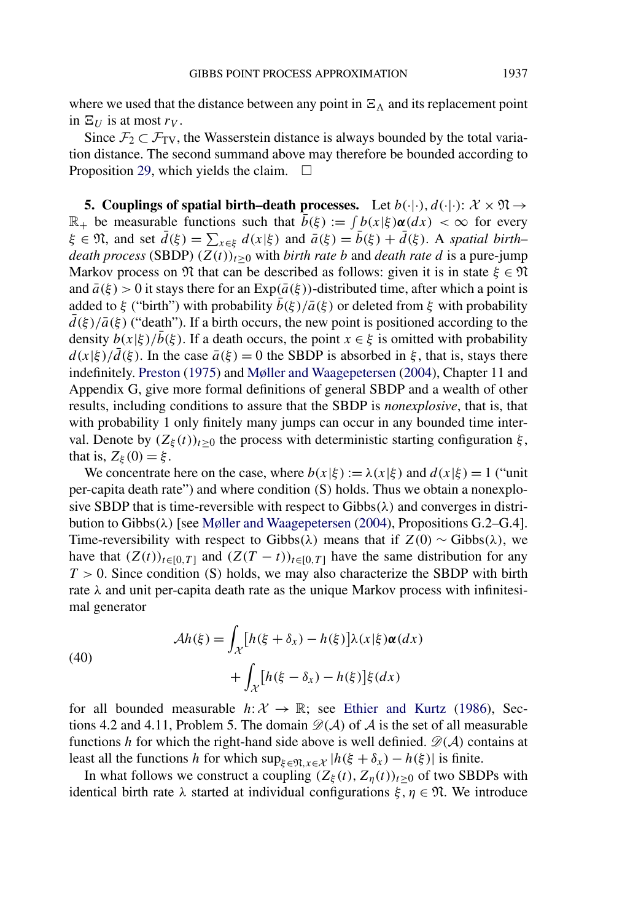where we used that the distance between any point in $\Xi_\Lambda$ and its replacement point in $\Xi_U$ is at most $r_V$.

Since $\mathcal{F}_2 \subset \mathcal{F}_{\mathrm{TV}}$, the Wasserstein distance is always bounded by the total variation distance. The second summand above may therefore be bounded according to Proposition 29, which yields the claim. $\square$

## 5. Couplings of spatial birth–death processes.

Let $b(\cdot|\cdot), d(\cdot|\cdot): \mathcal{X} \times \mathfrak{N} \to \mathbb{R}_+$ be measurable functions such that $\bar{b}(\xi) := \int b(x|\xi)\boldsymbol{\alpha}(dx) < \infty$ for every $\xi \in \mathfrak{N}$, and set $\bar{d}(\xi) = \sum_{x \in \xi} d(x|\xi)$ and $\bar{a}(\xi) = \bar{b}(\xi) + \bar{d}(\xi)$. A *spatial birth–death process* (SBDP) $(Z(t))_{t\geq 0}$ with *birth rate* $b$ and *death rate* $d$ is a pure-jump Markov process on $\mathfrak{N}$ that can be described as follows: given it is in state $\xi \in \mathfrak{N}$ and $\bar{a}(\xi) > 0$ it stays there for an $\mathrm{Exp}(\bar{a}(\xi))$-distributed time, after which a point is added to $\xi$ ("birth") with probability $\bar{b}(\xi)/\bar{a}(\xi)$ or deleted from $\xi$ with probability $\bar{d}(\xi)/\bar{a}(\xi)$ ("death"). If a birth occurs, the new point is positioned according to the density $b(x|\xi)/\bar{b}(\xi)$. If a death occurs, the point $x \in \xi$ is omitted with probability $d(x|\xi)/\bar{d}(\xi)$. In the case $\bar{a}(\xi) = 0$ the SBDP is absorbed in $\xi$, that is, stays there indefinitely. Preston (1975) and Møller and Waagepetersen (2004), Chapter 11 and Appendix G, give more formal definitions of general SBDP and a wealth of other results, including conditions to assure that the SBDP is *nonexplosive*, that is, that with probability 1 only finitely many jumps can occur in any bounded time interval. Denote by $(Z_\xi(t))_{t\geq 0}$ the process with deterministic starting configuration $\xi$, that is, $Z_\xi(0) = \xi$.

We concentrate here on the case, where $b(x|\xi) := \lambda(x|\xi)$ and $d(x|\xi) = 1$ ("unit per-capita death rate") and where condition (S) holds. Thus we obtain a nonexplosive SBDP that is time-reversible with respect to $\mathrm{Gibbs}(\lambda)$ and converges in distribution to $\mathrm{Gibbs}(\lambda)$ [see Møller and Waagepetersen (2004), Propositions G.2–G.4]. Time-reversibility with respect to $\mathrm{Gibbs}(\lambda)$ means that if $Z(0) \sim \mathrm{Gibbs}(\lambda)$, we have that $(Z(t))_{t\in[0,T]}$ and $(Z(T-t))_{t\in[0,T]}$ have the same distribution for any $T > 0$. Since condition (S) holds, we may also characterize the SBDP with birth rate $\lambda$ and unit per-capita death rate as the unique Markov process with infinitesimal generator

$$
\mathcal{A}h(\xi) = \int_{\mathcal{X}} \bigl[h(\xi + \delta_x) - h(\xi)\bigr]\lambda(x|\xi)\boldsymbol{\alpha}(dx) + \int_{\mathcal{X}} \bigl[h(\xi - \delta_x) - h(\xi)\bigr]\xi(dx) \tag{40}
$$

for all bounded measurable $h: \mathcal{X} \to \mathbb{R}$; see Ethier and Kurtz (1986), Sections 4.2 and 4.11, Problem 5. The domain $\mathscr{D}(\mathcal{A})$ of $\mathcal{A}$ is the set of all measurable functions $h$ for which the right-hand side above is well definied. $\mathscr{D}(\mathcal{A})$ contains at least all the functions $h$ for which $\sup_{\xi\in\mathfrak{N}, x\in\mathcal{X}} |h(\xi + \delta_x) - h(\xi)|$ is finite.

In what follows we construct a coupling $(Z_\xi(t), Z_\eta(t))_{t\geq 0}$ of two SBDPs with identical birth rate $\lambda$ started at individual configurations $\xi, \eta \in \mathfrak{N}$. We introduce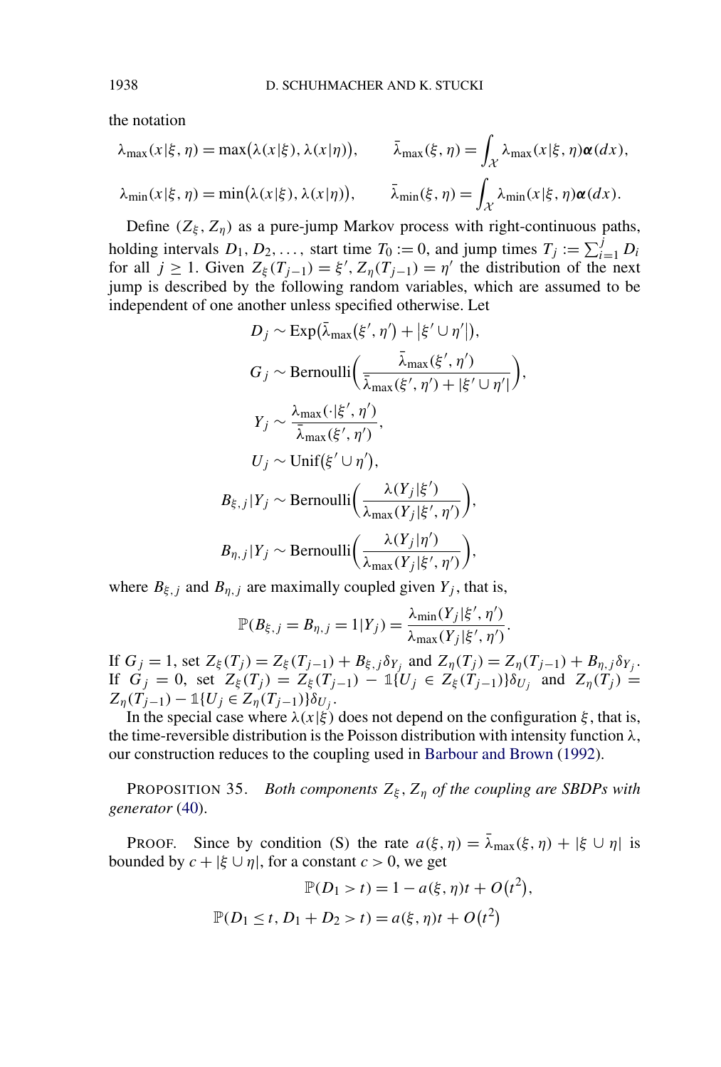the notation

$$\lambda_{\max}(x|\xi,\eta) = \max(\lambda(x|\xi),\lambda(x|\eta)), \qquad \bar{\lambda}_{\max}(\xi,\eta) = \int_{\mathcal{X}} \lambda_{\max}(x|\xi,\eta)\boldsymbol{\alpha}(dx),$$

$$\lambda_{\min}(x|\xi,\eta) = \min(\lambda(x|\xi),\lambda(x|\eta)), \qquad \bar{\lambda}_{\min}(\xi,\eta) = \int_{\mathcal{X}} \lambda_{\min}(x|\xi,\eta)\boldsymbol{\alpha}(dx).$$

Define $(Z_\xi, Z_\eta)$ as a pure-jump Markov process with right-continuous paths, holding intervals $D_1, D_2, \ldots,$ start time $T_0 := 0$, and jump times $T_j := \sum_{i=1}^{j} D_i$ for all $j \geq 1$. Given $Z_\xi(T_{j-1}) = \xi'$, $Z_\eta(T_{j-1}) = \eta'$ the distribution of the next jump is described by the following random variables, which are assumed to be independent of one another unless specified otherwise. Let

$$D_j \sim \operatorname{Exp}(\bar{\lambda}_{\max}(\xi',\eta') + |\xi' \cup \eta'|),$$

$$G_j \sim \operatorname{Bernoulli}\left(\frac{\bar{\lambda}_{\max}(\xi',\eta')}{\bar{\lambda}_{\max}(\xi',\eta') + |\xi' \cup \eta'|}\right),$$

$$Y_j \sim \frac{\lambda_{\max}(\cdot|\xi',\eta')}{\bar{\lambda}_{\max}(\xi',\eta')},$$

$$U_j \sim \operatorname{Unif}(\xi' \cup \eta'),$$

$$B_{\xi,j}|Y_j \sim \operatorname{Bernoulli}\left(\frac{\lambda(Y_j|\xi')}{\lambda_{\max}(Y_j|\xi',\eta')}\right),$$

$$B_{\eta,j}|Y_j \sim \operatorname{Bernoulli}\left(\frac{\lambda(Y_j|\eta')}{\lambda_{\max}(Y_j|\xi',\eta')}\right),$$

where $B_{\xi,j}$ and $B_{\eta,j}$ are maximally coupled given $Y_j$, that is,

$$\mathbb{P}(B_{\xi,j} = B_{\eta,j} = 1|Y_j) = \frac{\lambda_{\min}(Y_j|\xi',\eta')}{\lambda_{\max}(Y_j|\xi',\eta')}.$$

If $G_j = 1$, set $Z_\xi(T_j) = Z_\xi(T_{j-1}) + B_{\xi,j}\delta_{Y_j}$ and $Z_\eta(T_j) = Z_\eta(T_{j-1}) + B_{\eta,j}\delta_{Y_j}$. If $G_j = 0$, set $Z_\xi(T_j) = Z_\xi(T_{j-1}) - \mathbb{1}\{U_j \in Z_\xi(T_{j-1})\}\delta_{U_j}$ and $Z_\eta(T_j) = Z_\eta(T_{j-1}) - \mathbb{1}\{U_j \in Z_\eta(T_{j-1})\}\delta_{U_j}$.

In the special case where $\lambda(x|\xi)$ does not depend on the configuration $\xi$, that is, the time-reversible distribution is the Poisson distribution with intensity function $\lambda$, our construction reduces to the coupling used in Barbour and Brown (1992).

PROPOSITION 35. *Both components $Z_\xi$, $Z_\eta$ of the coupling are SBDPs with generator* (40).

PROOF. Since by condition (S) the rate $a(\xi,\eta) = \bar{\lambda}_{\max}(\xi,\eta) + |\xi \cup \eta|$ is bounded by $c + |\xi \cup \eta|$, for a constant $c > 0$, we get

$$\mathbb{P}(D_1 > t) = 1 - a(\xi,\eta)t + O(t^2),$$

$$\mathbb{P}(D_1 \leq t, D_1 + D_2 > t) = a(\xi,\eta)t + O(t^2)$$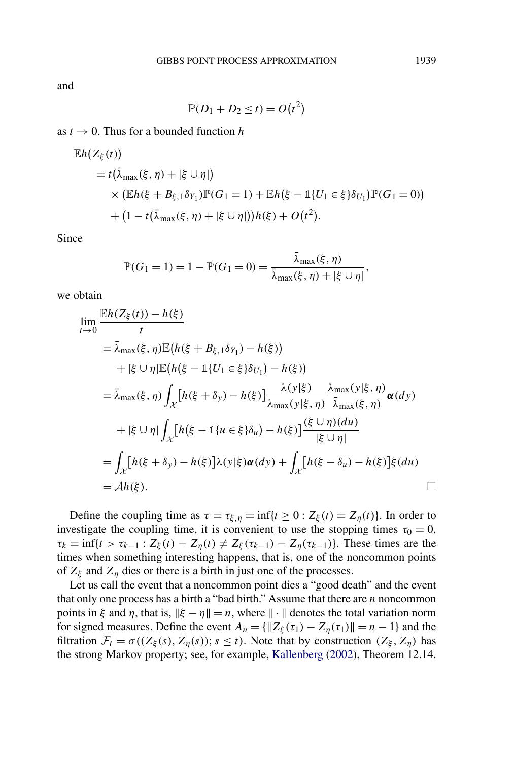and

$$\mathbb{P}(D_1 + D_2 \le t) = O(t^2)$$

as $t \to 0$. Thus for a bounded function $h$

$$\begin{aligned}
&\mathbb{E}h(Z_\xi(t)) \\
&\quad = t\big(\bar{\lambda}_{\max}(\xi,\eta) + |\xi \cup \eta|\big) \\
&\qquad \times \big(\mathbb{E}h(\xi + B_{\xi,1}\delta_{Y_1})\mathbb{P}(G_1 = 1) + \mathbb{E}h(\xi - \mathbb{1}\{U_1 \in \xi\}\delta_{U_1})\mathbb{P}(G_1 = 0)\big) \\
&\qquad + \big(1 - t(\bar{\lambda}_{\max}(\xi,\eta) + |\xi \cup \eta|)\big)h(\xi) + O(t^2).
\end{aligned}$$

Since

$$\mathbb{P}(G_1 = 1) = 1 - \mathbb{P}(G_1 = 0) = \frac{\bar{\lambda}_{\max}(\xi,\eta)}{\bar{\lambda}_{\max}(\xi,\eta) + |\xi \cup \eta|},$$

we obtain

$$\begin{aligned}
\lim_{t \to 0} & \frac{\mathbb{E}h(Z_\xi(t)) - h(\xi)}{t} \\
&= \bar{\lambda}_{\max}(\xi,\eta)\mathbb{E}\big(h(\xi + B_{\xi,1}\delta_{Y_1}) - h(\xi)\big) \\
&\quad + |\xi \cup \eta|\mathbb{E}\big(h(\xi - \mathbb{1}\{U_1 \in \xi\}\delta_{U_1}) - h(\xi)\big) \\
&= \bar{\lambda}_{\max}(\xi,\eta)\int_{\mathcal{X}}\big[h(\xi + \delta_y) - h(\xi)\big]\frac{\lambda(y|\xi)}{\lambda_{\max}(y|\xi,\eta)}\frac{\lambda_{\max}(y|\xi,\eta)}{\bar{\lambda}_{\max}(\xi,\eta)}\boldsymbol{\alpha}(dy) \\
&\quad + |\xi \cup \eta|\int_{\mathcal{X}}\big[h(\xi - \mathbb{1}\{u \in \xi\}\delta_u) - h(\xi)\big]\frac{(\xi \cup \eta)(du)}{|\xi \cup \eta|} \\
&= \int_{\mathcal{X}}\big[h(\xi + \delta_y) - h(\xi)\big]\lambda(y|\xi)\boldsymbol{\alpha}(dy) + \int_{\mathcal{X}}\big[h(\xi - \delta_u) - h(\xi)\big]\xi(du) \\
&= \mathcal{A}h(\xi). \qquad \square
\end{aligned}$$

Define the coupling time as $\tau = \tau_{\xi,\eta} = \inf\{t \ge 0 : Z_\xi(t) = Z_\eta(t)\}$. In order to investigate the coupling time, it is convenient to use the stopping times $\tau_0 = 0$, $\tau_k = \inf\{t > \tau_{k-1} : Z_\xi(t) - Z_\eta(t) \ne Z_\xi(\tau_{k-1}) - Z_\eta(\tau_{k-1})\}$. These times are the times when something interesting happens, that is, one of the noncommon points of $Z_\xi$ and $Z_\eta$ dies or there is a birth in just one of the processes.

Let us call the event that a noncommon point dies a "good death" and the event that only one process has a birth a "bad birth." Assume that there are $n$ noncommon points in $\xi$ and $\eta$, that is, $\|\xi - \eta\| = n$, where $\|\cdot\|$ denotes the total variation norm for signed measures. Define the event $A_n = \{\|Z_\xi(\tau_1) - Z_\eta(\tau_1)\| = n - 1\}$ and the filtration $\mathcal{F}_t = \sigma((Z_\xi(s), Z_\eta(s)); s \le t)$. Note that by construction $(Z_\xi, Z_\eta)$ has the strong Markov property; see, for example, Kallenberg (2002), Theorem 12.14.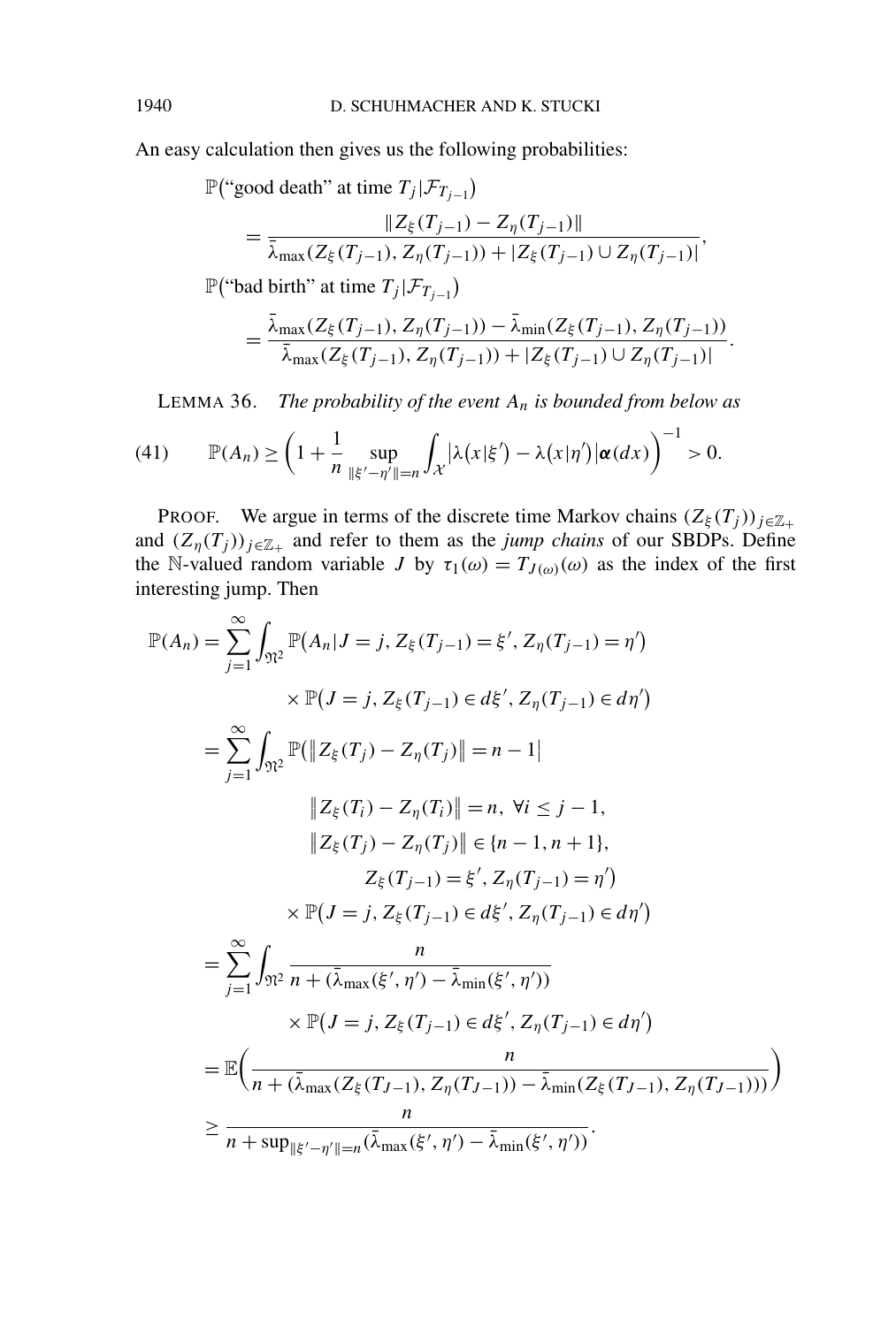An easy calculation then gives us the following probabilities:

$$
\begin{aligned}
&\mathbb{P}(\text{“good death” at time } T_j | \mathcal{F}_{T_{j-1}}) \\
&\quad = \frac{\|Z_\xi(T_{j-1}) - Z_\eta(T_{j-1})\|}{\bar{\lambda}_{\max}(Z_\xi(T_{j-1}), Z_\eta(T_{j-1})) + |Z_\xi(T_{j-1}) \cup Z_\eta(T_{j-1})|}, \\
&\mathbb{P}(\text{“bad birth” at time } T_j | \mathcal{F}_{T_{j-1}}) \\
&\quad = \frac{\bar{\lambda}_{\max}(Z_\xi(T_{j-1}), Z_\eta(T_{j-1})) - \bar{\lambda}_{\min}(Z_\xi(T_{j-1}), Z_\eta(T_{j-1}))}{\bar{\lambda}_{\max}(Z_\xi(T_{j-1}), Z_\eta(T_{j-1})) + |Z_\xi(T_{j-1}) \cup Z_\eta(T_{j-1})|}.
\end{aligned}
$$

LEMMA 36. *The probability of the event $A_n$ is bounded from below as*

$$
\mathbb{P}(A_n) \geq \left(1 + \frac{1}{n} \sup_{\|\xi' - \eta'\| = n} \int_{\mathcal{X}} |\lambda(x|\xi') - \lambda(x|\eta')| \boldsymbol{\alpha}(dx)\right)^{-1} > 0. \tag{41}
$$

PROOF. We argue in terms of the discrete time Markov chains $(Z_\xi(T_j))_{j \in \mathbb{Z}_+}$ and $(Z_\eta(T_j))_{j \in \mathbb{Z}_+}$ and refer to them as the *jump chains* of our SBDPs. Define the $\mathbb{N}$-valued random variable $J$ by $\tau_1(\omega) = T_{J(\omega)}(\omega)$ as the index of the first interesting jump. Then

$$
\begin{aligned}
\mathbb{P}(A_n) &= \sum_{j=1}^{\infty} \int_{\mathfrak{N}^2} \mathbb{P}(A_n | J = j, Z_\xi(T_{j-1}) = \xi', Z_\eta(T_{j-1}) = \eta') \\
&\qquad \times \mathbb{P}(J = j, Z_\xi(T_{j-1}) \in d\xi', Z_\eta(T_{j-1}) \in d\eta') \\
&= \sum_{j=1}^{\infty} \int_{\mathfrak{N}^2} \mathbb{P}\big(\|Z_\xi(T_j) - Z_\eta(T_j)\| = n - 1 \big| \\
&\qquad \|Z_\xi(T_i) - Z_\eta(T_i)\| = n, \ \forall i \leq j - 1, \\
&\qquad \|Z_\xi(T_j) - Z_\eta(T_j)\| \in \{n - 1, n + 1\}, \\
&\qquad Z_\xi(T_{j-1}) = \xi', Z_\eta(T_{j-1}) = \eta'\big) \\
&\qquad \times \mathbb{P}(J = j, Z_\xi(T_{j-1}) \in d\xi', Z_\eta(T_{j-1}) \in d\eta') \\
&= \sum_{j=1}^{\infty} \int_{\mathfrak{N}^2} \frac{n}{n + (\bar{\lambda}_{\max}(\xi', \eta') - \bar{\lambda}_{\min}(\xi', \eta'))} \\
&\qquad \times \mathbb{P}(J = j, Z_\xi(T_{j-1}) \in d\xi', Z_\eta(T_{j-1}) \in d\eta') \\
&= \mathbb{E}\left(\frac{n}{n + (\bar{\lambda}_{\max}(Z_\xi(T_{J-1}), Z_\eta(T_{J-1})) - \bar{\lambda}_{\min}(Z_\xi(T_{J-1}), Z_\eta(T_{J-1})))}\right) \\
&\geq \frac{n}{n + \sup_{\|\xi' - \eta'\| = n}(\bar{\lambda}_{\max}(\xi', \eta') - \bar{\lambda}_{\min}(\xi', \eta'))}.
\end{aligned}
$$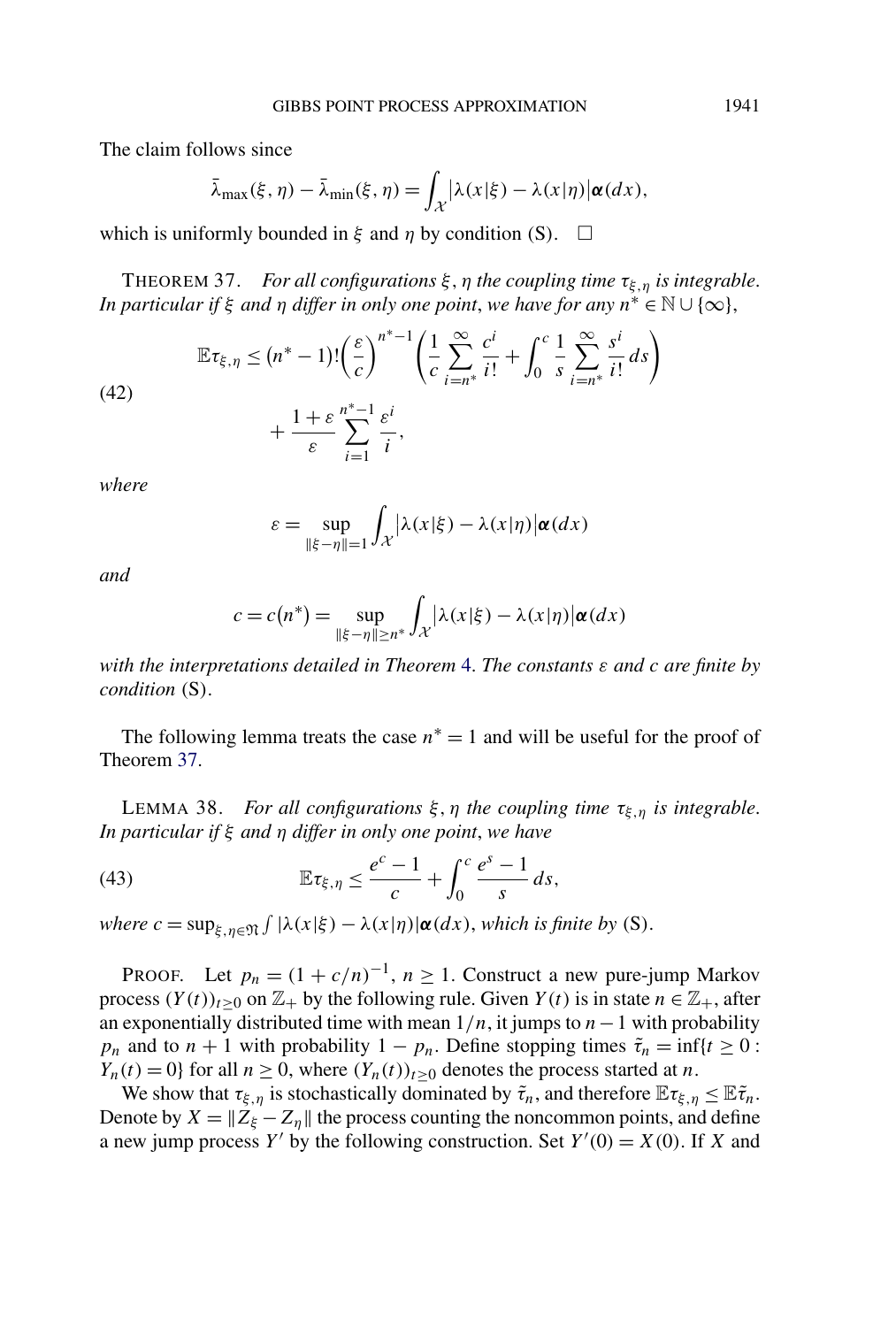The claim follows since

$$\bar{\lambda}_{\max}(\xi, \eta) - \bar{\lambda}_{\min}(\xi, \eta) = \int_{\mathcal{X}} \big|\lambda(x|\xi) - \lambda(x|\eta)\big| \boldsymbol{\alpha}(dx),$$

which is uniformly bounded in $\xi$ and $\eta$ by condition (S). $\square$

THEOREM 37. *For all configurations $\xi, \eta$ the coupling time $\tau_{\xi,\eta}$ is integrable. In particular if $\xi$ and $\eta$ differ in only one point, we have for any $n^* \in \mathbb{N} \cup \{\infty\}$,*

$$\mathbb{E}\tau_{\xi,\eta} \le (n^* - 1)! \left(\frac{\varepsilon}{c}\right)^{n^*-1} \left( \frac{1}{c} \sum_{i=n^*}^{\infty} \frac{c^i}{i!} + \int_0^c \frac{1}{s} \sum_{i=n^*}^{\infty} \frac{s^i}{i!}\, ds \right) + \frac{1+\varepsilon}{\varepsilon} \sum_{i=1}^{n^*-1} \frac{\varepsilon^i}{i}, \tag{42}$$

*where*

$$\varepsilon = \sup_{\|\xi - \eta\| = 1} \int_{\mathcal{X}} \big|\lambda(x|\xi) - \lambda(x|\eta)\big| \boldsymbol{\alpha}(dx)$$

*and*

$$c = c(n^*) = \sup_{\|\xi - \eta\| \ge n^*} \int_{\mathcal{X}} \big|\lambda(x|\xi) - \lambda(x|\eta)\big| \boldsymbol{\alpha}(dx)$$

*with the interpretations detailed in Theorem 4. The constants $\varepsilon$ and $c$ are finite by condition* (S).

The following lemma treats the case $n^* = 1$ and will be useful for the proof of Theorem 37.

LEMMA 38. *For all configurations $\xi, \eta$ the coupling time $\tau_{\xi,\eta}$ is integrable. In particular if $\xi$ and $\eta$ differ in only one point, we have*

$$\mathbb{E}\tau_{\xi,\eta} \le \frac{e^c - 1}{c} + \int_0^c \frac{e^s - 1}{s}\, ds, \tag{43}$$

*where $c = \sup_{\xi,\eta \in \mathfrak{N}} \int |\lambda(x|\xi) - \lambda(x|\eta)| \boldsymbol{\alpha}(dx)$, which is finite by* (S).

PROOF. Let $p_n = (1 + c/n)^{-1}$, $n \ge 1$. Construct a new pure-jump Markov process $(Y(t))_{t \ge 0}$ on $\mathbb{Z}_+$ by the following rule. Given $Y(t)$ is in state $n \in \mathbb{Z}_+$, after an exponentially distributed time with mean $1/n$, it jumps to $n - 1$ with probability $p_n$ and to $n + 1$ with probability $1 - p_n$. Define stopping times $\tilde{\tau}_n = \inf\{t \ge 0 : Y_n(t) = 0\}$ for all $n \ge 0$, where $(Y_n(t))_{t \ge 0}$ denotes the process started at $n$.

We show that $\tau_{\xi,\eta}$ is stochastically dominated by $\tilde{\tau}_n$, and therefore $\mathbb{E}\tau_{\xi,\eta} \le \mathbb{E}\tilde{\tau}_n$. Denote by $X = \|Z_\xi - Z_\eta\|$ the process counting the noncommon points, and define a new jump process $Y'$ by the following construction. Set $Y'(0) = X(0)$. If $X$ and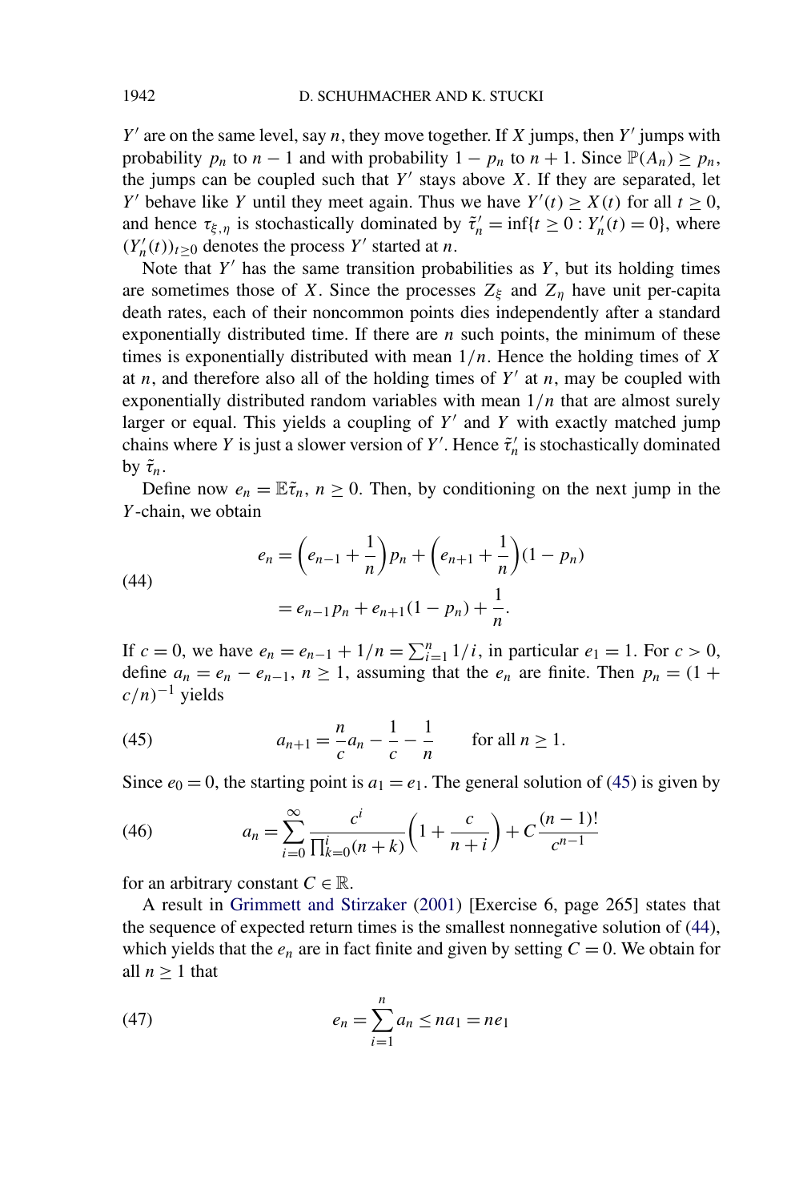$Y'$ are on the same level, say $n$, they move together. If $X$ jumps, then $Y'$ jumps with probability $p_n$ to $n-1$ and with probability $1-p_n$ to $n+1$. Since $\mathbb{P}(A_n) \geq p_n$, the jumps can be coupled such that $Y'$ stays above $X$. If they are separated, let $Y'$ behave like $Y$ until they meet again. Thus we have $Y'(t) \geq X(t)$ for all $t \geq 0$, and hence $\tau_{\xi,\eta}$ is stochastically dominated by $\tilde{\tau}'_n = \inf\{t \geq 0 : Y'_n(t) = 0\}$, where $(Y'_n(t))_{t\geq 0}$ denotes the process $Y'$ started at $n$.

Note that $Y'$ has the same transition probabilities as $Y$, but its holding times are sometimes those of $X$. Since the processes $Z_\xi$ and $Z_\eta$ have unit per-capita death rates, each of their noncommon points dies independently after a standard exponentially distributed time. If there are $n$ such points, the minimum of these times is exponentially distributed with mean $1/n$. Hence the holding times of $X$ at $n$, and therefore also all of the holding times of $Y'$ at $n$, may be coupled with exponentially distributed random variables with mean $1/n$ that are almost surely larger or equal. This yields a coupling of $Y'$ and $Y$ with exactly matched jump chains where $Y$ is just a slower version of $Y'$. Hence $\tilde{\tau}'_n$ is stochastically dominated by $\tilde{\tau}_n$.

Define now $e_n = \mathbb{E}\tilde{\tau}_n$, $n \geq 0$. Then, by conditioning on the next jump in the $Y$-chain, we obtain

$$
\begin{aligned}
e_n &= \left(e_{n-1} + \frac{1}{n}\right)p_n + \left(e_{n+1} + \frac{1}{n}\right)(1-p_n) \\
&= e_{n-1}p_n + e_{n+1}(1-p_n) + \frac{1}{n}.
\end{aligned} \tag{44}
$$

If $c = 0$, we have $e_n = e_{n-1} + 1/n = \sum_{i=1}^{n} 1/i$, in particular $e_1 = 1$. For $c > 0$, define $a_n = e_n - e_{n-1}$, $n \geq 1$, assuming that the $e_n$ are finite. Then $p_n = (1 + c/n)^{-1}$ yields

$$
a_{n+1} = \frac{n}{c}a_n - \frac{1}{c} - \frac{1}{n} \qquad \text{for all } n \geq 1. \tag{45}
$$

Since $e_0 = 0$, the starting point is $a_1 = e_1$. The general solution of (45) is given by

$$
a_n = \sum_{i=0}^{\infty} \frac{c^i}{\prod_{k=0}^{i}(n+k)}\left(1 + \frac{c}{n+i}\right) + C\frac{(n-1)!}{c^{n-1}} \tag{46}
$$

for an arbitrary constant $C \in \mathbb{R}$.

A result in Grimmett and Stirzaker (2001) [Exercise 6, page 265] states that the sequence of expected return times is the smallest nonnegative solution of (44), which yields that the $e_n$ are in fact finite and given by setting $C = 0$. We obtain for all $n \geq 1$ that

$$
e_n = \sum_{i=1}^{n} a_n \leq n a_1 = n e_1 \tag{47}
$$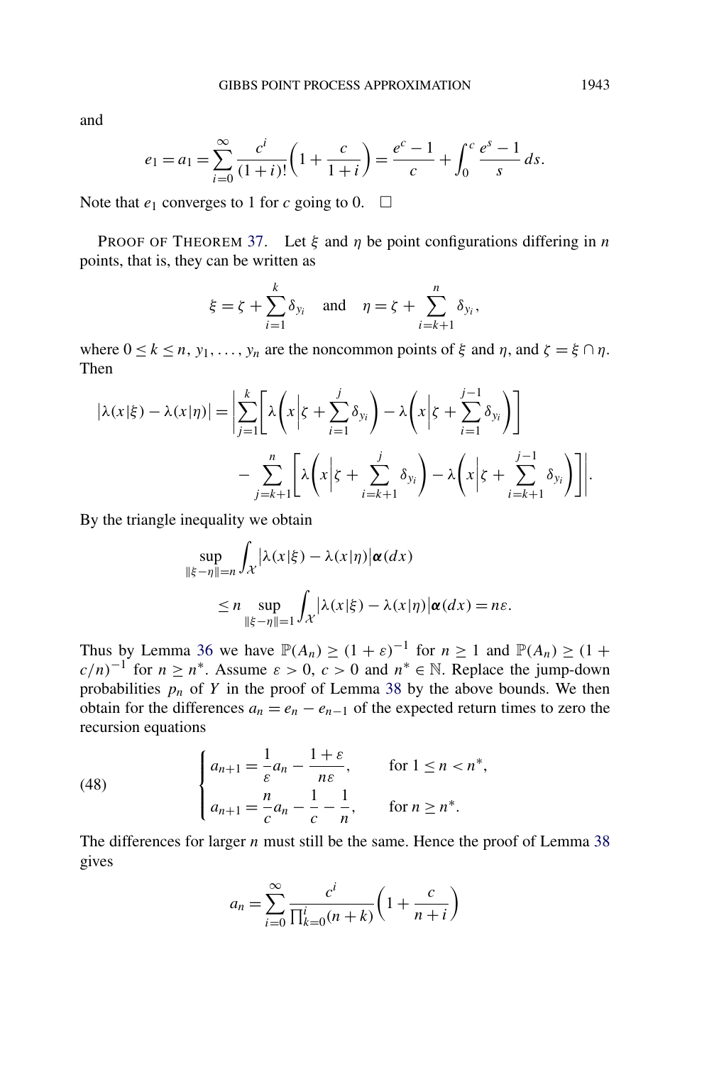and

$$e_1 = a_1 = \sum_{i=0}^{\infty} \frac{c^i}{(1+i)!}\left(1 + \frac{c}{1+i}\right) = \frac{e^c - 1}{c} + \int_0^c \frac{e^s - 1}{s}\, ds.$$

Note that $e_1$ converges to 1 for $c$ going to 0. $\square$

PROOF OF THEOREM 37. Let $\xi$ and $\eta$ be point configurations differing in $n$ points, that is, they can be written as

$$\xi = \zeta + \sum_{i=1}^{k} \delta_{y_i} \quad \text{and} \quad \eta = \zeta + \sum_{i=k+1}^{n} \delta_{y_i},$$

where $0 \le k \le n$, $y_1, \ldots, y_n$ are the noncommon points of $\xi$ and $\eta$, and $\zeta = \xi \cap \eta$. Then

$$\begin{aligned}
|\lambda(x|\xi) - \lambda(x|\eta)| = \Bigg| &\sum_{j=1}^{k}\left[\lambda\left(x \,\Big|\, \zeta + \sum_{i=1}^{j} \delta_{y_i}\right) - \lambda\left(x \,\Big|\, \zeta + \sum_{i=1}^{j-1} \delta_{y_i}\right)\right] \\
&- \sum_{j=k+1}^{n}\left[\lambda\left(x \,\Big|\, \zeta + \sum_{i=k+1}^{j} \delta_{y_i}\right) - \lambda\left(x \,\Big|\, \zeta + \sum_{i=k+1}^{j-1} \delta_{y_i}\right)\right]\Bigg|.
\end{aligned}$$

By the triangle inequality we obtain

$$\begin{aligned}
&\sup_{\|\xi-\eta\|=n} \int_{\mathcal{X}} |\lambda(x|\xi) - \lambda(x|\eta)| \boldsymbol{\alpha}(dx) \\
&\qquad \le n \sup_{\|\xi-\eta\|=1} \int_{\mathcal{X}} |\lambda(x|\xi) - \lambda(x|\eta)| \boldsymbol{\alpha}(dx) = n\varepsilon.
\end{aligned}$$

Thus by Lemma 36 we have $\mathbb{P}(A_n) \ge (1+\varepsilon)^{-1}$ for $n \ge 1$ and $\mathbb{P}(A_n) \ge (1 + c/n)^{-1}$ for $n \ge n^*$. Assume $\varepsilon > 0$, $c > 0$ and $n^* \in \mathbb{N}$. Replace the jump-down probabilities $p_n$ of $Y$ in the proof of Lemma 38 by the above bounds. We then obtain for the differences $a_n = e_n - e_{n-1}$ of the expected return times to zero the recursion equations

$$\tag{48} \begin{cases} a_{n+1} = \dfrac{1}{\varepsilon} a_n - \dfrac{1+\varepsilon}{n\varepsilon}, & \text{for } 1 \le n < n^*, \\[2ex] a_{n+1} = \dfrac{n}{c} a_n - \dfrac{1}{c} - \dfrac{1}{n}, & \text{for } n \ge n^*. \end{cases}$$

The differences for larger $n$ must still be the same. Hence the proof of Lemma 38 gives

$$a_n = \sum_{i=0}^{\infty} \frac{c^i}{\prod_{k=0}^{i}(n+k)}\left(1 + \frac{c}{n+i}\right)$$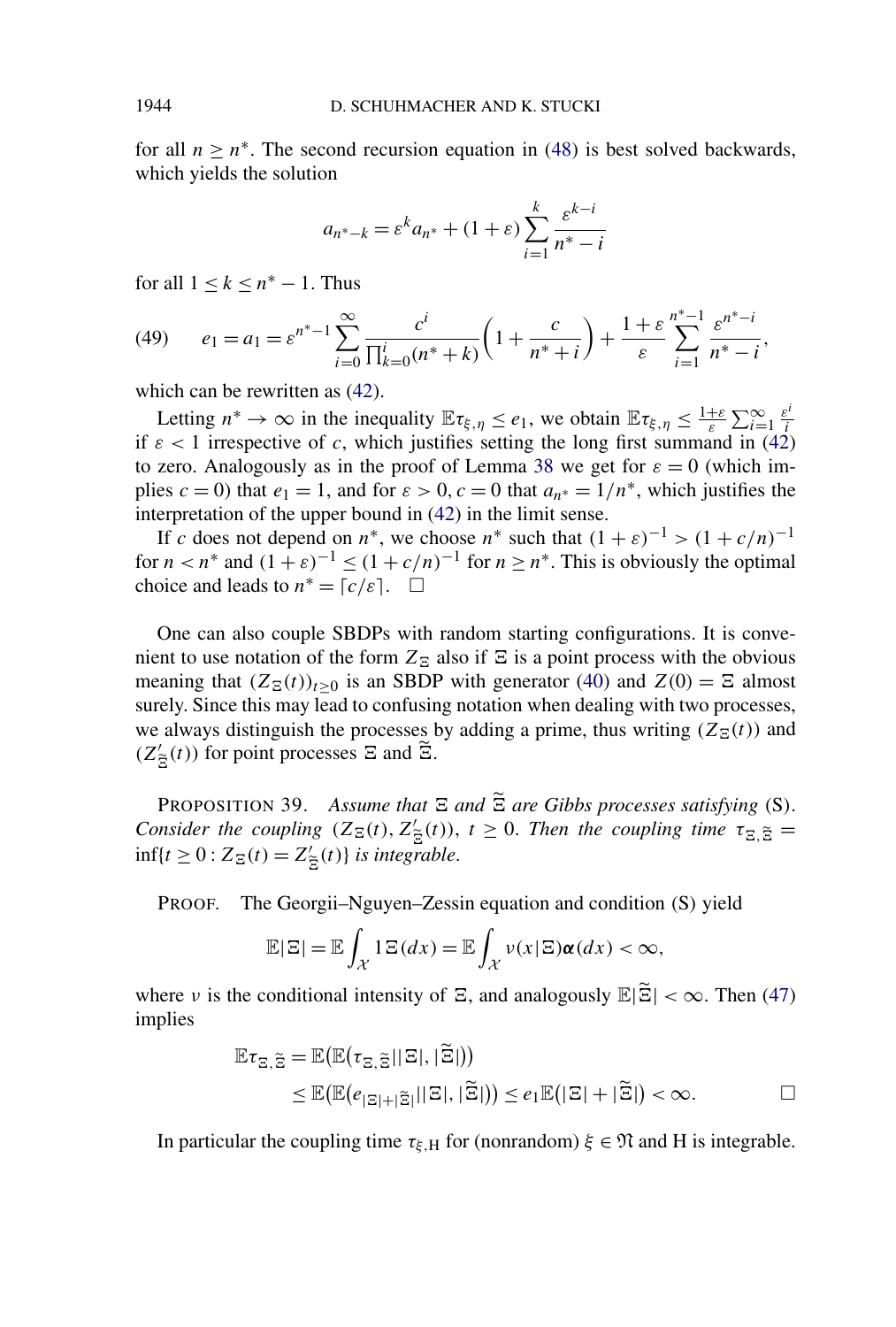for all $n \geq n^*$. The second recursion equation in (48) is best solved backwards, which yields the solution

$$a_{n^*-k} = \varepsilon^k a_{n^*} + (1+\varepsilon)\sum_{i=1}^{k} \frac{\varepsilon^{k-i}}{n^*-i}$$

for all $1 \leq k \leq n^*-1$. Thus

$$e_1 = a_1 = \varepsilon^{n^*-1} \sum_{i=0}^{\infty} \frac{c^i}{\prod_{k=0}^{i}(n^*+k)}\left(1+\frac{c}{n^*+i}\right) + \frac{1+\varepsilon}{\varepsilon}\sum_{i=1}^{n^*-1} \frac{\varepsilon^{n^*-i}}{n^*-i}, \tag{49}$$

which can be rewritten as (42).

Letting $n^* \to \infty$ in the inequality $\mathbb{E}\tau_{\xi,\eta} \leq e_1$, we obtain $\mathbb{E}\tau_{\xi,\eta} \leq \frac{1+\varepsilon}{\varepsilon}\sum_{i=1}^{\infty} \frac{\varepsilon^i}{i}$ if $\varepsilon < 1$ irrespective of $c$, which justifies setting the long first summand in (42) to zero. Analogously as in the proof of Lemma 38 we get for $\varepsilon = 0$ (which implies $c = 0$) that $e_1 = 1$, and for $\varepsilon > 0, c = 0$ that $a_{n^*} = 1/n^*$, which justifies the interpretation of the upper bound in (42) in the limit sense.

If $c$ does not depend on $n^*$, we choose $n^*$ such that $(1+\varepsilon)^{-1} > (1+c/n)^{-1}$ for $n < n^*$ and $(1+\varepsilon)^{-1} \leq (1+c/n)^{-1}$ for $n \geq n^*$. This is obviously the optimal choice and leads to $n^* = \lceil c/\varepsilon \rceil$. $\square$

One can also couple SBDPs with random starting configurations. It is convenient to use notation of the form $Z_\Xi$ also if $\Xi$ is a point process with the obvious meaning that $(Z_\Xi(t))_{t\geq 0}$ is an SBDP with generator (40) and $Z(0) = \Xi$ almost surely. Since this may lead to confusing notation when dealing with two processes, we always distinguish the processes by adding a prime, thus writing $(Z_\Xi(t))$ and $(Z'_{\widetilde{\Xi}}(t))$ for point processes $\Xi$ and $\widetilde{\Xi}$.

PROPOSITION 39. *Assume that $\Xi$ and $\widetilde{\Xi}$ are Gibbs processes satisfying* (S). *Consider the coupling $(Z_\Xi(t), Z'_{\widetilde{\Xi}}(t))$, $t \geq 0$. Then the coupling time $\tau_{\Xi,\widetilde{\Xi}} = \inf\{t \geq 0 : Z_\Xi(t) = Z'_{\widetilde{\Xi}}(t)\}$ is integrable.*

PROOF. The Georgii–Nguyen–Zessin equation and condition (S) yield

$$\mathbb{E}|\Xi| = \mathbb{E}\int_{\mathcal{X}} 1\,\Xi(dx) = \mathbb{E}\int_{\mathcal{X}} \nu(x|\Xi)\boldsymbol{\alpha}(dx) < \infty,$$

where $\nu$ is the conditional intensity of $\Xi$, and analogously $\mathbb{E}|\widetilde{\Xi}| < \infty$. Then (47) implies

$$\begin{aligned}
\mathbb{E}\tau_{\Xi,\widetilde{\Xi}} &= \mathbb{E}\big(\mathbb{E}\big(\tau_{\Xi,\widetilde{\Xi}}\,\big|\,|\Xi|, |\widetilde{\Xi}|\big)\big) \\
&\leq \mathbb{E}\big(\mathbb{E}\big(e_{|\Xi|+|\widetilde{\Xi}|}\,\big|\,|\Xi|, |\widetilde{\Xi}|\big)\big) \leq e_1 \mathbb{E}\big(|\Xi| + |\widetilde{\Xi}|\big) < \infty.
\end{aligned}$$

$\square$

In particular the coupling time $\tau_{\xi,\mathrm{H}}$ for (nonrandom) $\xi \in \mathfrak{N}$ and H is integrable.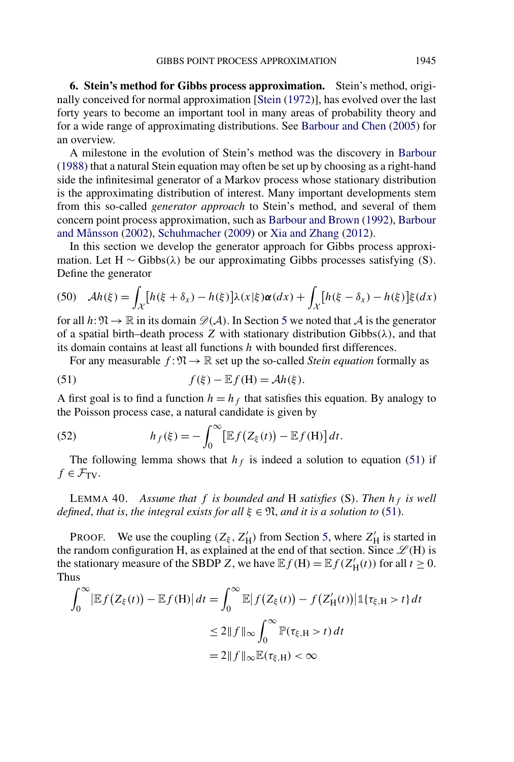## 6. Stein's method for Gibbs process approximation.

Stein's method, originally conceived for normal approximation [Stein (1972)], has evolved over the last forty years to become an important tool in many areas of probability theory and for a wide range of approximating distributions. See Barbour and Chen (2005) for an overview.

A milestone in the evolution of Stein's method was the discovery in Barbour (1988) that a natural Stein equation may often be set up by choosing as a right-hand side the infinitesimal generator of a Markov process whose stationary distribution is the approximating distribution of interest. Many important developments stem from this so-called *generator approach* to Stein's method, and several of them concern point process approximation, such as Barbour and Brown (1992), Barbour and Månsson (2002), Schuhmacher (2009) or Xia and Zhang (2012).

In this section we develop the generator approach for Gibbs process approximation. Let $\mathrm{H} \sim \mathrm{Gibbs}(\lambda)$ be our approximating Gibbs processes satisfying (S). Define the generator

$$\mathcal{A}h(\xi) = \int_{\mathcal{X}} [h(\xi + \delta_x) - h(\xi)] \lambda(x \,|\, \xi) \boldsymbol{\alpha}(dx) + \int_{\mathcal{X}} [h(\xi - \delta_x) - h(\xi)] \xi(dx) \tag{50}$$

for all $h \colon \mathfrak{N} \to \mathbb{R}$ in its domain $\mathscr{D}(\mathcal{A})$. In Section 5 we noted that $\mathcal{A}$ is the generator of a spatial birth–death process $Z$ with stationary distribution $\mathrm{Gibbs}(\lambda)$, and that its domain contains at least all functions $h$ with bounded first differences.

For any measurable $f \colon \mathfrak{N} \to \mathbb{R}$ set up the so-called *Stein equation* formally as

$$f(\xi) - \mathbb{E} f(\mathrm{H}) = \mathcal{A}h(\xi). \tag{51}$$

A first goal is to find a function $h = h_f$ that satisfies this equation. By analogy to the Poisson process case, a natural candidate is given by

$$h_f(\xi) = -\int_0^\infty \big[\mathbb{E} f\big(Z_\xi(t)\big) - \mathbb{E} f(\mathrm{H})\big]\, dt. \tag{52}$$

The following lemma shows that $h_f$ is indeed a solution to equation (51) if $f \in \mathcal{F}_{\mathrm{TV}}$.

LEMMA 40. *Assume that $f$ is bounded and* H *satisfies* (S). *Then $h_f$ is well defined, that is, the integral exists for all $\xi \in \mathfrak{N}$, and it is a solution to* (51).

PROOF. We use the coupling $(Z_\xi, Z'_\mathrm{H})$ from Section 5, where $Z'_\mathrm{H}$ is started in the random configuration H, as explained at the end of that section. Since $\mathscr{L}(\mathrm{H})$ is the stationary measure of the SBDP $Z$, we have $\mathbb{E} f(\mathrm{H}) = \mathbb{E} f(Z'_\mathrm{H}(t))$ for all $t \geq 0$. Thus

$$\begin{aligned}
\int_0^\infty \big|\mathbb{E} f\big(Z_\xi(t)\big) - \mathbb{E} f(\mathrm{H})\big|\, dt &= \int_0^\infty \mathbb{E}\big| f\big(Z_\xi(t)\big) - f\big(Z'_\mathrm{H}(t)\big)\big| \mathbb{1}\{\tau_{\xi,\mathrm{H}} > t\}\, dt \\
&\leq 2\|f\|_\infty \int_0^\infty \mathbb{P}(\tau_{\xi,\mathrm{H}} > t)\, dt \\
&= 2\|f\|_\infty \mathbb{E}(\tau_{\xi,\mathrm{H}}) < \infty
\end{aligned}$$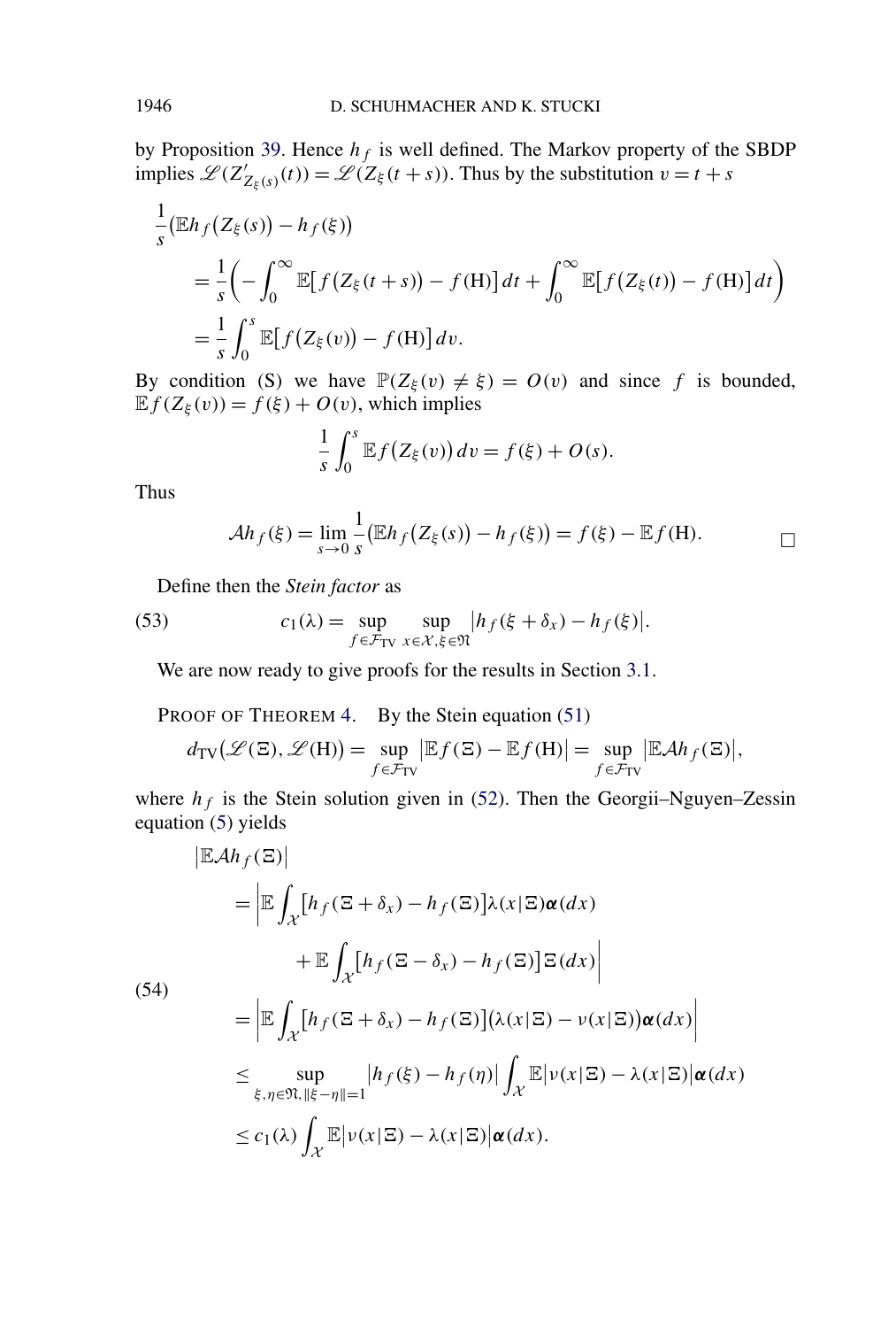by Proposition 39. Hence $h_f$ is well defined. The Markov property of the SBDP implies $\mathscr{L}(Z'_{Z_\xi(s)}(t)) = \mathscr{L}(Z_\xi(t+s))$. Thus by the substitution $v = t+s$

$$
\begin{aligned}
&\frac{1}{s}\big(\mathbb{E}h_f\big(Z_\xi(s)\big) - h_f(\xi)\big) \\
&\quad = \frac{1}{s}\Big(-\int_0^\infty \mathbb{E}\big[f\big(Z_\xi(t+s)\big) - f(\mathrm{H})\big]\,dt + \int_0^\infty \mathbb{E}\big[f\big(Z_\xi(t)\big) - f(\mathrm{H})\big]\,dt\Big) \\
&\quad = \frac{1}{s}\int_0^s \mathbb{E}\big[f\big(Z_\xi(v)\big) - f(\mathrm{H})\big]\,dv.
\end{aligned}
$$

By condition (S) we have $\mathbb{P}(Z_\xi(v) \neq \xi) = O(v)$ and since $f$ is bounded, $\mathbb{E}f(Z_\xi(v)) = f(\xi) + O(v)$, which implies

$$
\frac{1}{s}\int_0^s \mathbb{E}f\big(Z_\xi(v)\big)\,dv = f(\xi) + O(s).
$$

Thus

$$
\mathcal{A}h_f(\xi) = \lim_{s\to 0}\frac{1}{s}\big(\mathbb{E}h_f\big(Z_\xi(s)\big) - h_f(\xi)\big) = f(\xi) - \mathbb{E}f(\mathrm{H}). \qquad \square
$$

Define then the *Stein factor* as

$$
c_1(\lambda) = \sup_{f\in\mathcal{F}_{\mathrm{TV}}}\ \sup_{x\in\mathcal{X},\xi\in\mathfrak{N}} \big|h_f(\xi+\delta_x) - h_f(\xi)\big|. \tag{53}
$$

We are now ready to give proofs for the results in Section 3.1.

PROOF OF THEOREM 4. By the Stein equation (51)

$$
d_{\mathrm{TV}}\big(\mathscr{L}(\Xi), \mathscr{L}(\mathrm{H})\big) = \sup_{f\in\mathcal{F}_{\mathrm{TV}}}\big|\mathbb{E}f(\Xi) - \mathbb{E}f(\mathrm{H})\big| = \sup_{f\in\mathcal{F}_{\mathrm{TV}}}\big|\mathbb{E}\mathcal{A}h_f(\Xi)\big|,
$$

where $h_f$ is the Stein solution given in (52). Then the Georgii–Nguyen–Zessin equation (5) yields

$$
\begin{aligned}
&\big|\mathbb{E}\mathcal{A}h_f(\Xi)\big| \\
&\quad = \bigg|\mathbb{E}\int_{\mathcal{X}}\big[h_f(\Xi+\delta_x) - h_f(\Xi)\big]\lambda(x\,|\,\Xi)\boldsymbol{\alpha}(dx) \\
&\qquad\qquad + \mathbb{E}\int_{\mathcal{X}}\big[h_f(\Xi-\delta_x) - h_f(\Xi)\big]\Xi(dx)\bigg| \\
&\quad = \bigg|\mathbb{E}\int_{\mathcal{X}}\big[h_f(\Xi+\delta_x) - h_f(\Xi)\big]\big(\lambda(x\,|\,\Xi) - \nu(x\,|\,\Xi)\big)\boldsymbol{\alpha}(dx)\bigg| \\
&\quad \le \sup_{\xi,\eta\in\mathfrak{N},\|\xi-\eta\|=1}\big|h_f(\xi) - h_f(\eta)\big|\int_{\mathcal{X}}\mathbb{E}\big|\nu(x\,|\,\Xi) - \lambda(x\,|\,\Xi)\big|\boldsymbol{\alpha}(dx) \\
&\quad \le c_1(\lambda)\int_{\mathcal{X}}\mathbb{E}\big|\nu(x\,|\,\Xi) - \lambda(x\,|\,\Xi)\big|\boldsymbol{\alpha}(dx).
\end{aligned} \tag{54}
$$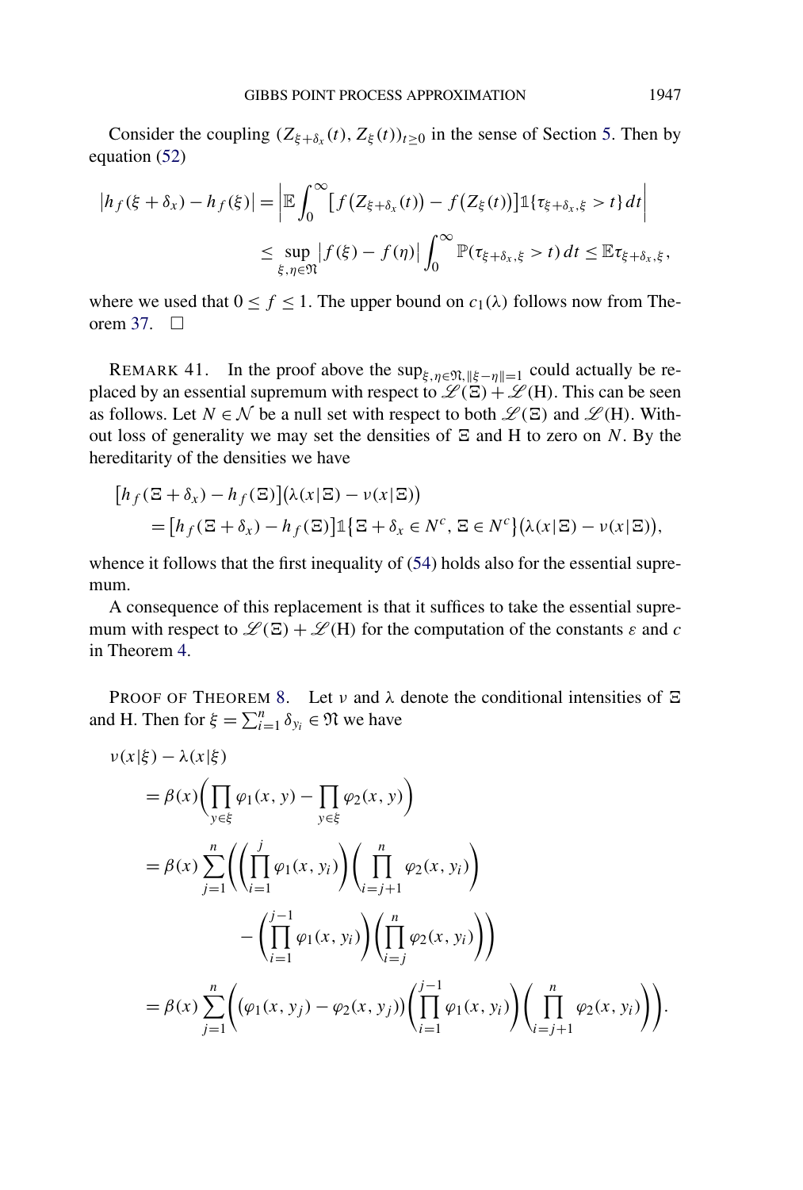Consider the coupling $(Z_{\xi+\delta_x}(t), Z_\xi(t))_{t\geq 0}$ in the sense of Section 5. Then by equation (52)

$$
\begin{aligned}
\big|h_f(\xi+\delta_x) - h_f(\xi)\big| &= \left|\mathbb{E}\int_0^\infty \big[f\big(Z_{\xi+\delta_x}(t)\big) - f\big(Z_\xi(t)\big)\big]\mathbb{1}\{\tau_{\xi+\delta_x,\xi} > t\}\,dt\right| \\
&\leq \sup_{\xi,\eta\in\mathfrak{N}} \big|f(\xi) - f(\eta)\big| \int_0^\infty \mathbb{P}(\tau_{\xi+\delta_x,\xi} > t)\,dt \leq \mathbb{E}\tau_{\xi+\delta_x,\xi},
\end{aligned}
$$

where we used that $0 \leq f \leq 1$. The upper bound on $c_1(\lambda)$ follows now from Theorem 37. $\square$

REMARK 41. In the proof above the $\sup_{\xi,\eta\in\mathfrak{N},\|\xi-\eta\|=1}$ could actually be replaced by an essential supremum with respect to $\mathscr{L}(\Xi) + \mathscr{L}(\mathrm{H})$. This can be seen as follows. Let $N \in \mathcal{N}$ be a null set with respect to both $\mathscr{L}(\Xi)$ and $\mathscr{L}(\mathrm{H})$. Without loss of generality we may set the densities of $\Xi$ and $\mathrm{H}$ to zero on $N$. By the hereditarity of the densities we have

$$
\begin{aligned}
&\big[h_f(\Xi+\delta_x) - h_f(\Xi)\big]\big(\lambda(x|\Xi) - \nu(x|\Xi)\big) \\
&\quad = \big[h_f(\Xi+\delta_x) - h_f(\Xi)\big]\mathbb{1}\big\{\Xi+\delta_x \in N^c, \Xi \in N^c\big\}\big(\lambda(x|\Xi) - \nu(x|\Xi)\big),
\end{aligned}
$$

whence it follows that the first inequality of (54) holds also for the essential supremum.

A consequence of this replacement is that it suffices to take the essential supremum with respect to $\mathscr{L}(\Xi) + \mathscr{L}(\mathrm{H})$ for the computation of the constants $\varepsilon$ and $c$ in Theorem 4.

PROOF OF THEOREM 8. Let $\nu$ and $\lambda$ denote the conditional intensities of $\Xi$ and $\mathrm{H}$. Then for $\xi = \sum_{i=1}^n \delta_{y_i} \in \mathfrak{N}$ we have

$$
\begin{aligned}
&\nu(x|\xi) - \lambda(x|\xi) \\
&\quad = \beta(x)\bigg(\prod_{y\in\xi}\varphi_1(x,y) - \prod_{y\in\xi}\varphi_2(x,y)\bigg) \\
&\quad = \beta(x)\sum_{j=1}^n\Bigg(\bigg(\prod_{i=1}^{j}\varphi_1(x,y_i)\bigg)\bigg(\prod_{i=j+1}^{n}\varphi_2(x,y_i)\bigg) \\
&\qquad\qquad - \bigg(\prod_{i=1}^{j-1}\varphi_1(x,y_i)\bigg)\bigg(\prod_{i=j}^{n}\varphi_2(x,y_i)\bigg)\Bigg) \\
&\quad = \beta(x)\sum_{j=1}^n\Bigg(\big(\varphi_1(x,y_j) - \varphi_2(x,y_j)\big)\bigg(\prod_{i=1}^{j-1}\varphi_1(x,y_i)\bigg)\bigg(\prod_{i=j+1}^{n}\varphi_2(x,y_i)\bigg)\Bigg).
\end{aligned}
$$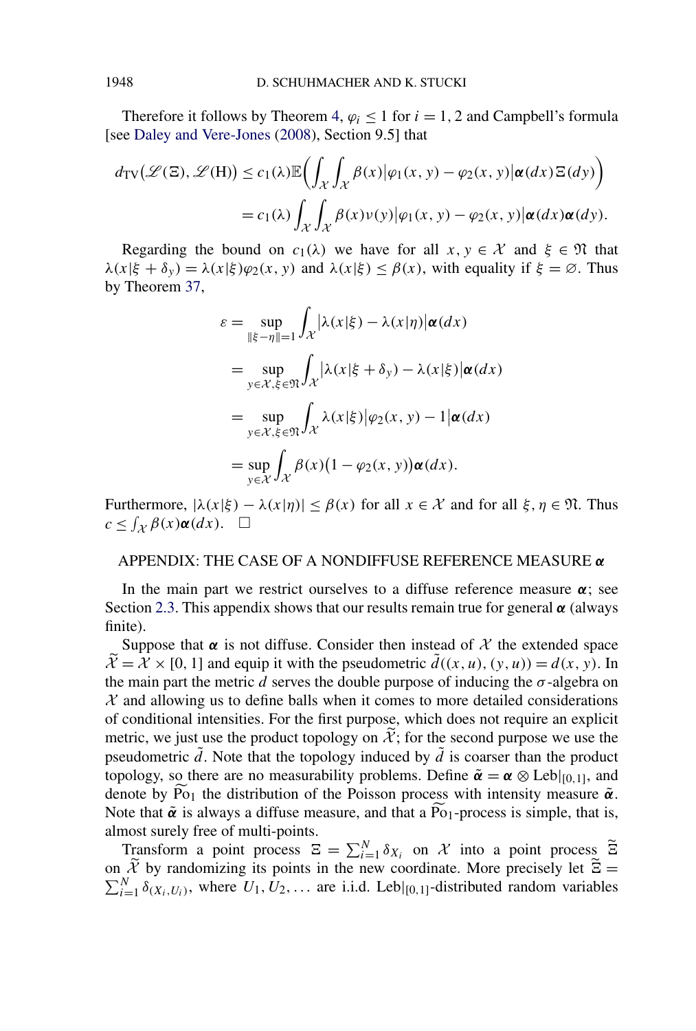Therefore it follows by Theorem 4, $\varphi_i \leq 1$ for $i = 1, 2$ and Campbell's formula [see Daley and Vere-Jones (2008), Section 9.5] that

$$
\begin{aligned}
d_{\mathrm{TV}}\big(\mathscr{L}(\Xi), \mathscr{L}(\mathrm{H})\big) &\leq c_1(\lambda)\mathbb{E}\bigg(\int_{\mathcal{X}}\int_{\mathcal{X}} \beta(x)\big|\varphi_1(x, y) - \varphi_2(x, y)\big|\boldsymbol{\alpha}(dx)\,\Xi(dy)\bigg) \\
&= c_1(\lambda)\int_{\mathcal{X}}\int_{\mathcal{X}} \beta(x)\nu(y)\big|\varphi_1(x, y) - \varphi_2(x, y)\big|\boldsymbol{\alpha}(dx)\boldsymbol{\alpha}(dy).
\end{aligned}
$$

Regarding the bound on $c_1(\lambda)$ we have for all $x, y \in \mathcal{X}$ and $\xi \in \mathfrak{N}$ that $\lambda(x|\xi + \delta_y) = \lambda(x|\xi)\varphi_2(x, y)$ and $\lambda(x|\xi) \leq \beta(x)$, with equality if $\xi = \varnothing$. Thus by Theorem 37,

$$
\begin{aligned}
\varepsilon &= \sup_{\|\xi - \eta\| = 1} \int_{\mathcal{X}} \big|\lambda(x|\xi) - \lambda(x|\eta)\big|\boldsymbol{\alpha}(dx) \\
&= \sup_{y \in \mathcal{X}, \xi \in \mathfrak{N}} \int_{\mathcal{X}} \big|\lambda(x|\xi + \delta_y) - \lambda(x|\xi)\big|\boldsymbol{\alpha}(dx) \\
&= \sup_{y \in \mathcal{X}, \xi \in \mathfrak{N}} \int_{\mathcal{X}} \lambda(x|\xi)\big|\varphi_2(x, y) - 1\big|\boldsymbol{\alpha}(dx) \\
&= \sup_{y \in \mathcal{X}} \int_{\mathcal{X}} \beta(x)\big(1 - \varphi_2(x, y)\big)\boldsymbol{\alpha}(dx).
\end{aligned}
$$

Furthermore, $|\lambda(x|\xi) - \lambda(x|\eta)| \leq \beta(x)$ for all $x \in \mathcal{X}$ and for all $\xi, \eta \in \mathfrak{N}$. Thus $c \leq \int_{\mathcal{X}} \beta(x)\boldsymbol{\alpha}(dx)$. $\square$

## APPENDIX: THE CASE OF A NONDIFFUSE REFERENCE MEASURE $\boldsymbol{\alpha}$

In the main part we restrict ourselves to a diffuse reference measure $\boldsymbol{\alpha}$; see Section 2.3. This appendix shows that our results remain true for general $\boldsymbol{\alpha}$ (always finite).

Suppose that $\boldsymbol{\alpha}$ is not diffuse. Consider then instead of $\mathcal{X}$ the extended space $\widetilde{\mathcal{X}} = \mathcal{X} \times [0, 1]$ and equip it with the pseudometric $\tilde{d}((x, u), (y, u)) = d(x, y)$. In the main part the metric $d$ serves the double purpose of inducing the $\sigma$-algebra on $\mathcal{X}$ and allowing us to define balls when it comes to more detailed considerations of conditional intensities. For the first purpose, which does not require an explicit metric, we just use the product topology on $\widetilde{\mathcal{X}}$; for the second purpose we use the pseudometric $\tilde{d}$. Note that the topology induced by $\tilde{d}$ is coarser than the product topology, so there are no measurability problems. Define $\tilde{\boldsymbol{\alpha}} = \boldsymbol{\alpha} \otimes \mathrm{Leb}|_{[0,1]}$, and denote by $\widetilde{\mathrm{Po}}_1$ the distribution of the Poisson process with intensity measure $\tilde{\boldsymbol{\alpha}}$. Note that $\tilde{\boldsymbol{\alpha}}$ is always a diffuse measure, and that a $\widetilde{\mathrm{Po}}_1$-process is simple, that is, almost surely free of multi-points.

Transform a point process $\Xi = \sum_{i=1}^{N} \delta_{X_i}$ on $\mathcal{X}$ into a point process $\widetilde{\Xi}$ on $\widetilde{\mathcal{X}}$ by randomizing its points in the new coordinate. More precisely let $\widetilde{\Xi} = \sum_{i=1}^{N} \delta_{(X_i, U_i)}$, where $U_1, U_2, \ldots$ are i.i.d. $\mathrm{Leb}|_{[0,1]}$-distributed random variables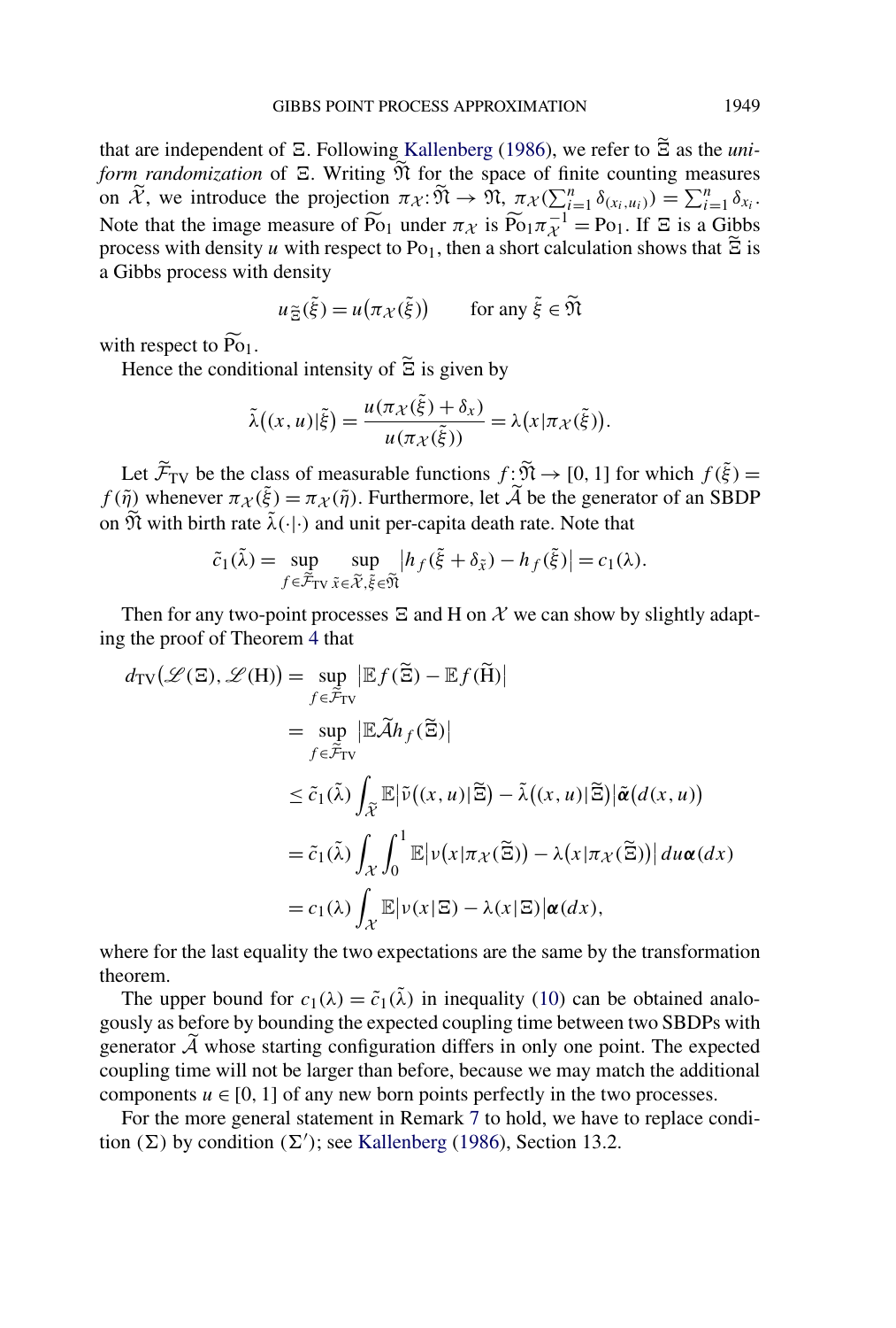that are independent of $\Xi$. Following Kallenberg (1986), we refer to $\widetilde{\Xi}$ as the *uniform randomization* of $\Xi$. Writing $\widetilde{\mathfrak{N}}$ for the space of finite counting measures on $\widetilde{\mathcal{X}}$, we introduce the projection $\pi_{\mathcal{X}}: \widetilde{\mathfrak{N}} \to \mathfrak{N}$, $\pi_{\mathcal{X}}(\sum_{i=1}^n \delta_{(x_i,u_i)}) = \sum_{i=1}^n \delta_{x_i}$. Note that the image measure of $\widetilde{\mathrm{Po}}_1$ under $\pi_{\mathcal{X}}$ is $\widetilde{\mathrm{Po}}_1 \pi_{\mathcal{X}}^{-1} = \mathrm{Po}_1$. If $\Xi$ is a Gibbs process with density $u$ with respect to $\mathrm{Po}_1$, then a short calculation shows that $\widetilde{\Xi}$ is a Gibbs process with density

$$u_{\widetilde{\Xi}}(\tilde{\xi}) = u(\pi_{\mathcal{X}}(\tilde{\xi})) \qquad \text{for any } \tilde{\xi} \in \widetilde{\mathfrak{N}}$$

with respect to $\widetilde{\mathrm{Po}}_1$.

Hence the conditional intensity of $\widetilde{\Xi}$ is given by

$$\tilde{\lambda}((x,u)|\tilde{\xi}) = \frac{u(\pi_{\mathcal{X}}(\tilde{\xi}) + \delta_x)}{u(\pi_{\mathcal{X}}(\tilde{\xi}))} = \lambda(x|\pi_{\mathcal{X}}(\tilde{\xi})).$$

Let $\widetilde{\mathcal{F}}_{\mathrm{TV}}$ be the class of measurable functions $f: \widetilde{\mathfrak{N}} \to [0,1]$ for which $f(\tilde{\xi}) = f(\tilde{\eta})$ whenever $\pi_{\mathcal{X}}(\tilde{\xi}) = \pi_{\mathcal{X}}(\tilde{\eta})$. Furthermore, let $\widetilde{\mathcal{A}}$ be the generator of an SBDP on $\widetilde{\mathfrak{N}}$ with birth rate $\tilde{\lambda}(\cdot|\cdot)$ and unit per-capita death rate. Note that

$$\tilde{c}_1(\tilde{\lambda}) = \sup_{f \in \widetilde{\mathcal{F}}_{\mathrm{TV}}} \sup_{\tilde{x} \in \widetilde{\mathcal{X}}, \tilde{\xi} \in \widetilde{\mathfrak{N}}} |h_f(\tilde{\xi} + \delta_{\tilde{x}}) - h_f(\tilde{\xi})| = c_1(\lambda).$$

Then for any two-point processes $\Xi$ and $\mathrm{H}$ on $\mathcal{X}$ we can show by slightly adapting the proof of Theorem 4 that

$$\begin{aligned}
d_{\mathrm{TV}}(\mathscr{L}(\Xi), \mathscr{L}(\mathrm{H})) &= \sup_{f \in \widetilde{\mathcal{F}}_{\mathrm{TV}}} |\mathbb{E} f(\widetilde{\Xi}) - \mathbb{E} f(\widetilde{\mathrm{H}})| \\
&= \sup_{f \in \widetilde{\mathcal{F}}_{\mathrm{TV}}} |\mathbb{E} \widetilde{\mathcal{A}} h_f(\widetilde{\Xi})| \\
&\le \tilde{c}_1(\tilde{\lambda}) \int_{\widetilde{\mathcal{X}}} \mathbb{E} |\tilde{\nu}((x,u)|\widetilde{\Xi}) - \tilde{\lambda}((x,u)|\widetilde{\Xi})| \tilde{\boldsymbol{\alpha}}(d(x,u)) \\
&= \tilde{c}_1(\tilde{\lambda}) \int_{\mathcal{X}} \int_0^1 \mathbb{E} |\nu(x|\pi_{\mathcal{X}}(\widetilde{\Xi})) - \lambda(x|\pi_{\mathcal{X}}(\widetilde{\Xi}))| \, du \boldsymbol{\alpha}(dx) \\
&= c_1(\lambda) \int_{\mathcal{X}} \mathbb{E} |\nu(x|\Xi) - \lambda(x|\Xi)| \boldsymbol{\alpha}(dx),
\end{aligned}$$

where for the last equality the two expectations are the same by the transformation theorem.

The upper bound for $c_1(\lambda) = \tilde{c}_1(\tilde{\lambda})$ in inequality (10) can be obtained analogously as before by bounding the expected coupling time between two SBDPs with generator $\widetilde{\mathcal{A}}$ whose starting configuration differs in only one point. The expected coupling time will not be larger than before, because we may match the additional components $u \in [0,1]$ of any new born points perfectly in the two processes.

For the more general statement in Remark 7 to hold, we have to replace condition $(\Sigma)$ by condition $(\Sigma')$; see Kallenberg (1986), Section 13.2.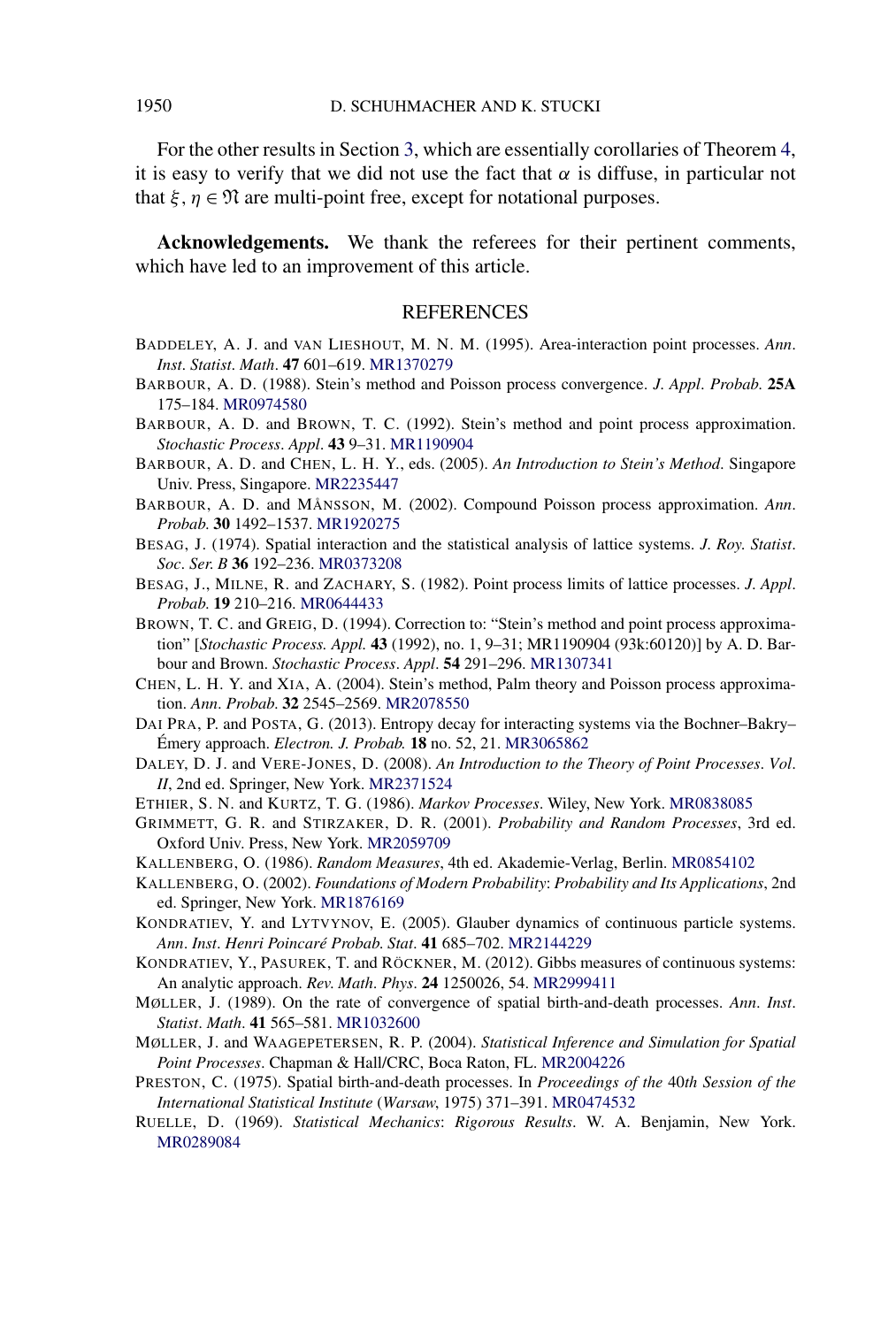For the other results in Section 3, which are essentially corollaries of Theorem 4, it is easy to verify that we did not use the fact that $\alpha$ is diffuse, in particular not that $\xi, \eta \in \mathfrak{N}$ are multi-point free, except for notational purposes.

**Acknowledgements.** We thank the referees for their pertinent comments, which have led to an improvement of this article.

## REFERENCES

BADDELEY, A. J. and VAN LIESHOUT, M. N. M. (1995). Area-interaction point processes. *Ann. Inst. Statist. Math.* **47** 601–619. MR1370279

BARBOUR, A. D. (1988). Stein's method and Poisson process convergence. *J. Appl. Probab.* **25A** 175–184. MR0974580

BARBOUR, A. D. and BROWN, T. C. (1992). Stein's method and point process approximation. *Stochastic Process. Appl.* **43** 9–31. MR1190904

BARBOUR, A. D. and CHEN, L. H. Y., eds. (2005). *An Introduction to Stein's Method*. Singapore Univ. Press, Singapore. MR2235447

BARBOUR, A. D. and MÅNSSON, M. (2002). Compound Poisson process approximation. *Ann. Probab.* **30** 1492–1537. MR1920275

BESAG, J. (1974). Spatial interaction and the statistical analysis of lattice systems. *J. Roy. Statist. Soc. Ser. B* **36** 192–236. MR0373208

BESAG, J., MILNE, R. and ZACHARY, S. (1982). Point process limits of lattice processes. *J. Appl. Probab.* **19** 210–216. MR0644433

BROWN, T. C. and GREIG, D. (1994). Correction to: "Stein's method and point process approximation" [*Stochastic Process. Appl.* **43** (1992), no. 1, 9–31; MR1190904 (93k:60120)] by A. D. Barbour and Brown. *Stochastic Process. Appl.* **54** 291–296. MR1307341

CHEN, L. H. Y. and XIA, A. (2004). Stein's method, Palm theory and Poisson process approximation. *Ann. Probab.* **32** 2545–2569. MR2078550

DAI PRA, P. and POSTA, G. (2013). Entropy decay for interacting systems via the Bochner–Bakry–Émery approach. *Electron. J. Probab.* **18** no. 52, 21. MR3065862

DALEY, D. J. and VERE-JONES, D. (2008). *An Introduction to the Theory of Point Processes. Vol. II*, 2nd ed. Springer, New York. MR2371524

ETHIER, S. N. and KURTZ, T. G. (1986). *Markov Processes*. Wiley, New York. MR0838085

GRIMMETT, G. R. and STIRZAKER, D. R. (2001). *Probability and Random Processes*, 3rd ed. Oxford Univ. Press, New York. MR2059709

KALLENBERG, O. (1986). *Random Measures*, 4th ed. Akademie-Verlag, Berlin. MR0854102

KALLENBERG, O. (2002). *Foundations of Modern Probability*: *Probability and Its Applications*, 2nd ed. Springer, New York. MR1876169

KONDRATIEV, Y. and LYTVYNOV, E. (2005). Glauber dynamics of continuous particle systems. *Ann. Inst. Henri Poincaré Probab. Stat.* **41** 685–702. MR2144229

KONDRATIEV, Y., PASUREK, T. and RÖCKNER, M. (2012). Gibbs measures of continuous systems: An analytic approach. *Rev. Math. Phys.* **24** 1250026, 54. MR2999411

MØLLER, J. (1989). On the rate of convergence of spatial birth-and-death processes. *Ann. Inst. Statist. Math.* **41** 565–581. MR1032600

MØLLER, J. and WAAGEPETERSEN, R. P. (2004). *Statistical Inference and Simulation for Spatial Point Processes*. Chapman & Hall/CRC, Boca Raton, FL. MR2004226

PRESTON, C. (1975). Spatial birth-and-death processes. In *Proceedings of the 40th Session of the International Statistical Institute* (*Warsaw*, 1975) 371–391. MR0474532

RUELLE, D. (1969). *Statistical Mechanics*: *Rigorous Results*. W. A. Benjamin, New York. MR0289084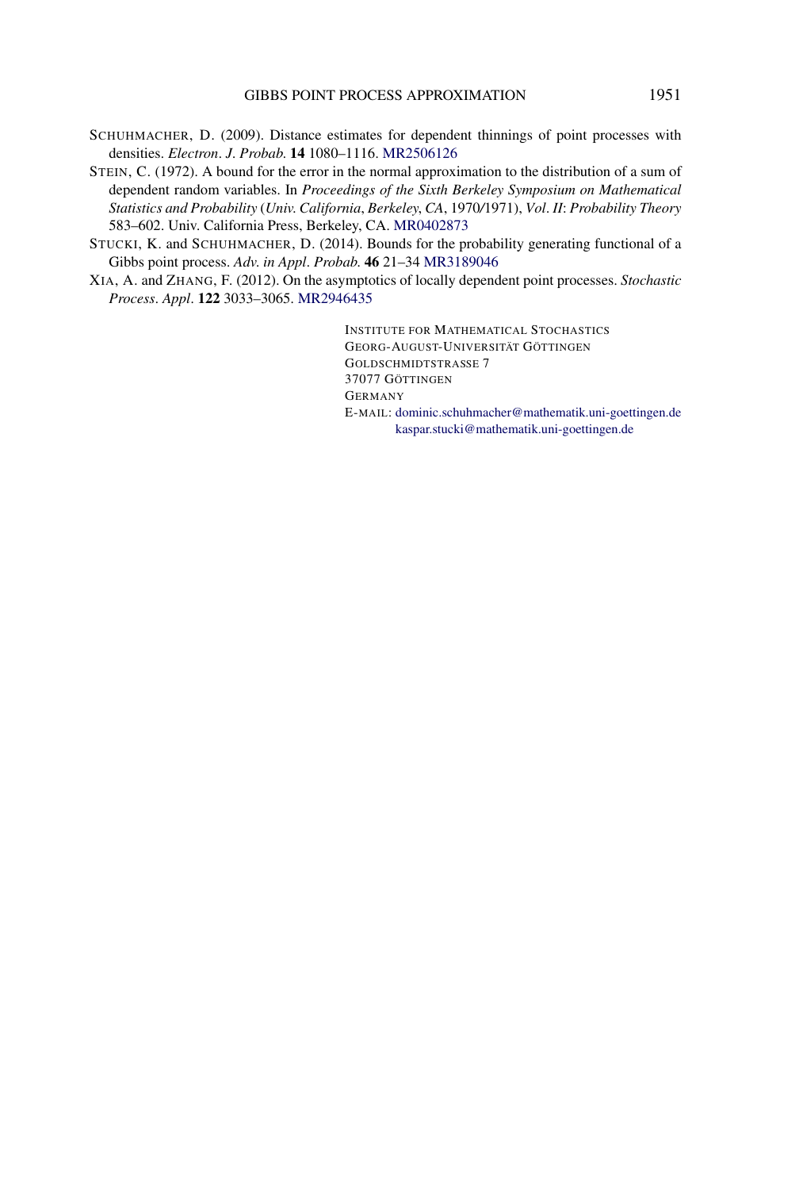SCHUHMACHER, D. (2009). Distance estimates for dependent thinnings of point processes with densities. *Electron. J. Probab.* **14** 1080–1116. MR2506126

STEIN, C. (1972). A bound for the error in the normal approximation to the distribution of a sum of dependent random variables. In *Proceedings of the Sixth Berkeley Symposium on Mathematical Statistics and Probability* (*Univ. California, Berkeley, CA*, 1970/1971), *Vol. II*: *Probability Theory* 583–602. Univ. California Press, Berkeley, CA. MR0402873

STUCKI, K. and SCHUHMACHER, D. (2014). Bounds for the probability generating functional of a Gibbs point process. *Adv. in Appl. Probab.* **46** 21–34 MR3189046

XIA, A. and ZHANG, F. (2012). On the asymptotics of locally dependent point processes. *Stochastic Process. Appl.* **122** 3033–3065. MR2946435

INSTITUTE FOR MATHEMATICAL STOCHASTICS
GEORG-AUGUST-UNIVERSITÄT GÖTTINGEN
GOLDSCHMIDTSTRASSE 7
37077 GÖTTINGEN
GERMANY
E-MAIL: dominic.schuhmacher@mathematik.uni-goettingen.de
kaspar.stucki@mathematik.uni-goettingen.de